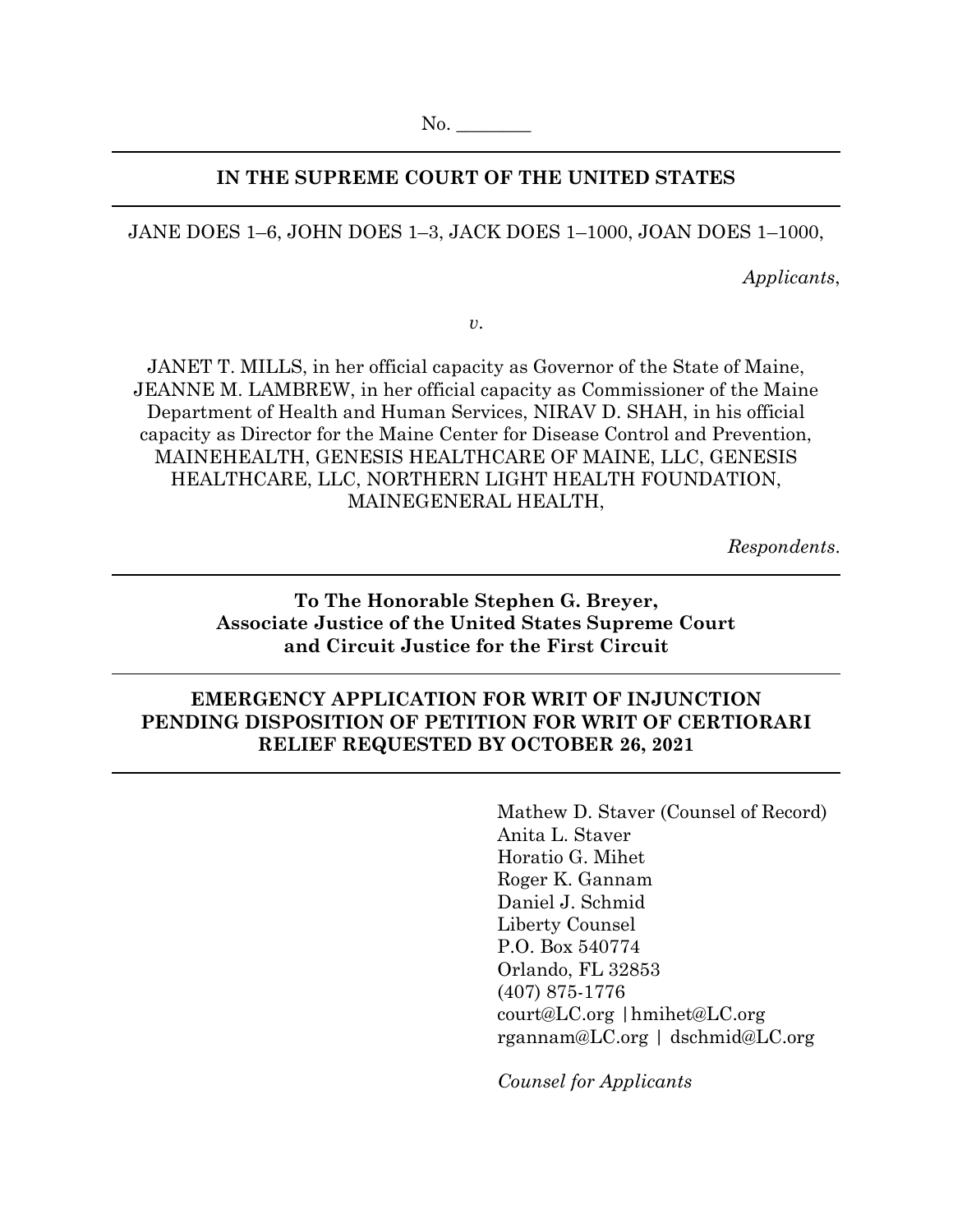No. ________

---

**IN THE SUPREME COURT OF THE UNITED STATES**

---

JANE DOES 1–6, JOHN DOES 1–3, JACK DOES 1–1000, JOAN DOES 1–1000,

*Applicants*,

*v*.

JANET T. MILLS, in her official capacity as Governor of the State of Maine, JEANNE M. LAMBREW, in her official capacity as Commissioner of the Maine Department of Health and Human Services, NIRAV D. SHAH, in his official capacity as Director for the Maine Center for Disease Control and Prevention, MAINEHEALTH, GENESIS HEALTHCARE OF MAINE, LLC, GENESIS HEALTHCARE, LLC, NORTHERN LIGHT HEALTH FOUNDATION, MAINEGENERAL HEALTH,

*Respondents*.

---

**To The Honorable Stephen G. Breyer,**
**Associate Justice of the United States Supreme Court**
**and Circuit Justice for the First Circuit**

---

**EMERGENCY APPLICATION FOR WRIT OF INJUNCTION PENDING DISPOSITION OF PETITION FOR WRIT OF CERTIORARI RELIEF REQUESTED BY OCTOBER 26, 2021**

---

Mathew D. Staver (Counsel of Record)
Anita L. Staver
Horatio G. Mihet
Roger K. Gannam
Daniel J. Schmid
Liberty Counsel
P.O. Box 540774
Orlando, FL 32853
(407) 875-1776
court@LC.org | hmihet@LC.org
rgannam@LC.org | dschmid@LC.org

*Counsel for Applicants*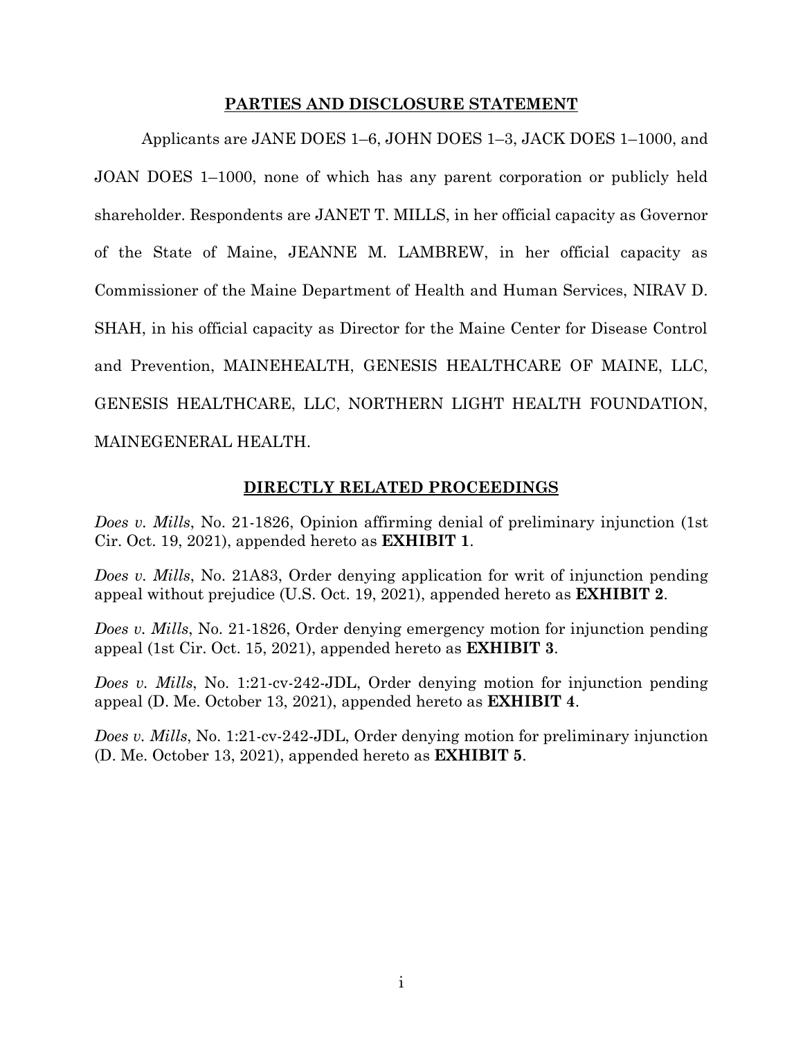## PARTIES AND DISCLOSURE STATEMENT

Applicants are JANE DOES 1–6, JOHN DOES 1–3, JACK DOES 1–1000, and JOAN DOES 1–1000, none of which has any parent corporation or publicly held shareholder. Respondents are JANET T. MILLS, in her official capacity as Governor of the State of Maine, JEANNE M. LAMBREW, in her official capacity as Commissioner of the Maine Department of Health and Human Services, NIRAV D. SHAH, in his official capacity as Director for the Maine Center for Disease Control and Prevention, MAINEHEALTH, GENESIS HEALTHCARE OF MAINE, LLC, GENESIS HEALTHCARE, LLC, NORTHERN LIGHT HEALTH FOUNDATION, MAINEGENERAL HEALTH.

## DIRECTLY RELATED PROCEEDINGS

*Does v. Mills*, No. 21-1826, Opinion affirming denial of preliminary injunction (1st Cir. Oct. 19, 2021), appended hereto as **EXHIBIT 1**.

*Does v. Mills*, No. 21A83, Order denying application for writ of injunction pending appeal without prejudice (U.S. Oct. 19, 2021), appended hereto as **EXHIBIT 2**.

*Does v. Mills*, No. 21-1826, Order denying emergency motion for injunction pending appeal (1st Cir. Oct. 15, 2021), appended hereto as **EXHIBIT 3**.

*Does v. Mills*, No. 1:21-cv-242-JDL, Order denying motion for injunction pending appeal (D. Me. October 13, 2021), appended hereto as **EXHIBIT 4**.

*Does v. Mills*, No. 1:21-cv-242-JDL, Order denying motion for preliminary injunction (D. Me. October 13, 2021), appended hereto as **EXHIBIT 5**.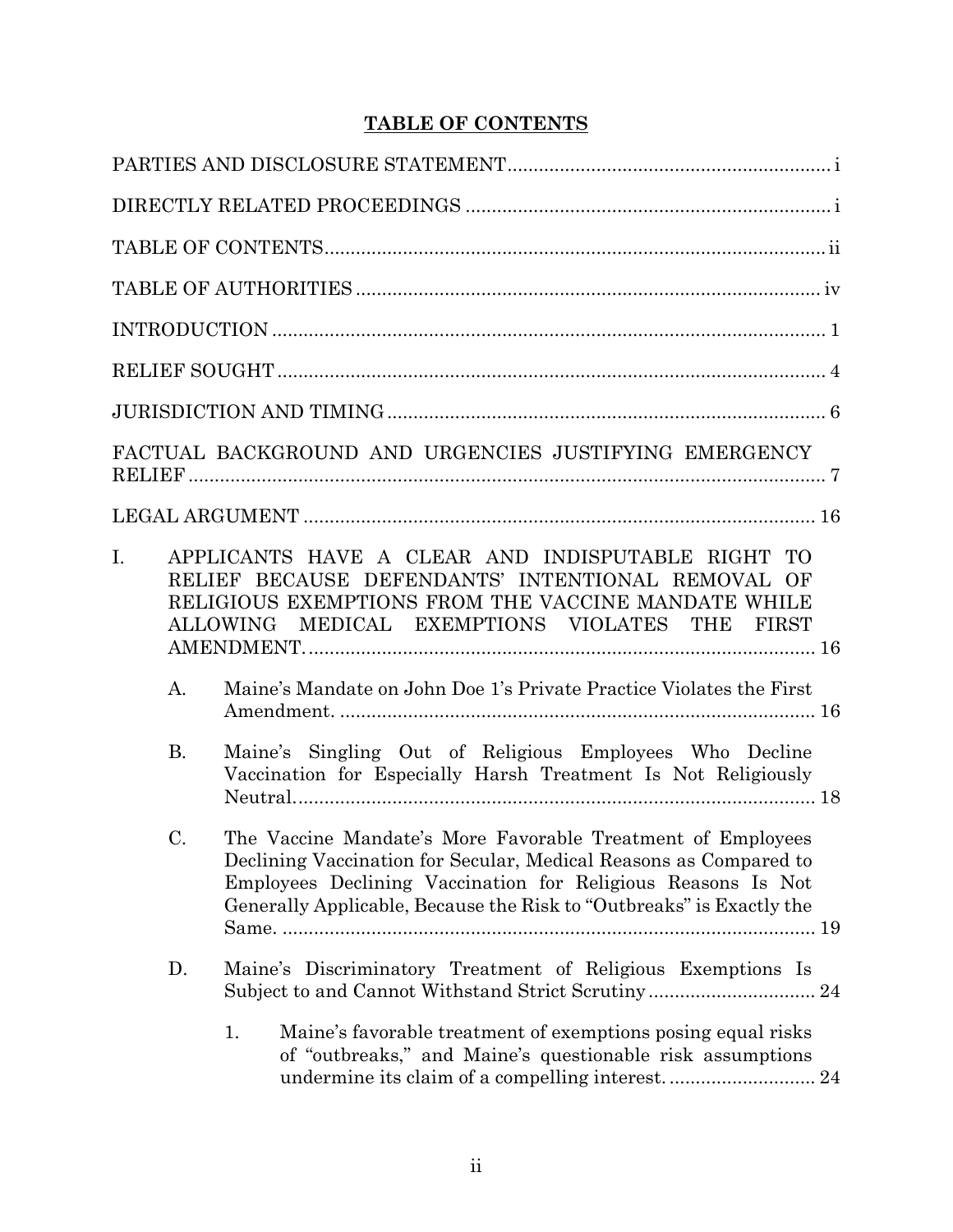# TABLE OF CONTENTS

PARTIES AND DISCLOSURE STATEMENT .......... i

DIRECTLY RELATED PROCEEDINGS .......... i

TABLE OF CONTENTS .......... ii

TABLE OF AUTHORITIES .......... iv

INTRODUCTION .......... 1

RELIEF SOUGHT .......... 4

JURISDICTION AND TIMING .......... 6

FACTUAL BACKGROUND AND URGENCIES JUSTIFYING EMERGENCY RELIEF .......... 7

LEGAL ARGUMENT .......... 16

I. APPLICANTS HAVE A CLEAR AND INDISPUTABLE RIGHT TO RELIEF BECAUSE DEFENDANTS' INTENTIONAL REMOVAL OF RELIGIOUS EXEMPTIONS FROM THE VACCINE MANDATE WHILE ALLOWING MEDICAL EXEMPTIONS VIOLATES THE FIRST AMENDMENT. .......... 16

   A. Maine's Mandate on John Doe 1's Private Practice Violates the First Amendment. .......... 16

   B. Maine's Singling Out of Religious Employees Who Decline Vaccination for Especially Harsh Treatment Is Not Religiously Neutral. .......... 18

   C. The Vaccine Mandate's More Favorable Treatment of Employees Declining Vaccination for Secular, Medical Reasons as Compared to Employees Declining Vaccination for Religious Reasons Is Not Generally Applicable, Because the Risk to "Outbreaks" is Exactly the Same. .......... 19

   D. Maine's Discriminatory Treatment of Religious Exemptions Is Subject to and Cannot Withstand Strict Scrutiny .......... 24

      1. Maine's favorable treatment of exemptions posing equal risks of "outbreaks," and Maine's questionable risk assumptions undermine its claim of a compelling interest. .......... 24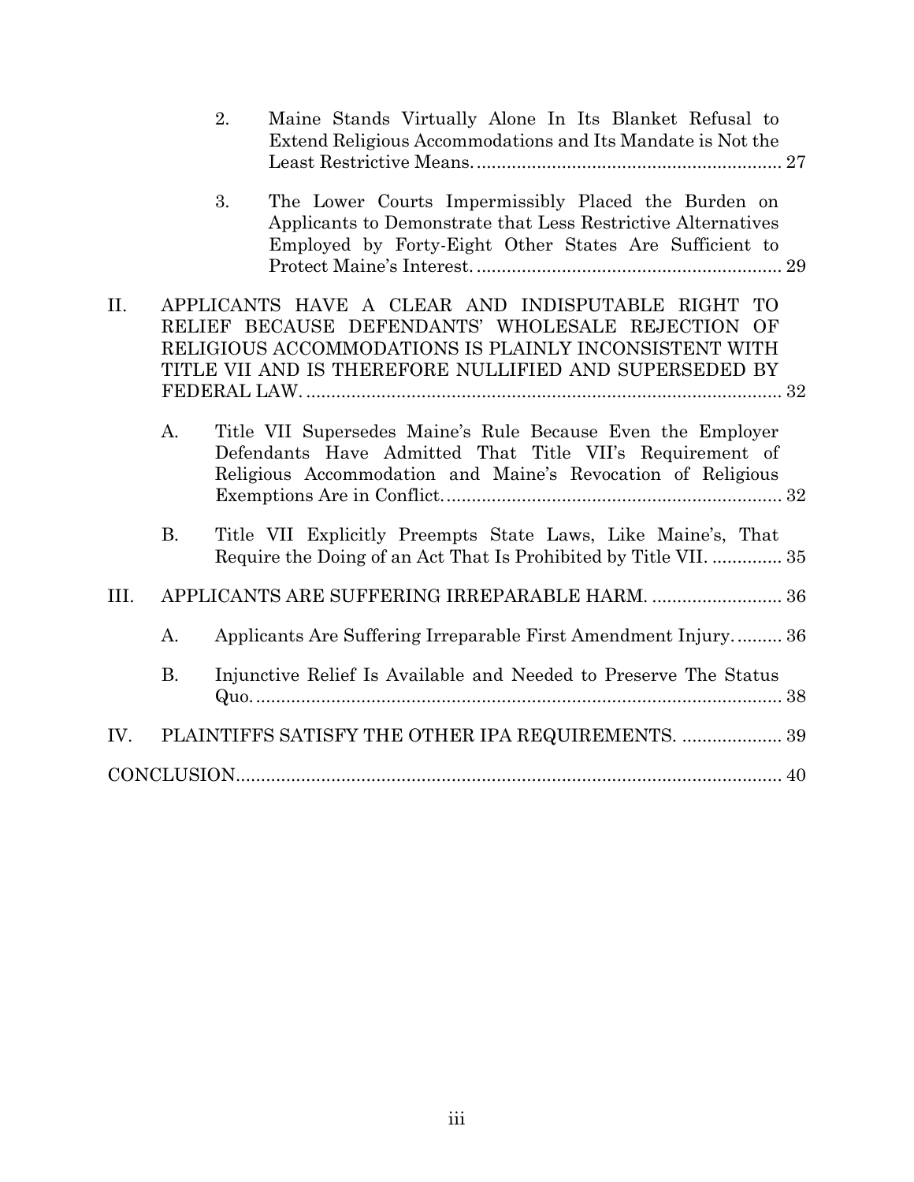2. Maine Stands Virtually Alone In Its Blanket Refusal to Extend Religious Accommodations and Its Mandate is Not the Least Restrictive Means. ........ 27

3. The Lower Courts Impermissibly Placed the Burden on Applicants to Demonstrate that Less Restrictive Alternatives Employed by Forty-Eight Other States Are Sufficient to Protect Maine's Interest. ........ 29

II. APPLICANTS HAVE A CLEAR AND INDISPUTABLE RIGHT TO RELIEF BECAUSE DEFENDANTS' WHOLESALE REJECTION OF RELIGIOUS ACCOMMODATIONS IS PLAINLY INCONSISTENT WITH TITLE VII AND IS THEREFORE NULLIFIED AND SUPERSEDED BY FEDERAL LAW. ........ 32

A. Title VII Supersedes Maine's Rule Because Even the Employer Defendants Have Admitted That Title VII's Requirement of Religious Accommodation and Maine's Revocation of Religious Exemptions Are in Conflict. ........ 32

B. Title VII Explicitly Preempts State Laws, Like Maine's, That Require the Doing of an Act That Is Prohibited by Title VII. ........ 35

III. APPLICANTS ARE SUFFERING IRREPARABLE HARM. ........ 36

A. Applicants Are Suffering Irreparable First Amendment Injury. ........ 36

B. Injunctive Relief Is Available and Needed to Preserve The Status Quo. ........ 38

IV. PLAINTIFFS SATISFY THE OTHER IPA REQUIREMENTS. ........ 39

CONCLUSION ........ 40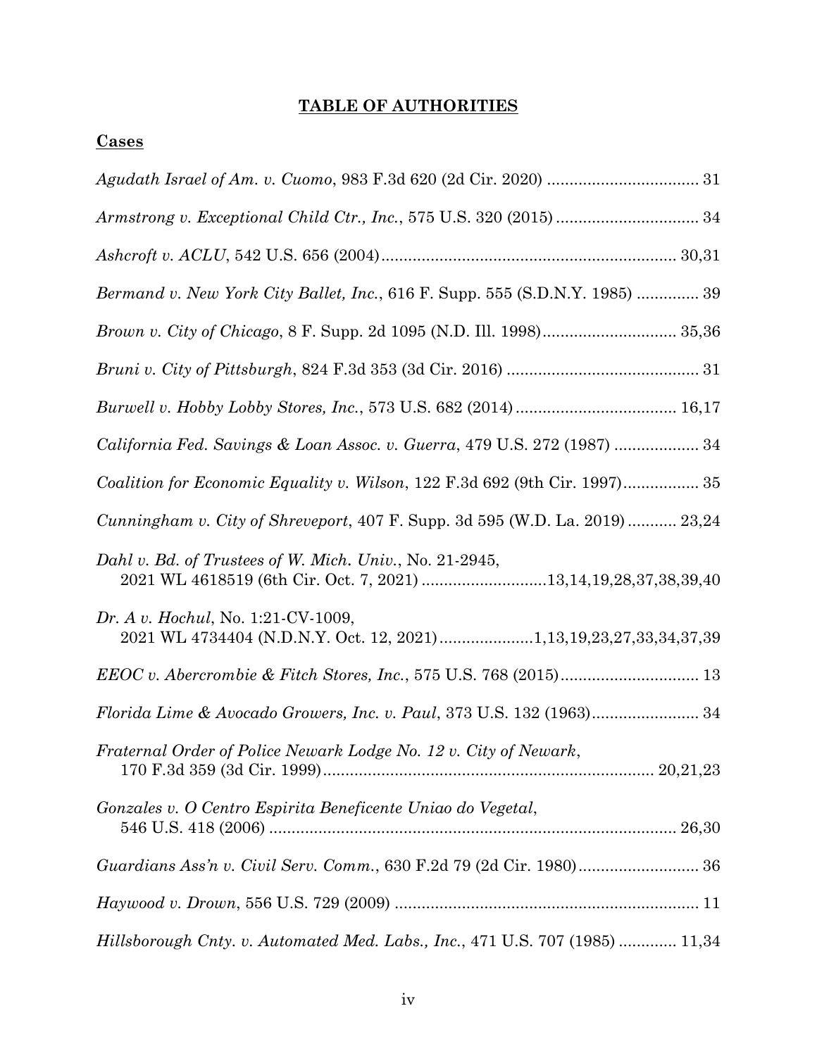# **TABLE OF AUTHORITIES**

## **Cases**

*Agudath Israel of Am. v. Cuomo*, 983 F.3d 620 (2d Cir. 2020) .................................. 31

*Armstrong v. Exceptional Child Ctr., Inc.*, 575 U.S. 320 (2015) ................................ 34

*Ashcroft v. ACLU*, 542 U.S. 656 (2004).................................................................. 30,31

*Bermand v. New York City Ballet, Inc.*, 616 F. Supp. 555 (S.D.N.Y. 1985) .............. 39

*Brown v. City of Chicago*, 8 F. Supp. 2d 1095 (N.D. Ill. 1998).............................. 35,36

*Bruni v. City of Pittsburgh*, 824 F.3d 353 (3d Cir. 2016) ........................................... 31

*Burwell v. Hobby Lobby Stores, Inc.*, 573 U.S. 682 (2014) .................................... 16,17

*California Fed. Savings & Loan Assoc. v. Guerra*, 479 U.S. 272 (1987) ................... 34

*Coalition for Economic Equality v. Wilson*, 122 F.3d 692 (9th Cir. 1997)................. 35

*Cunningham v. City of Shreveport*, 407 F. Supp. 3d 595 (W.D. La. 2019) ........... 23,24

*Dahl v. Bd. of Trustees of W. Mich. Univ.*, No. 21-2945,
2021 WL 4618519 (6th Cir. Oct. 7, 2021) ...........................13,14,19,28,37,38,39,40

*Dr. A v. Hochul*, No. 1:21-CV-1009,
2021 WL 4734404 (N.D.N.Y. Oct. 12, 2021).....................1,13,19,23,27,33,34,37,39

*EEOC v. Abercrombie & Fitch Stores, Inc.*, 575 U.S. 768 (2015)............................... 13

*Florida Lime & Avocado Growers, Inc. v. Paul*, 373 U.S. 132 (1963)........................ 34

*Fraternal Order of Police Newark Lodge No. 12 v. City of Newark*,
170 F.3d 359 (3d Cir. 1999)......................................................................... 20,21,23

*Gonzales v. O Centro Espirita Beneficente Uniao do Vegetal*,
546 U.S. 418 (2006) .......................................................................................... 26,30

*Guardians Ass'n v. Civil Serv. Comm.*, 630 F.2d 79 (2d Cir. 1980)........................... 36

*Haywood v. Drown*, 556 U.S. 729 (2009) .................................................................... 11

*Hillsborough Cnty. v. Automated Med. Labs., Inc.*, 471 U.S. 707 (1985) ............. 11,34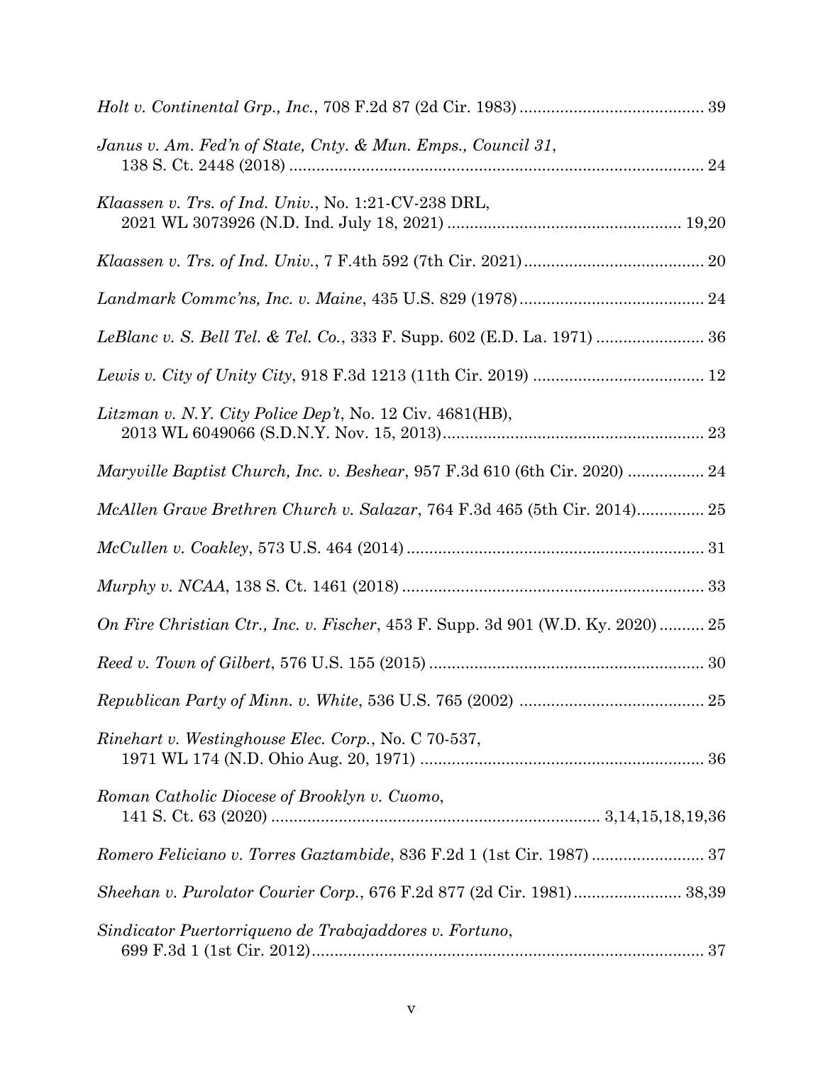*Holt v. Continental Grp., Inc.*, 708 F.2d 87 (2d Cir. 1983) ........................................ 39

*Janus v. Am. Fed'n of State, Cnty. & Mun. Emps., Council 31*,
138 S. Ct. 2448 (2018) ........................................................................................... 24

*Klaassen v. Trs. of Ind. Univ.*, No. 1:21-CV-238 DRL,
2021 WL 3073926 (N.D. Ind. July 18, 2021) ................................................... 19,20

*Klaassen v. Trs. of Ind. Univ.*, 7 F.4th 592 (7th Cir. 2021) ....................................... 20

*Landmark Commc'ns, Inc. v. Maine*, 435 U.S. 829 (1978) ........................................ 24

*LeBlanc v. S. Bell Tel. & Tel. Co.*, 333 F. Supp. 602 (E.D. La. 1971) ....................... 36

*Lewis v. City of Unity City*, 918 F.3d 1213 (11th Cir. 2019) ..................................... 12

*Litzman v. N.Y. City Police Dep't*, No. 12 Civ. 4681(HB),
2013 WL 6049066 (S.D.N.Y. Nov. 15, 2013) ......................................................... 23

*Maryville Baptist Church, Inc. v. Beshear*, 957 F.3d 610 (6th Cir. 2020) ................. 24

*McAllen Grave Brethren Church v. Salazar*, 764 F.3d 465 (5th Cir. 2014)............... 25

*McCullen v. Coakley*, 573 U.S. 464 (2014) ................................................................. 31

*Murphy v. NCAA*, 138 S. Ct. 1461 (2018) .................................................................. 33

*On Fire Christian Ctr., Inc. v. Fischer*, 453 F. Supp. 3d 901 (W.D. Ky. 2020) .......... 25

*Reed v. Town of Gilbert*, 576 U.S. 155 (2015) ............................................................ 30

*Republican Party of Minn. v. White*, 536 U.S. 765 (2002) ........................................ 25

*Rinehart v. Westinghouse Elec. Corp.*, No. C 70-537,
1971 WL 174 (N.D. Ohio Aug. 20, 1971) .............................................................. 36

*Roman Catholic Diocese of Brooklyn v. Cuomo*,
141 S. Ct. 63 (2020) ........................................................................ 3,14,15,18,19,36

*Romero Feliciano v. Torres Gaztambide*, 836 F.2d 1 (1st Cir. 1987) ......................... 37

*Sheehan v. Purolator Courier Corp.*, 676 F.2d 877 (2d Cir. 1981) ........................ 38,39

*Sindicator Puertorriqueno de Trabajaddores v. Fortuno*,
699 F.3d 1 (1st Cir. 2012) ...................................................................................... 37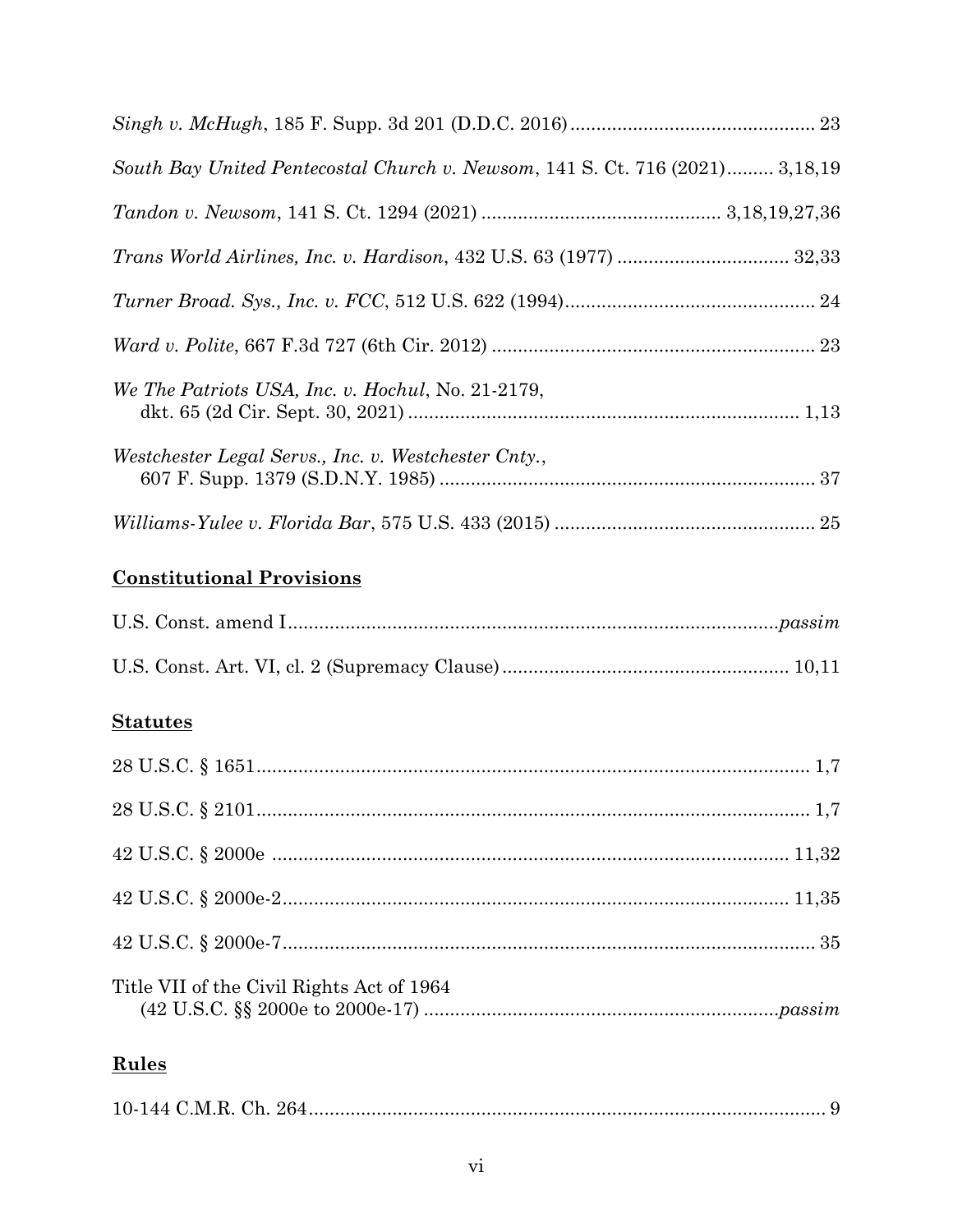*Singh v. McHugh*, 185 F. Supp. 3d 201 (D.D.C. 2016) .............................................. 23

*South Bay United Pentecostal Church v. Newsom*, 141 S. Ct. 716 (2021)......... 3,18,19

*Tandon v. Newsom*, 141 S. Ct. 1294 (2021) ............................................. 3,18,19,27,36

*Trans World Airlines, Inc. v. Hardison*, 432 U.S. 63 (1977) ................................ 32,33

*Turner Broad. Sys., Inc. v. FCC*, 512 U.S. 622 (1994)............................................... 24

*Ward v. Polite*, 667 F.3d 727 (6th Cir. 2012) ............................................................. 23

*We The Patriots USA, Inc. v. Hochul*, No. 21-2179,
dkt. 65 (2d Cir. Sept. 30, 2021) .......................................................................... 1,13

*Westchester Legal Servs., Inc. v. Westchester Cnty.*,
607 F. Supp. 1379 (S.D.N.Y. 1985) ....................................................................... 37

*Williams-Yulee v. Florida Bar*, 575 U.S. 433 (2015) ................................................. 25

## Constitutional Provisions

U.S. Const. amend I.............................................................................................*passim*

U.S. Const. Art. VI, cl. 2 (Supremacy Clause) ...................................................... 10,11

## Statutes

28 U.S.C. § 1651......................................................................................................... 1,7

28 U.S.C. § 2101......................................................................................................... 1,7

42 U.S.C. § 2000e .................................................................................................. 11,32

42 U.S.C. § 2000e-2................................................................................................ 11,35

42 U.S.C. § 2000e-7.................................................................................................... 35

Title VII of the Civil Rights Act of 1964
(42 U.S.C. §§ 2000e to 2000e-17) ...................................................................*passim*

## Rules

10-144 C.M.R. Ch. 264.................................................................................................. 9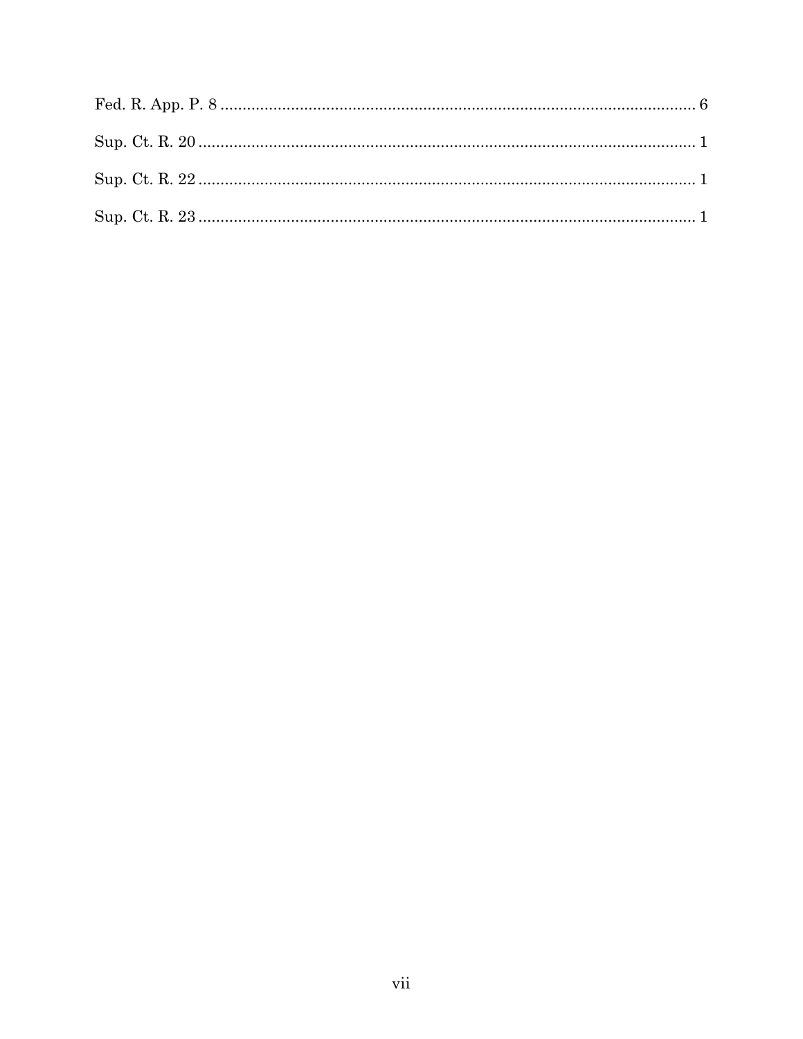Fed. R. App. P. 8 ........................................................................................................... 6

Sup. Ct. R. 20 ................................................................................................................. 1

Sup. Ct. R. 22 ................................................................................................................. 1

Sup. Ct. R. 23 ................................................................................................................. 1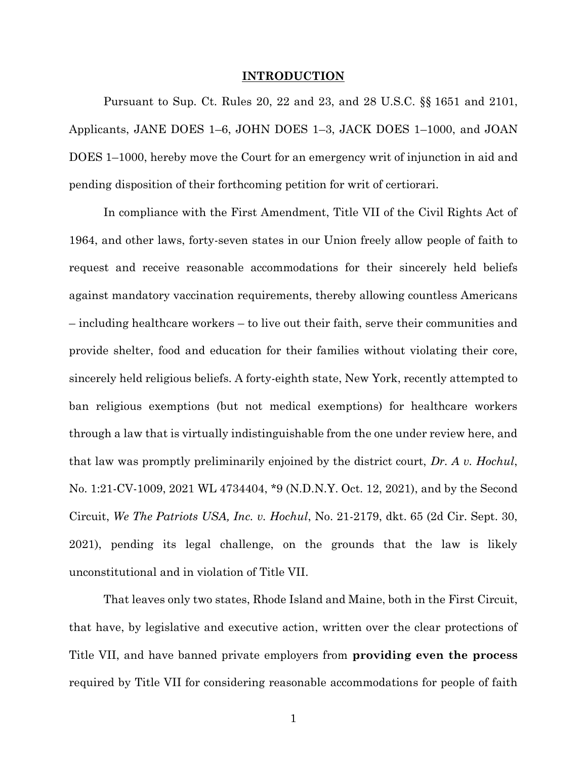## INTRODUCTION

Pursuant to Sup. Ct. Rules 20, 22 and 23, and 28 U.S.C. §§ 1651 and 2101, Applicants, JANE DOES 1–6, JOHN DOES 1–3, JACK DOES 1–1000, and JOAN DOES 1–1000, hereby move the Court for an emergency writ of injunction in aid and pending disposition of their forthcoming petition for writ of certiorari.

In compliance with the First Amendment, Title VII of the Civil Rights Act of 1964, and other laws, forty-seven states in our Union freely allow people of faith to request and receive reasonable accommodations for their sincerely held beliefs against mandatory vaccination requirements, thereby allowing countless Americans – including healthcare workers – to live out their faith, serve their communities and provide shelter, food and education for their families without violating their core, sincerely held religious beliefs. A forty-eighth state, New York, recently attempted to ban religious exemptions (but not medical exemptions) for healthcare workers through a law that is virtually indistinguishable from the one under review here, and that law was promptly preliminarily enjoined by the district court, *Dr. A v. Hochul*, No. 1:21-CV-1009, 2021 WL 4734404, *9 (N.D.N.Y. Oct. 12, 2021), and by the Second Circuit, *We The Patriots USA, Inc. v. Hochul*, No. 21-2179, dkt. 65 (2d Cir. Sept. 30, 2021), pending its legal challenge, on the grounds that the law is likely unconstitutional and in violation of Title VII.

That leaves only two states, Rhode Island and Maine, both in the First Circuit, that have, by legislative and executive action, written over the clear protections of Title VII, and have banned private employers from **providing even the process** required by Title VII for considering reasonable accommodations for people of faith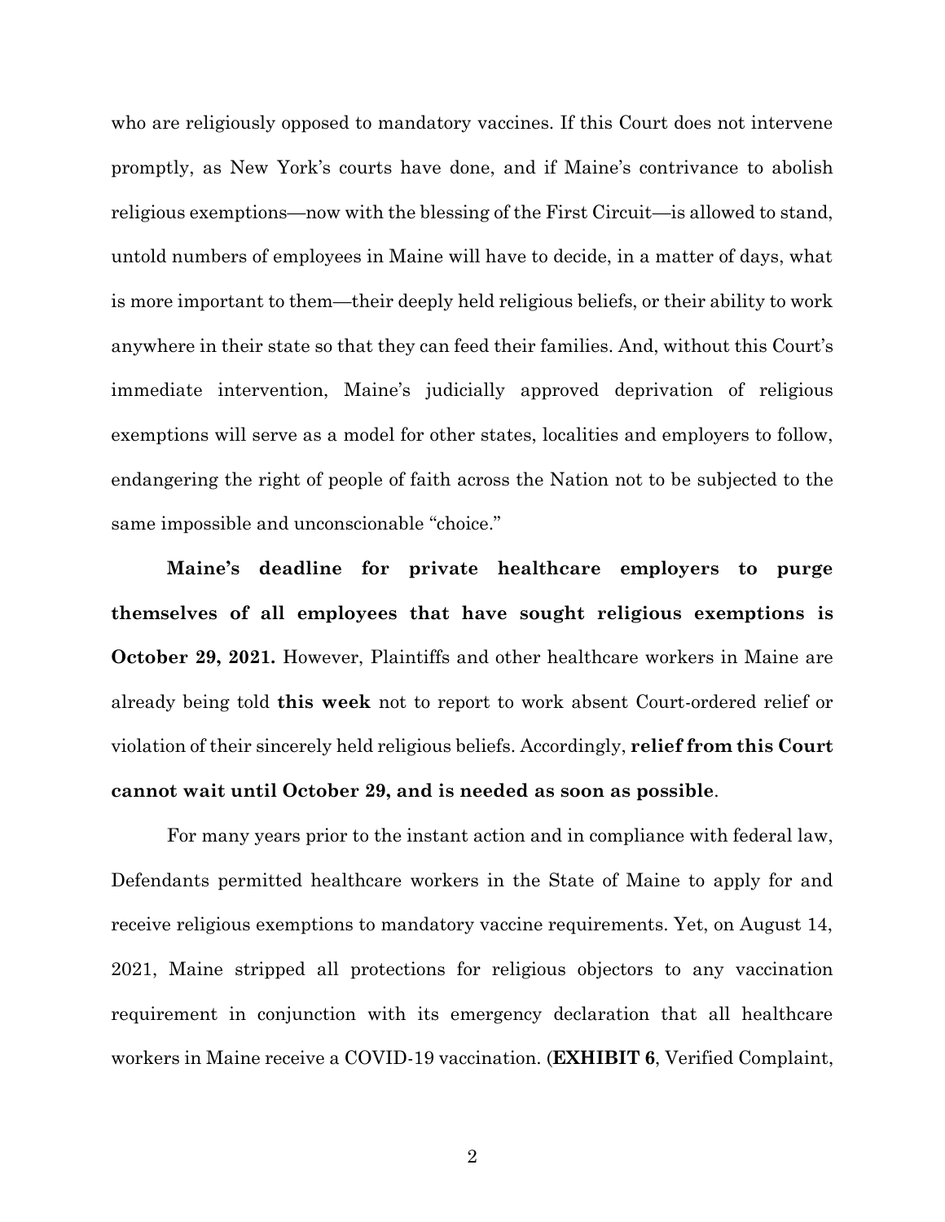who are religiously opposed to mandatory vaccines. If this Court does not intervene promptly, as New York's courts have done, and if Maine's contrivance to abolish religious exemptions—now with the blessing of the First Circuit—is allowed to stand, untold numbers of employees in Maine will have to decide, in a matter of days, what is more important to them—their deeply held religious beliefs, or their ability to work anywhere in their state so that they can feed their families. And, without this Court's immediate intervention, Maine's judicially approved deprivation of religious exemptions will serve as a model for other states, localities and employers to follow, endangering the right of people of faith across the Nation not to be subjected to the same impossible and unconscionable "choice."

**Maine's deadline for private healthcare employers to purge themselves of all employees that have sought religious exemptions is October 29, 2021.** However, Plaintiffs and other healthcare workers in Maine are already being told **this week** not to report to work absent Court-ordered relief or violation of their sincerely held religious beliefs. Accordingly, **relief from this Court cannot wait until October 29, and is needed as soon as possible**.

For many years prior to the instant action and in compliance with federal law, Defendants permitted healthcare workers in the State of Maine to apply for and receive religious exemptions to mandatory vaccine requirements. Yet, on August 14, 2021, Maine stripped all protections for religious objectors to any vaccination requirement in conjunction with its emergency declaration that all healthcare workers in Maine receive a COVID-19 vaccination. (**EXHIBIT 6**, Verified Complaint,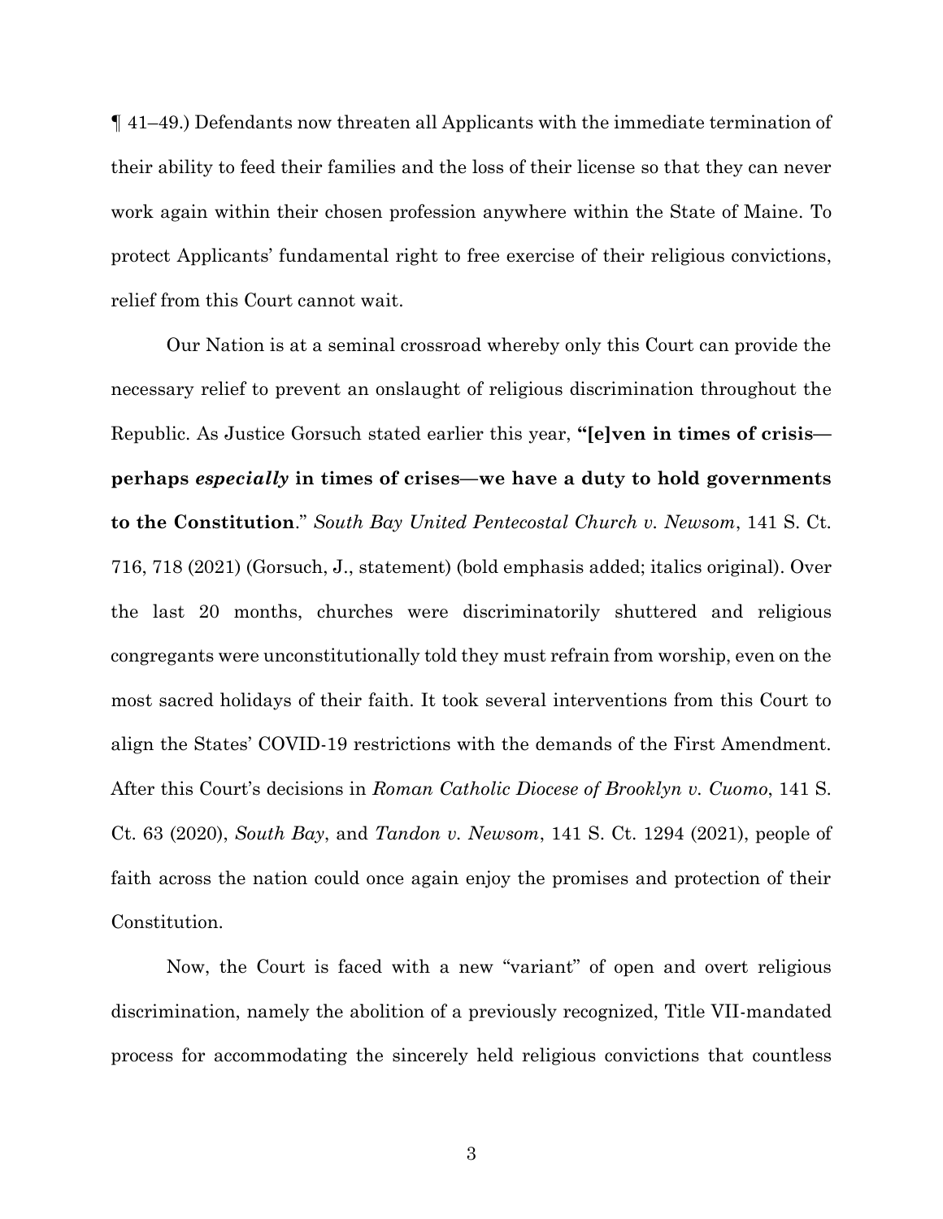¶ 41–49.) Defendants now threaten all Applicants with the immediate termination of their ability to feed their families and the loss of their license so that they can never work again within their chosen profession anywhere within the State of Maine. To protect Applicants' fundamental right to free exercise of their religious convictions, relief from this Court cannot wait.

Our Nation is at a seminal crossroad whereby only this Court can provide the necessary relief to prevent an onslaught of religious discrimination throughout the Republic. As Justice Gorsuch stated earlier this year, **"[e]ven in times of crisis—perhaps *especially* in times of crises—we have a duty to hold governments to the Constitution**." *South Bay United Pentecostal Church v. Newsom*, 141 S. Ct. 716, 718 (2021) (Gorsuch, J., statement) (bold emphasis added; italics original). Over the last 20 months, churches were discriminatorily shuttered and religious congregants were unconstitutionally told they must refrain from worship, even on the most sacred holidays of their faith. It took several interventions from this Court to align the States' COVID-19 restrictions with the demands of the First Amendment. After this Court's decisions in *Roman Catholic Diocese of Brooklyn v. Cuomo*, 141 S. Ct. 63 (2020), *South Bay*, and *Tandon v. Newsom*, 141 S. Ct. 1294 (2021), people of faith across the nation could once again enjoy the promises and protection of their Constitution.

Now, the Court is faced with a new "variant" of open and overt religious discrimination, namely the abolition of a previously recognized, Title VII-mandated process for accommodating the sincerely held religious convictions that countless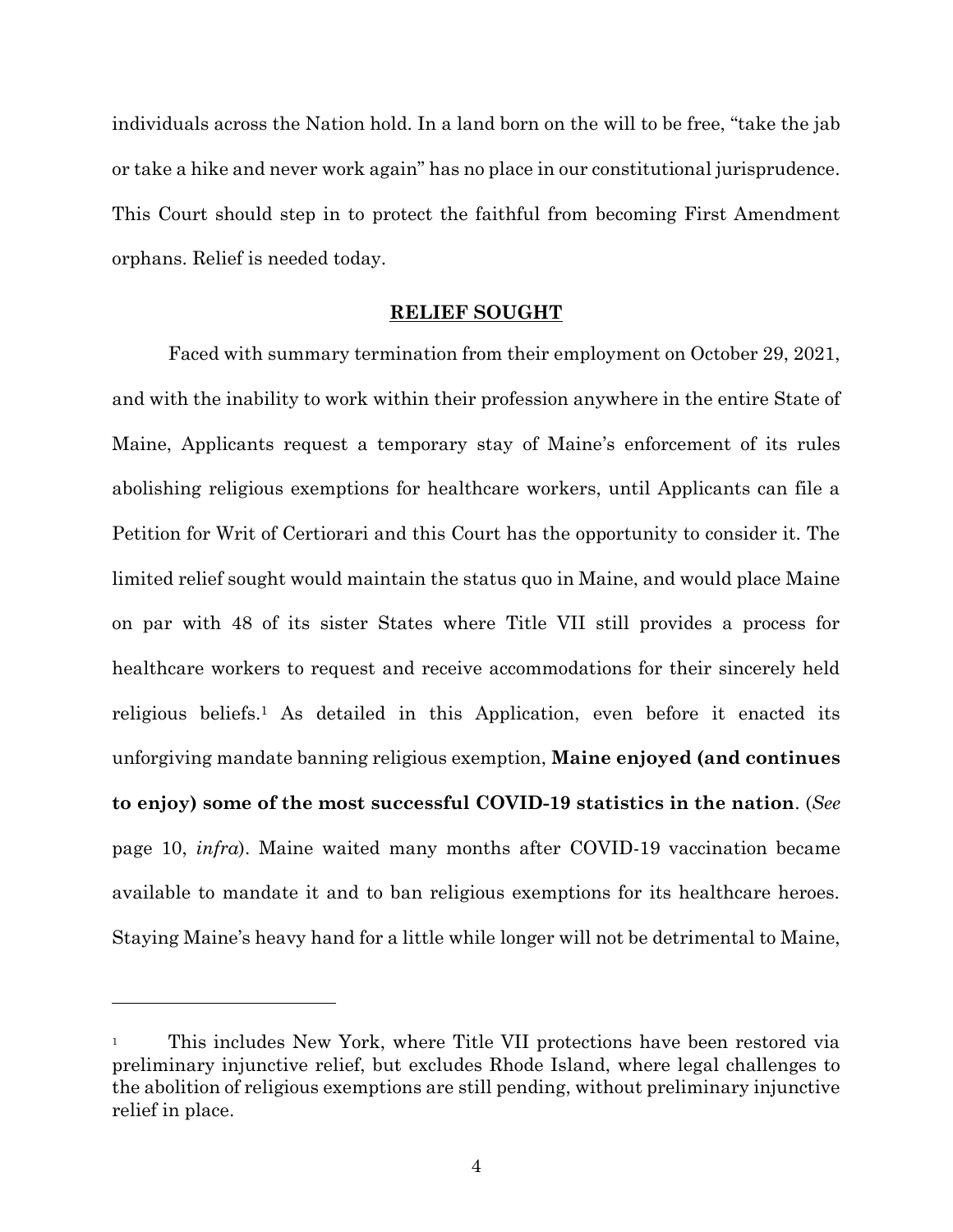individuals across the Nation hold. In a land born on the will to be free, "take the jab or take a hike and never work again" has no place in our constitutional jurisprudence. This Court should step in to protect the faithful from becoming First Amendment orphans. Relief is needed today.

## RELIEF SOUGHT

Faced with summary termination from their employment on October 29, 2021, and with the inability to work within their profession anywhere in the entire State of Maine, Applicants request a temporary stay of Maine's enforcement of its rules abolishing religious exemptions for healthcare workers, until Applicants can file a Petition for Writ of Certiorari and this Court has the opportunity to consider it. The limited relief sought would maintain the status quo in Maine, and would place Maine on par with 48 of its sister States where Title VII still provides a process for healthcare workers to request and receive accommodations for their sincerely held religious beliefs.[1] As detailed in this Application, even before it enacted its unforgiving mandate banning religious exemption, **Maine enjoyed (and continues to enjoy) some of the most successful COVID-19 statistics in the nation**. (*See* page 10, *infra*). Maine waited many months after COVID-19 vaccination became available to mandate it and to ban religious exemptions for its healthcare heroes. Staying Maine's heavy hand for a little while longer will not be detrimental to Maine,

---

[1] This includes New York, where Title VII protections have been restored via preliminary injunctive relief, but excludes Rhode Island, where legal challenges to the abolition of religious exemptions are still pending, without preliminary injunctive relief in place.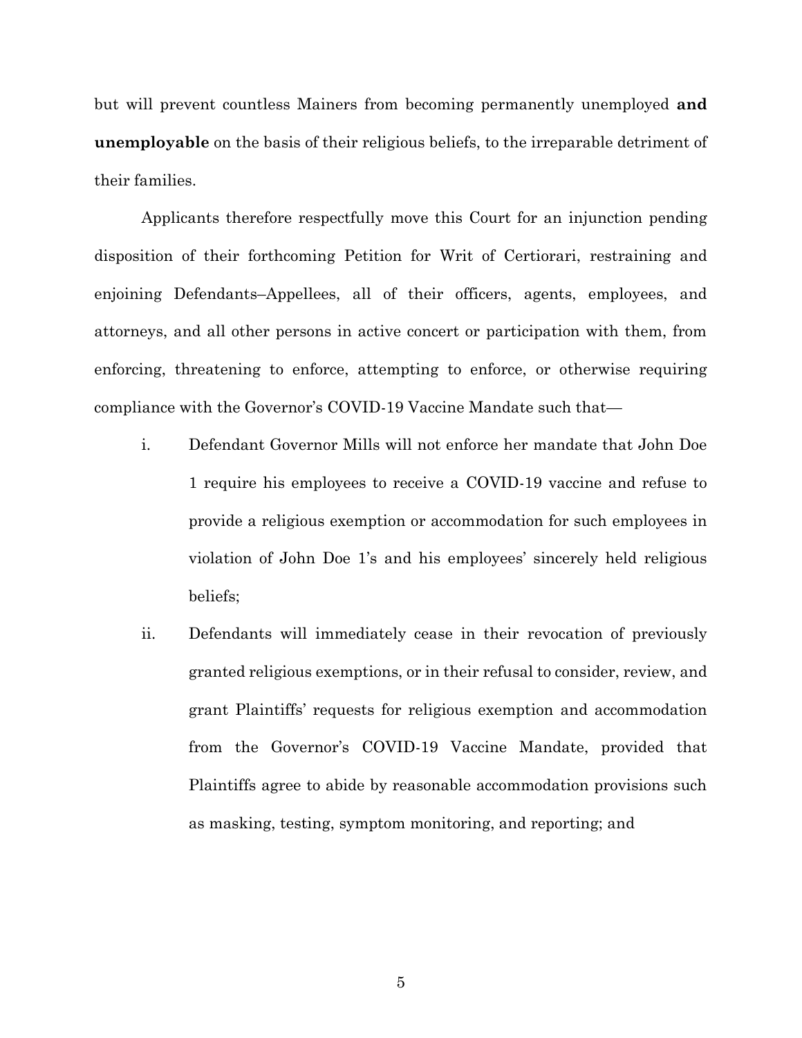but will prevent countless Mainers from becoming permanently unemployed **and unemployable** on the basis of their religious beliefs, to the irreparable detriment of their families.

Applicants therefore respectfully move this Court for an injunction pending disposition of their forthcoming Petition for Writ of Certiorari, restraining and enjoining Defendants–Appellees, all of their officers, agents, employees, and attorneys, and all other persons in active concert or participation with them, from enforcing, threatening to enforce, attempting to enforce, or otherwise requiring compliance with the Governor's COVID-19 Vaccine Mandate such that—

i. Defendant Governor Mills will not enforce her mandate that John Doe 1 require his employees to receive a COVID-19 vaccine and refuse to provide a religious exemption or accommodation for such employees in violation of John Doe 1's and his employees' sincerely held religious beliefs;

ii. Defendants will immediately cease in their revocation of previously granted religious exemptions, or in their refusal to consider, review, and grant Plaintiffs' requests for religious exemption and accommodation from the Governor's COVID-19 Vaccine Mandate, provided that Plaintiffs agree to abide by reasonable accommodation provisions such as masking, testing, symptom monitoring, and reporting; and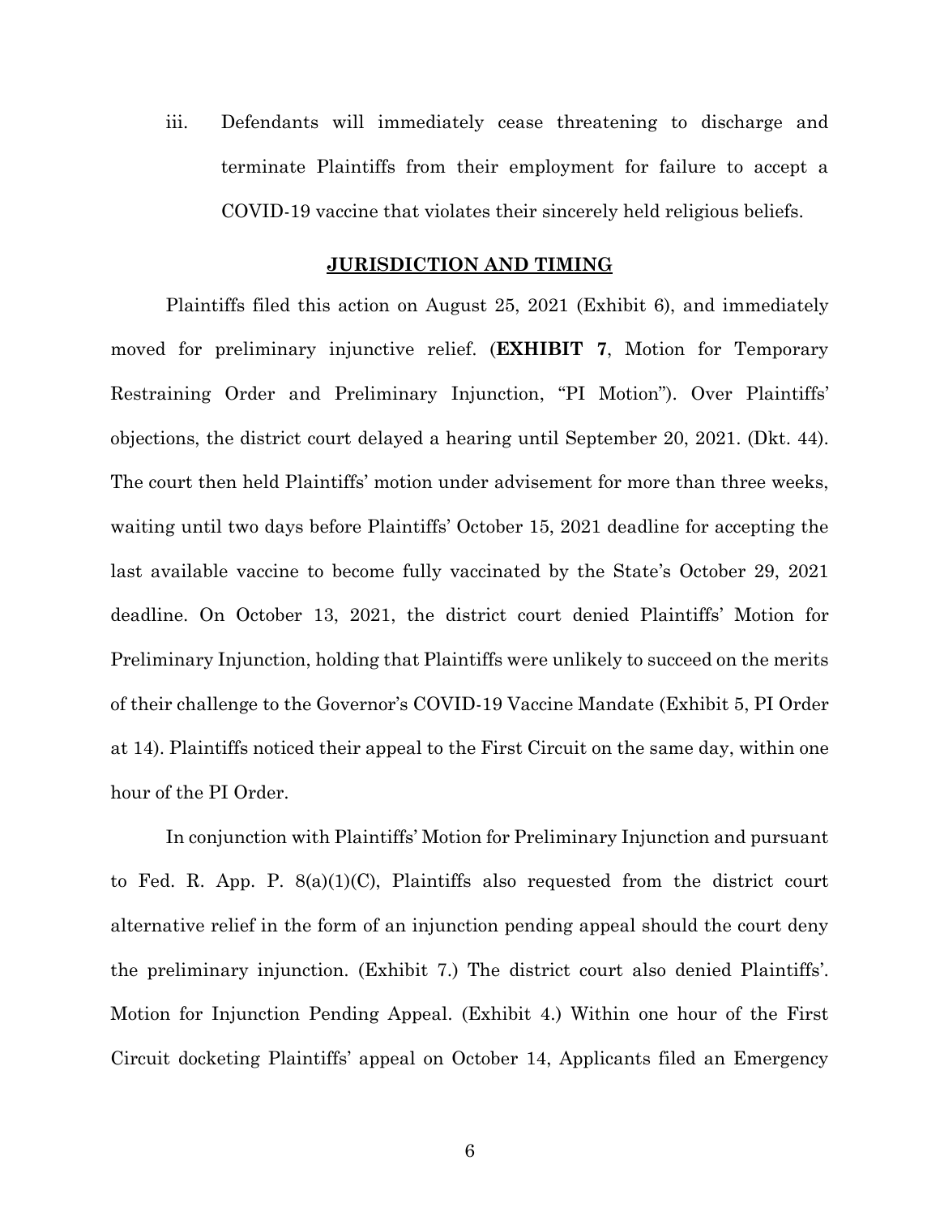iii. Defendants will immediately cease threatening to discharge and terminate Plaintiffs from their employment for failure to accept a COVID-19 vaccine that violates their sincerely held religious beliefs.

## JURISDICTION AND TIMING

Plaintiffs filed this action on August 25, 2021 (Exhibit 6), and immediately moved for preliminary injunctive relief. (**EXHIBIT 7**, Motion for Temporary Restraining Order and Preliminary Injunction, "PI Motion"). Over Plaintiffs' objections, the district court delayed a hearing until September 20, 2021. (Dkt. 44). The court then held Plaintiffs' motion under advisement for more than three weeks, waiting until two days before Plaintiffs' October 15, 2021 deadline for accepting the last available vaccine to become fully vaccinated by the State's October 29, 2021 deadline. On October 13, 2021, the district court denied Plaintiffs' Motion for Preliminary Injunction, holding that Plaintiffs were unlikely to succeed on the merits of their challenge to the Governor's COVID-19 Vaccine Mandate (Exhibit 5, PI Order at 14). Plaintiffs noticed their appeal to the First Circuit on the same day, within one hour of the PI Order.

In conjunction with Plaintiffs' Motion for Preliminary Injunction and pursuant to Fed. R. App. P. 8(a)(1)(C), Plaintiffs also requested from the district court alternative relief in the form of an injunction pending appeal should the court deny the preliminary injunction. (Exhibit 7.) The district court also denied Plaintiffs'. Motion for Injunction Pending Appeal. (Exhibit 4.) Within one hour of the First Circuit docketing Plaintiffs' appeal on October 14, Applicants filed an Emergency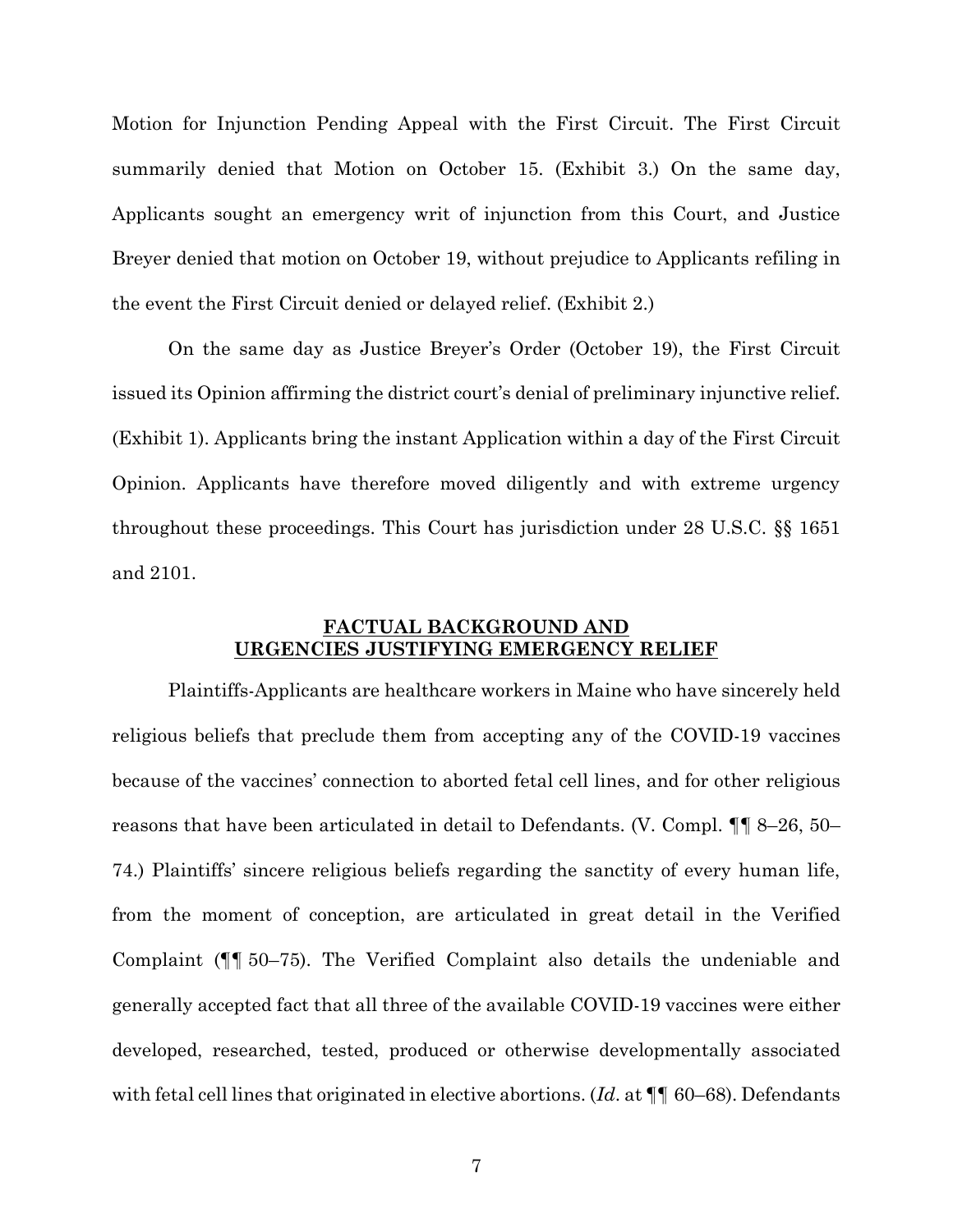Motion for Injunction Pending Appeal with the First Circuit. The First Circuit summarily denied that Motion on October 15. (Exhibit 3.) On the same day, Applicants sought an emergency writ of injunction from this Court, and Justice Breyer denied that motion on October 19, without prejudice to Applicants refiling in the event the First Circuit denied or delayed relief. (Exhibit 2.)

On the same day as Justice Breyer's Order (October 19), the First Circuit issued its Opinion affirming the district court's denial of preliminary injunctive relief. (Exhibit 1). Applicants bring the instant Application within a day of the First Circuit Opinion. Applicants have therefore moved diligently and with extreme urgency throughout these proceedings. This Court has jurisdiction under 28 U.S.C. §§ 1651 and 2101.

## FACTUAL BACKGROUND AND URGENCIES JUSTIFYING EMERGENCY RELIEF

Plaintiffs-Applicants are healthcare workers in Maine who have sincerely held religious beliefs that preclude them from accepting any of the COVID-19 vaccines because of the vaccines' connection to aborted fetal cell lines, and for other religious reasons that have been articulated in detail to Defendants. (V. Compl. ¶¶ 8–26, 50–74.) Plaintiffs' sincere religious beliefs regarding the sanctity of every human life, from the moment of conception, are articulated in great detail in the Verified Complaint (¶¶ 50–75). The Verified Complaint also details the undeniable and generally accepted fact that all three of the available COVID-19 vaccines were either developed, researched, tested, produced or otherwise developmentally associated with fetal cell lines that originated in elective abortions. (*Id.* at ¶¶ 60–68). Defendants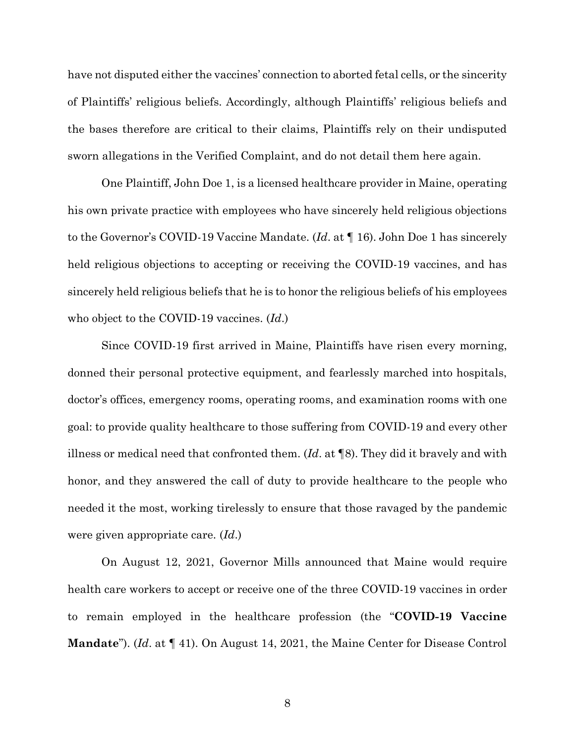have not disputed either the vaccines' connection to aborted fetal cells, or the sincerity of Plaintiffs' religious beliefs. Accordingly, although Plaintiffs' religious beliefs and the bases therefore are critical to their claims, Plaintiffs rely on their undisputed sworn allegations in the Verified Complaint, and do not detail them here again.

One Plaintiff, John Doe 1, is a licensed healthcare provider in Maine, operating his own private practice with employees who have sincerely held religious objections to the Governor's COVID-19 Vaccine Mandate. (*Id*. at ¶ 16). John Doe 1 has sincerely held religious objections to accepting or receiving the COVID-19 vaccines, and has sincerely held religious beliefs that he is to honor the religious beliefs of his employees who object to the COVID-19 vaccines. (*Id*.)

Since COVID-19 first arrived in Maine, Plaintiffs have risen every morning, donned their personal protective equipment, and fearlessly marched into hospitals, doctor's offices, emergency rooms, operating rooms, and examination rooms with one goal: to provide quality healthcare to those suffering from COVID-19 and every other illness or medical need that confronted them. (*Id*. at ¶8). They did it bravely and with honor, and they answered the call of duty to provide healthcare to the people who needed it the most, working tirelessly to ensure that those ravaged by the pandemic were given appropriate care. (*Id*.)

On August 12, 2021, Governor Mills announced that Maine would require health care workers to accept or receive one of the three COVID-19 vaccines in order to remain employed in the healthcare profession (the "**COVID-19 Vaccine Mandate**"). (*Id*. at ¶ 41). On August 14, 2021, the Maine Center for Disease Control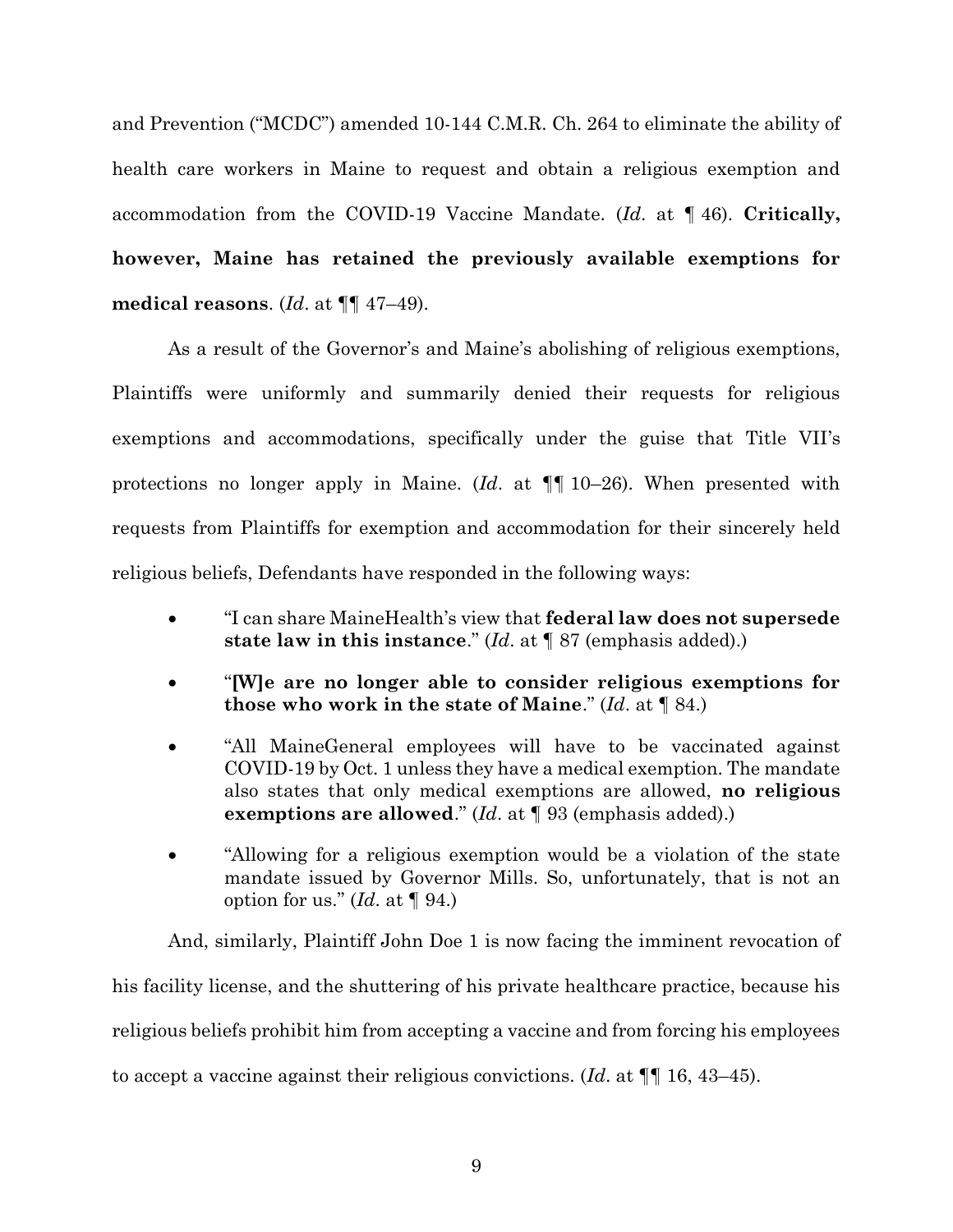and Prevention ("MCDC") amended 10-144 C.M.R. Ch. 264 to eliminate the ability of health care workers in Maine to request and obtain a religious exemption and accommodation from the COVID-19 Vaccine Mandate. (*Id*. at ¶ 46). **Critically, however, Maine has retained the previously available exemptions for medical reasons**. (*Id*. at ¶¶ 47–49).

As a result of the Governor's and Maine's abolishing of religious exemptions, Plaintiffs were uniformly and summarily denied their requests for religious exemptions and accommodations, specifically under the guise that Title VII's protections no longer apply in Maine. (*Id*. at ¶¶ 10–26). When presented with requests from Plaintiffs for exemption and accommodation for their sincerely held religious beliefs, Defendants have responded in the following ways:

- "I can share MaineHealth's view that **federal law does not supersede state law in this instance**." (*Id*. at ¶ 87 (emphasis added).)
- "**[W]e are no longer able to consider religious exemptions for those who work in the state of Maine**." (*Id*. at ¶ 84.)
- "All MaineGeneral employees will have to be vaccinated against COVID-19 by Oct. 1 unless they have a medical exemption. The mandate also states that only medical exemptions are allowed, **no religious exemptions are allowed**." (*Id*. at ¶ 93 (emphasis added).)
- "Allowing for a religious exemption would be a violation of the state mandate issued by Governor Mills. So, unfortunately, that is not an option for us." (*Id*. at ¶ 94.)

And, similarly, Plaintiff John Doe 1 is now facing the imminent revocation of his facility license, and the shuttering of his private healthcare practice, because his religious beliefs prohibit him from accepting a vaccine and from forcing his employees to accept a vaccine against their religious convictions. (*Id*. at ¶¶ 16, 43–45).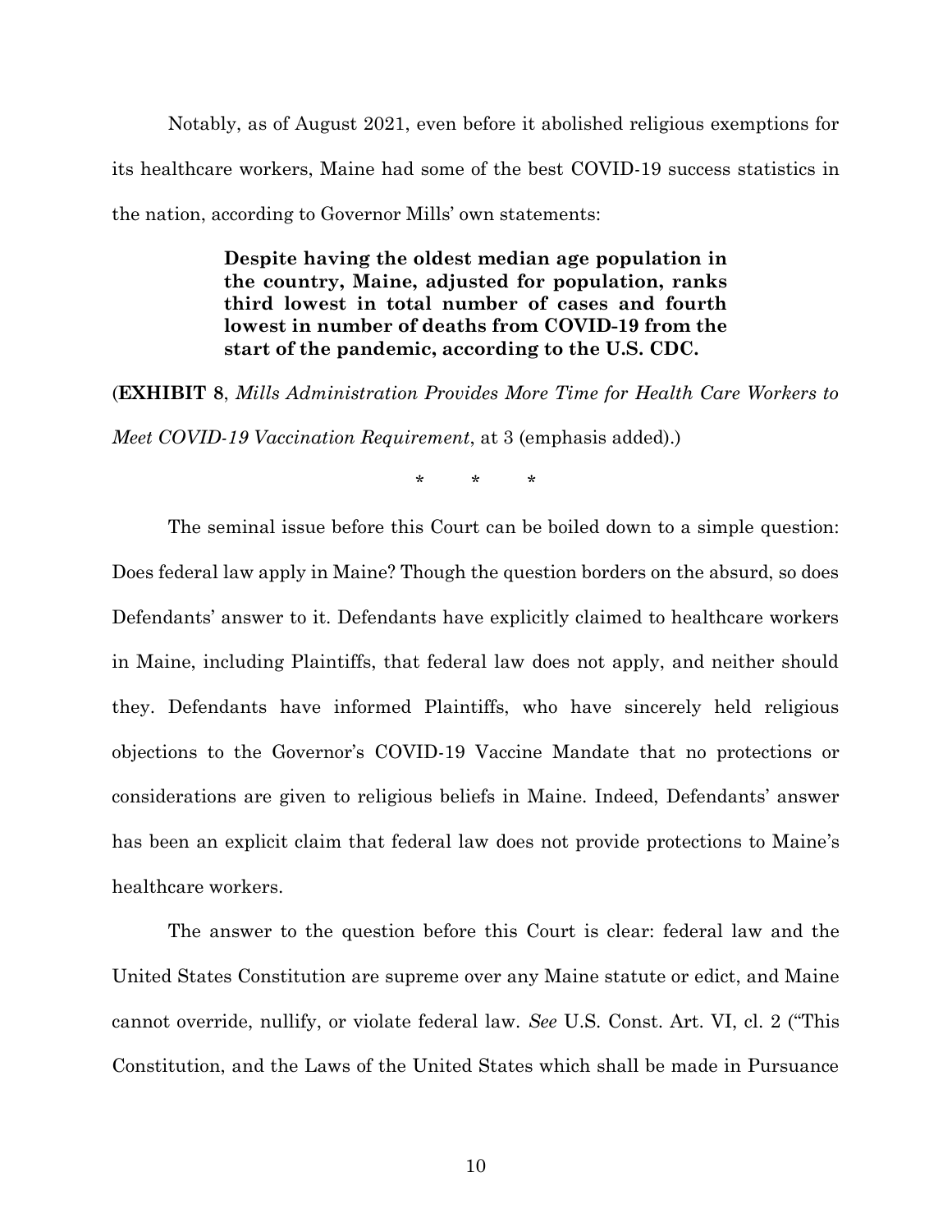Notably, as of August 2021, even before it abolished religious exemptions for its healthcare workers, Maine had some of the best COVID-19 success statistics in the nation, according to Governor Mills' own statements:

> **Despite having the oldest median age population in the country, Maine, adjusted for population, ranks third lowest in total number of cases and fourth lowest in number of deaths from COVID-19 from the start of the pandemic, according to the U.S. CDC.**

(**EXHIBIT 8**, *Mills Administration Provides More Time for Health Care Workers to Meet COVID-19 Vaccination Requirement*, at 3 (emphasis added).)

\* \* \*

The seminal issue before this Court can be boiled down to a simple question: Does federal law apply in Maine? Though the question borders on the absurd, so does Defendants' answer to it. Defendants have explicitly claimed to healthcare workers in Maine, including Plaintiffs, that federal law does not apply, and neither should they. Defendants have informed Plaintiffs, who have sincerely held religious objections to the Governor's COVID-19 Vaccine Mandate that no protections or considerations are given to religious beliefs in Maine. Indeed, Defendants' answer has been an explicit claim that federal law does not provide protections to Maine's healthcare workers.

The answer to the question before this Court is clear: federal law and the United States Constitution are supreme over any Maine statute or edict, and Maine cannot override, nullify, or violate federal law. *See* U.S. Const. Art. VI, cl. 2 ("This Constitution, and the Laws of the United States which shall be made in Pursuance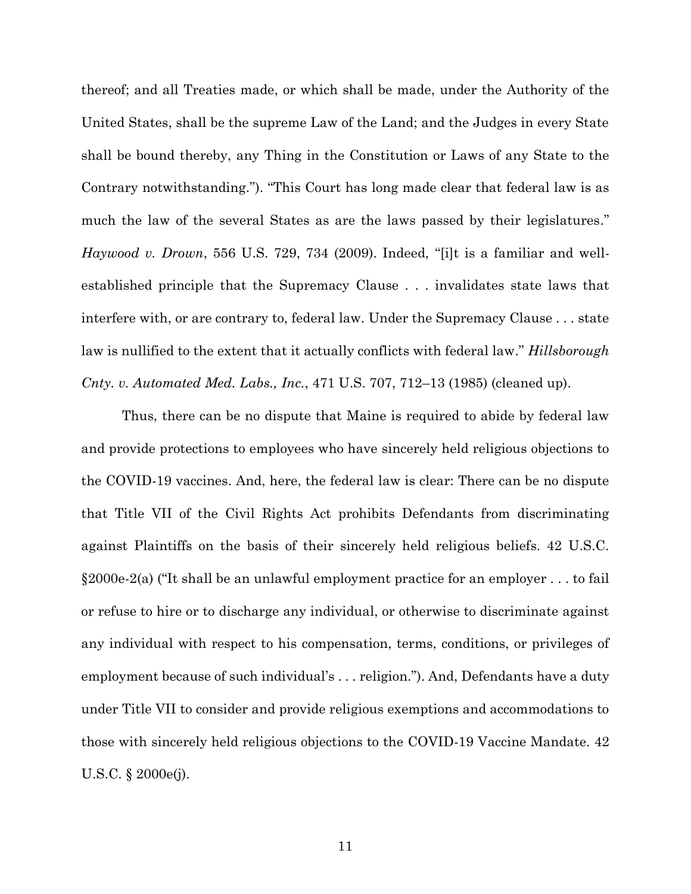thereof; and all Treaties made, or which shall be made, under the Authority of the United States, shall be the supreme Law of the Land; and the Judges in every State shall be bound thereby, any Thing in the Constitution or Laws of any State to the Contrary notwithstanding."). "This Court has long made clear that federal law is as much the law of the several States as are the laws passed by their legislatures." *Haywood v. Drown*, 556 U.S. 729, 734 (2009). Indeed, "[i]t is a familiar and well-established principle that the Supremacy Clause . . . invalidates state laws that interfere with, or are contrary to, federal law. Under the Supremacy Clause . . . state law is nullified to the extent that it actually conflicts with federal law." *Hillsborough Cnty. v. Automated Med. Labs., Inc.*, 471 U.S. 707, 712–13 (1985) (cleaned up).

Thus, there can be no dispute that Maine is required to abide by federal law and provide protections to employees who have sincerely held religious objections to the COVID-19 vaccines. And, here, the federal law is clear: There can be no dispute that Title VII of the Civil Rights Act prohibits Defendants from discriminating against Plaintiffs on the basis of their sincerely held religious beliefs. 42 U.S.C. §2000e-2(a) ("It shall be an unlawful employment practice for an employer . . . to fail or refuse to hire or to discharge any individual, or otherwise to discriminate against any individual with respect to his compensation, terms, conditions, or privileges of employment because of such individual's . . . religion."). And, Defendants have a duty under Title VII to consider and provide religious exemptions and accommodations to those with sincerely held religious objections to the COVID-19 Vaccine Mandate. 42 U.S.C. § 2000e(j).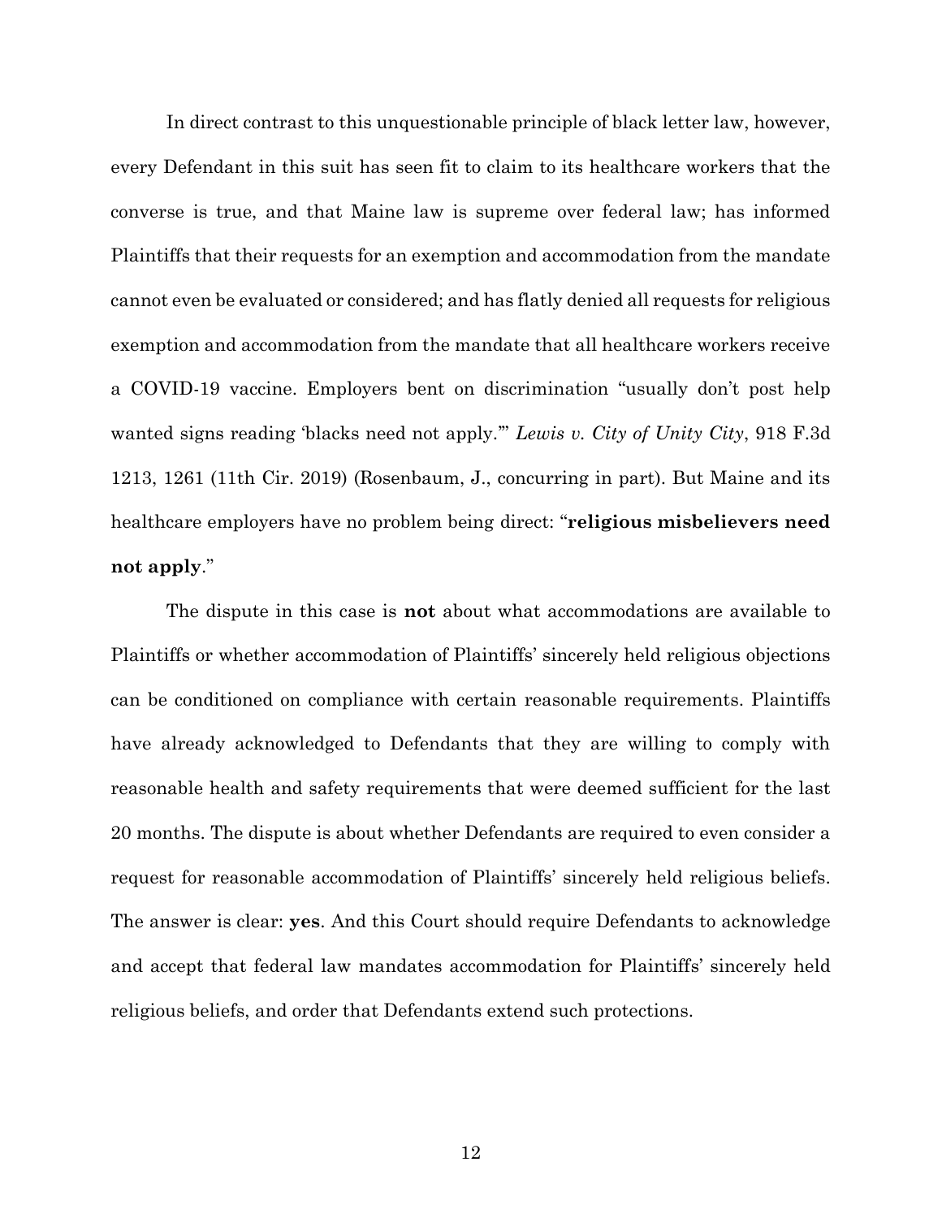In direct contrast to this unquestionable principle of black letter law, however, every Defendant in this suit has seen fit to claim to its healthcare workers that the converse is true, and that Maine law is supreme over federal law; has informed Plaintiffs that their requests for an exemption and accommodation from the mandate cannot even be evaluated or considered; and has flatly denied all requests for religious exemption and accommodation from the mandate that all healthcare workers receive a COVID-19 vaccine. Employers bent on discrimination "usually don't post help wanted signs reading 'blacks need not apply.'" *Lewis v. City of Unity City*, 918 F.3d 1213, 1261 (11th Cir. 2019) (Rosenbaum, J., concurring in part). But Maine and its healthcare employers have no problem being direct: "**religious misbelievers need not apply**."

The dispute in this case is **not** about what accommodations are available to Plaintiffs or whether accommodation of Plaintiffs' sincerely held religious objections can be conditioned on compliance with certain reasonable requirements. Plaintiffs have already acknowledged to Defendants that they are willing to comply with reasonable health and safety requirements that were deemed sufficient for the last 20 months. The dispute is about whether Defendants are required to even consider a request for reasonable accommodation of Plaintiffs' sincerely held religious beliefs. The answer is clear: **yes**. And this Court should require Defendants to acknowledge and accept that federal law mandates accommodation for Plaintiffs' sincerely held religious beliefs, and order that Defendants extend such protections.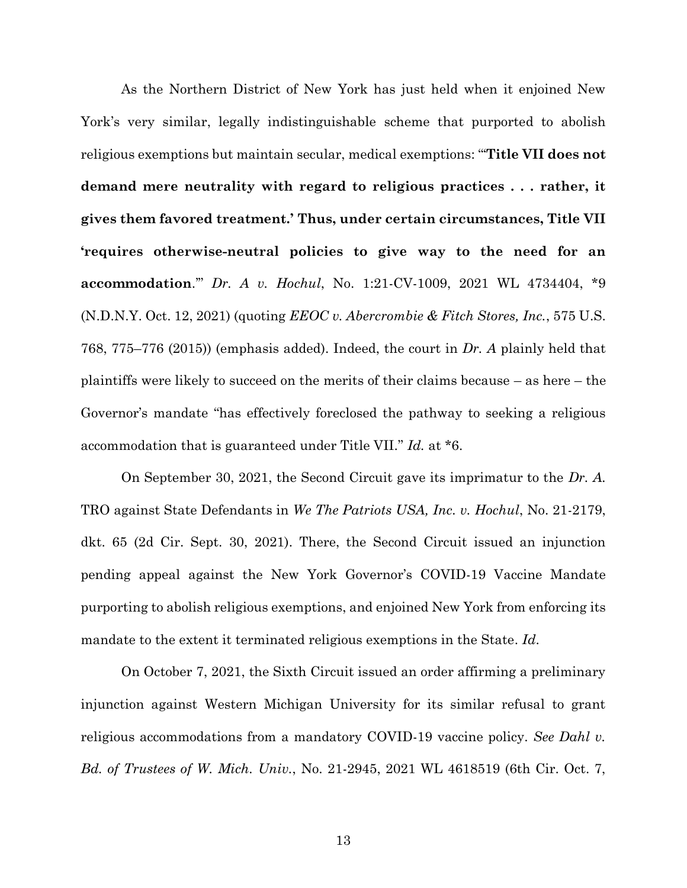As the Northern District of New York has just held when it enjoined New York's very similar, legally indistinguishable scheme that purported to abolish religious exemptions but maintain secular, medical exemptions: "'**Title VII does not demand mere neutrality with regard to religious practices . . . rather, it gives them favored treatment.' Thus, under certain circumstances, Title VII 'requires otherwise-neutral policies to give way to the need for an accommodation**.'" *Dr. A v. Hochul*, No. 1:21-CV-1009, 2021 WL 4734404, *9 (N.D.N.Y. Oct. 12, 2021) (quoting *EEOC v. Abercrombie & Fitch Stores, Inc.*, 575 U.S. 768, 775–776 (2015)) (emphasis added). Indeed, the court in *Dr. A* plainly held that plaintiffs were likely to succeed on the merits of their claims because – as here – the Governor's mandate "has effectively foreclosed the pathway to seeking a religious accommodation that is guaranteed under Title VII." *Id.* at *6.

On September 30, 2021, the Second Circuit gave its imprimatur to the *Dr. A.* TRO against State Defendants in *We The Patriots USA, Inc. v. Hochul*, No. 21-2179, dkt. 65 (2d Cir. Sept. 30, 2021). There, the Second Circuit issued an injunction pending appeal against the New York Governor's COVID-19 Vaccine Mandate purporting to abolish religious exemptions, and enjoined New York from enforcing its mandate to the extent it terminated religious exemptions in the State. *Id*.

On October 7, 2021, the Sixth Circuit issued an order affirming a preliminary injunction against Western Michigan University for its similar refusal to grant religious accommodations from a mandatory COVID-19 vaccine policy. *See Dahl v. Bd. of Trustees of W. Mich. Univ.*, No. 21-2945, 2021 WL 4618519 (6th Cir. Oct. 7,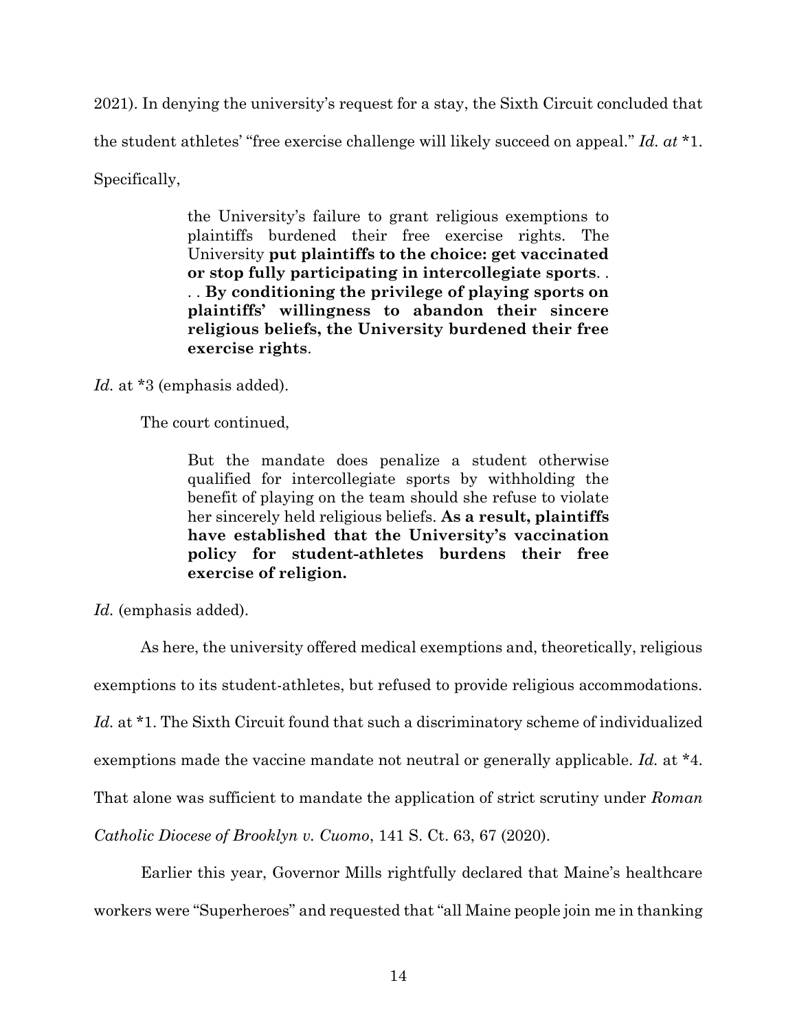2021). In denying the university's request for a stay, the Sixth Circuit concluded that the student athletes' "free exercise challenge will likely succeed on appeal." *Id. at* *1. Specifically,

> the University's failure to grant religious exemptions to plaintiffs burdened their free exercise rights. The University **put plaintiffs to the choice: get vaccinated or stop fully participating in intercollegiate sports**. . . . **By conditioning the privilege of playing sports on plaintiffs' willingness to abandon their sincere religious beliefs, the University burdened their free exercise rights**.

*Id.* at *3 (emphasis added).

The court continued,

> But the mandate does penalize a student otherwise qualified for intercollegiate sports by withholding the benefit of playing on the team should she refuse to violate her sincerely held religious beliefs. **As a result, plaintiffs have established that the University's vaccination policy for student-athletes burdens their free exercise of religion.**

*Id.* (emphasis added).

As here, the university offered medical exemptions and, theoretically, religious exemptions to its student-athletes, but refused to provide religious accommodations. *Id.* at *1. The Sixth Circuit found that such a discriminatory scheme of individualized exemptions made the vaccine mandate not neutral or generally applicable. *Id.* at *4. That alone was sufficient to mandate the application of strict scrutiny under *Roman Catholic Diocese of Brooklyn v. Cuomo*, 141 S. Ct. 63, 67 (2020).

Earlier this year, Governor Mills rightfully declared that Maine's healthcare workers were "Superheroes" and requested that "all Maine people join me in thanking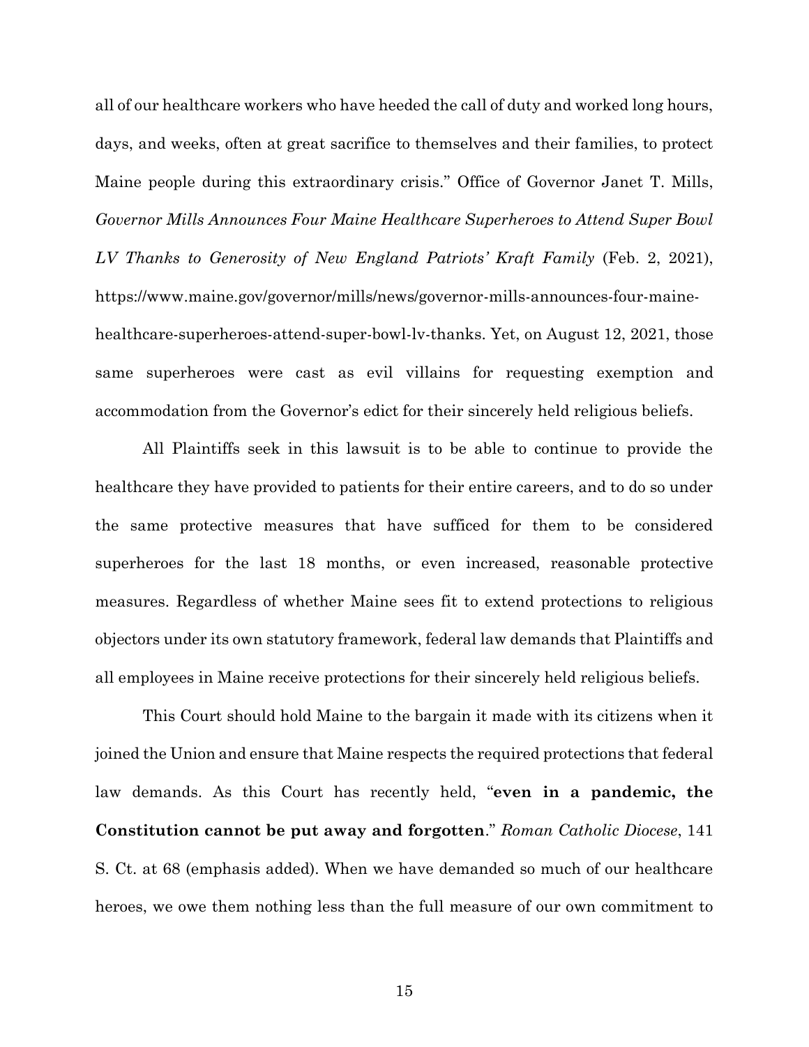all of our healthcare workers who have heeded the call of duty and worked long hours, days, and weeks, often at great sacrifice to themselves and their families, to protect Maine people during this extraordinary crisis." Office of Governor Janet T. Mills, *Governor Mills Announces Four Maine Healthcare Superheroes to Attend Super Bowl LV Thanks to Generosity of New England Patriots' Kraft Family* (Feb. 2, 2021), https://www.maine.gov/governor/mills/news/governor-mills-announces-four-maine-healthcare-superheroes-attend-super-bowl-lv-thanks. Yet, on August 12, 2021, those same superheroes were cast as evil villains for requesting exemption and accommodation from the Governor's edict for their sincerely held religious beliefs.

All Plaintiffs seek in this lawsuit is to be able to continue to provide the healthcare they have provided to patients for their entire careers, and to do so under the same protective measures that have sufficed for them to be considered superheroes for the last 18 months, or even increased, reasonable protective measures. Regardless of whether Maine sees fit to extend protections to religious objectors under its own statutory framework, federal law demands that Plaintiffs and all employees in Maine receive protections for their sincerely held religious beliefs.

This Court should hold Maine to the bargain it made with its citizens when it joined the Union and ensure that Maine respects the required protections that federal law demands. As this Court has recently held, "**even in a pandemic, the Constitution cannot be put away and forgotten**." *Roman Catholic Diocese*, 141 S. Ct. at 68 (emphasis added). When we have demanded so much of our healthcare heroes, we owe them nothing less than the full measure of our own commitment to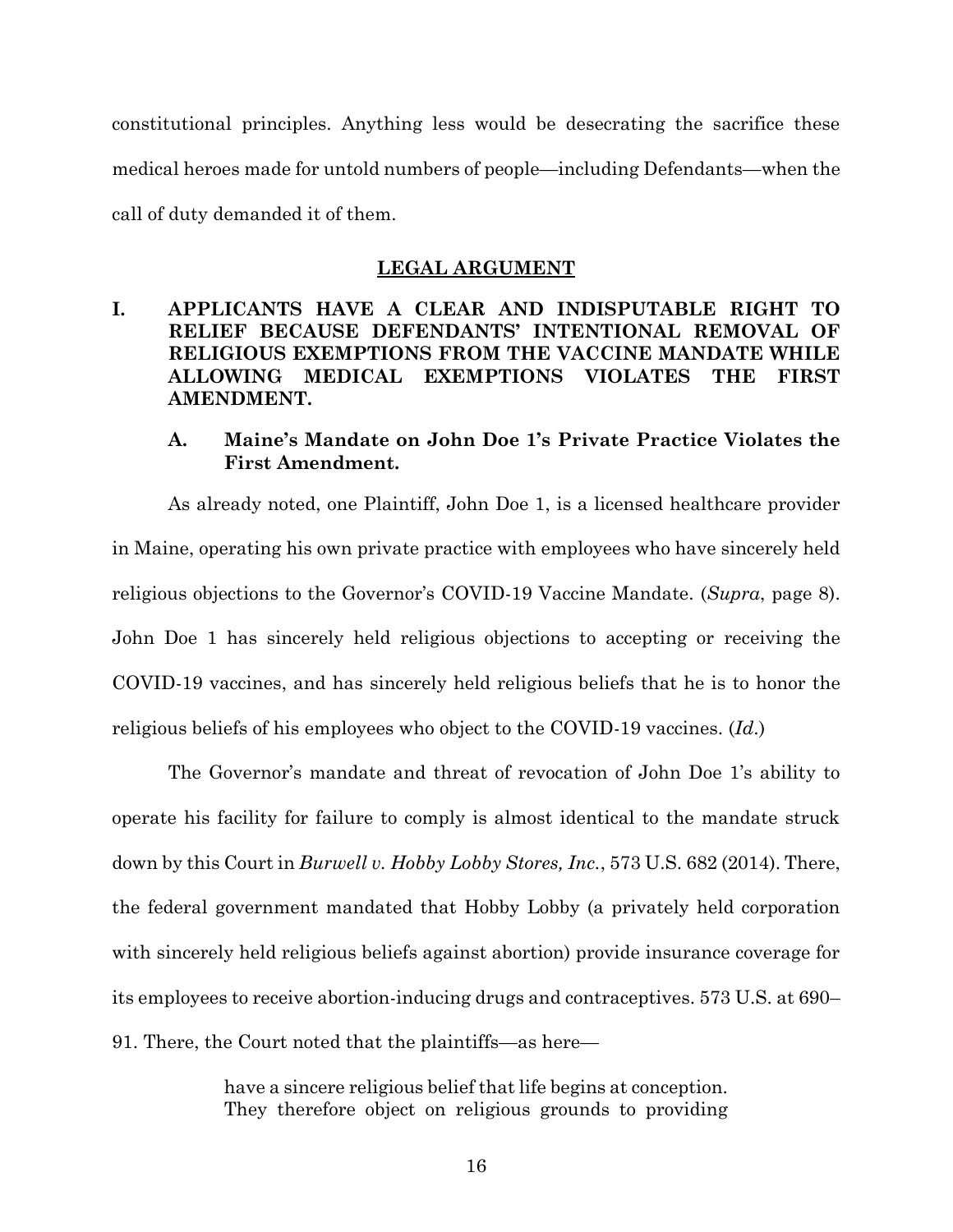constitutional principles. Anything less would be desecrating the sacrifice these medical heroes made for untold numbers of people—including Defendants—when the call of duty demanded it of them.

## LEGAL ARGUMENT

### I. APPLICANTS HAVE A CLEAR AND INDISPUTABLE RIGHT TO RELIEF BECAUSE DEFENDANTS' INTENTIONAL REMOVAL OF RELIGIOUS EXEMPTIONS FROM THE VACCINE MANDATE WHILE ALLOWING MEDICAL EXEMPTIONS VIOLATES THE FIRST AMENDMENT.

#### A. Maine's Mandate on John Doe 1's Private Practice Violates the First Amendment.

As already noted, one Plaintiff, John Doe 1, is a licensed healthcare provider in Maine, operating his own private practice with employees who have sincerely held religious objections to the Governor's COVID-19 Vaccine Mandate. (*Supra*, page 8). John Doe 1 has sincerely held religious objections to accepting or receiving the COVID-19 vaccines, and has sincerely held religious beliefs that he is to honor the religious beliefs of his employees who object to the COVID-19 vaccines. (*Id.*)

The Governor's mandate and threat of revocation of John Doe 1's ability to operate his facility for failure to comply is almost identical to the mandate struck down by this Court in *Burwell v. Hobby Lobby Stores, Inc.*, 573 U.S. 682 (2014). There, the federal government mandated that Hobby Lobby (a privately held corporation with sincerely held religious beliefs against abortion) provide insurance coverage for its employees to receive abortion-inducing drugs and contraceptives. 573 U.S. at 690–91. There, the Court noted that the plaintiffs—as here—

> have a sincere religious belief that life begins at conception. They therefore object on religious grounds to providing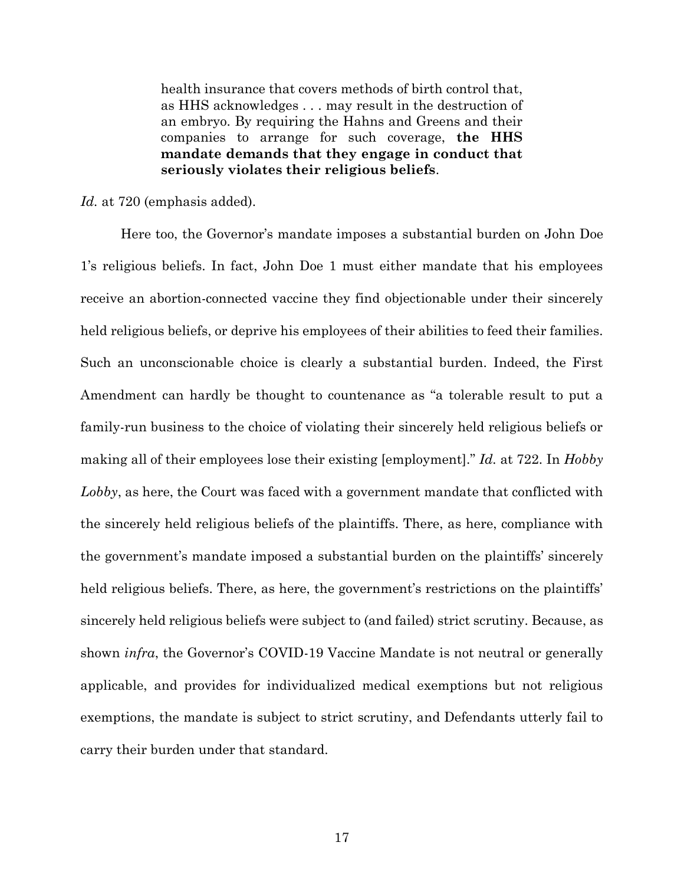> health insurance that covers methods of birth control that, as HHS acknowledges . . . may result in the destruction of an embryo. By requiring the Hahns and Greens and their companies to arrange for such coverage, **the HHS mandate demands that they engage in conduct that seriously violates their religious beliefs**.

*Id.* at 720 (emphasis added).

Here too, the Governor's mandate imposes a substantial burden on John Doe 1's religious beliefs. In fact, John Doe 1 must either mandate that his employees receive an abortion-connected vaccine they find objectionable under their sincerely held religious beliefs, or deprive his employees of their abilities to feed their families. Such an unconscionable choice is clearly a substantial burden. Indeed, the First Amendment can hardly be thought to countenance as "a tolerable result to put a family-run business to the choice of violating their sincerely held religious beliefs or making all of their employees lose their existing [employment]." *Id.* at 722. In *Hobby Lobby*, as here, the Court was faced with a government mandate that conflicted with the sincerely held religious beliefs of the plaintiffs. There, as here, compliance with the government's mandate imposed a substantial burden on the plaintiffs' sincerely held religious beliefs. There, as here, the government's restrictions on the plaintiffs' sincerely held religious beliefs were subject to (and failed) strict scrutiny. Because, as shown *infra*, the Governor's COVID-19 Vaccine Mandate is not neutral or generally applicable, and provides for individualized medical exemptions but not religious exemptions, the mandate is subject to strict scrutiny, and Defendants utterly fail to carry their burden under that standard.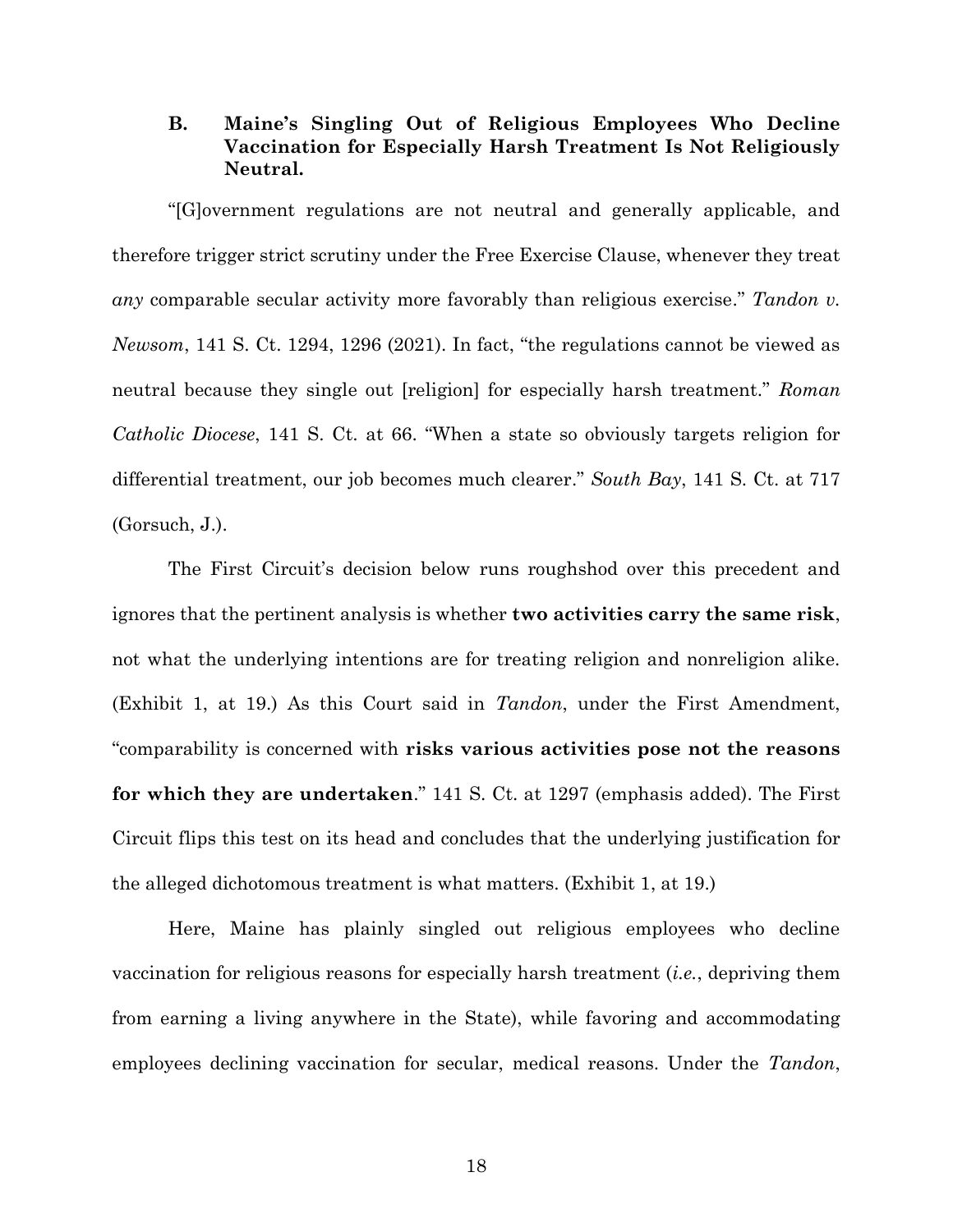### B. Maine's Singling Out of Religious Employees Who Decline Vaccination for Especially Harsh Treatment Is Not Religiously Neutral.

"[G]overnment regulations are not neutral and generally applicable, and therefore trigger strict scrutiny under the Free Exercise Clause, whenever they treat *any* comparable secular activity more favorably than religious exercise." *Tandon v. Newsom*, 141 S. Ct. 1294, 1296 (2021). In fact, "the regulations cannot be viewed as neutral because they single out [religion] for especially harsh treatment." *Roman Catholic Diocese*, 141 S. Ct. at 66. "When a state so obviously targets religion for differential treatment, our job becomes much clearer." *South Bay*, 141 S. Ct. at 717 (Gorsuch, J.).

The First Circuit's decision below runs roughshod over this precedent and ignores that the pertinent analysis is whether **two activities carry the same risk**, not what the underlying intentions are for treating religion and nonreligion alike. (Exhibit 1, at 19.) As this Court said in *Tandon*, under the First Amendment, "comparability is concerned with **risks various activities pose not the reasons for which they are undertaken**." 141 S. Ct. at 1297 (emphasis added). The First Circuit flips this test on its head and concludes that the underlying justification for the alleged dichotomous treatment is what matters. (Exhibit 1, at 19.)

Here, Maine has plainly singled out religious employees who decline vaccination for religious reasons for especially harsh treatment (*i.e.*, depriving them from earning a living anywhere in the State), while favoring and accommodating employees declining vaccination for secular, medical reasons. Under the *Tandon*,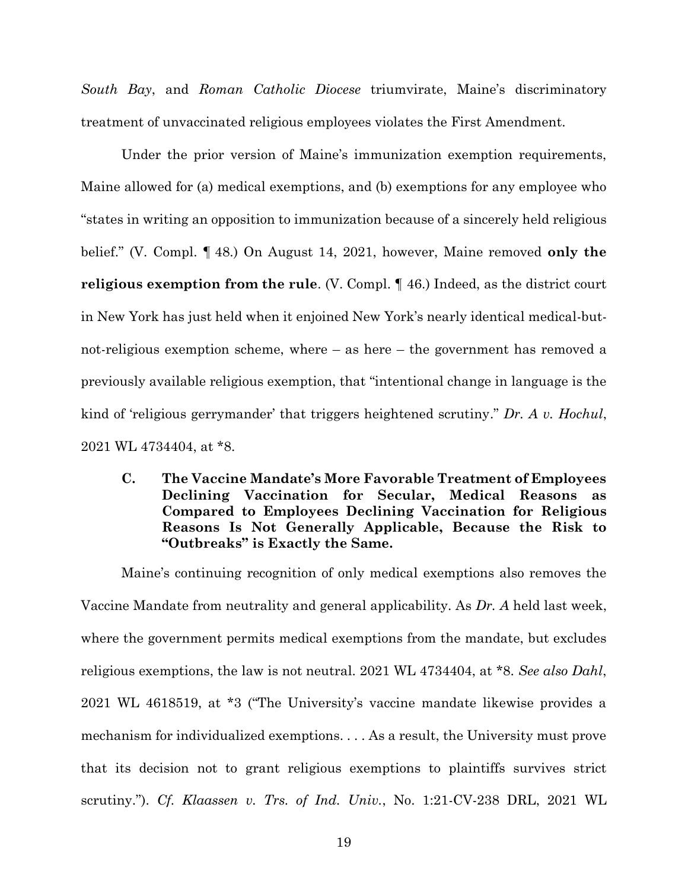*South Bay*, and *Roman Catholic Diocese* triumvirate, Maine's discriminatory treatment of unvaccinated religious employees violates the First Amendment.

Under the prior version of Maine's immunization exemption requirements, Maine allowed for (a) medical exemptions, and (b) exemptions for any employee who "states in writing an opposition to immunization because of a sincerely held religious belief." (V. Compl. ¶ 48.) On August 14, 2021, however, Maine removed **only the religious exemption from the rule**. (V. Compl. ¶ 46.) Indeed, as the district court in New York has just held when it enjoined New York's nearly identical medical-but-not-religious exemption scheme, where – as here – the government has removed a previously available religious exemption, that "intentional change in language is the kind of 'religious gerrymander' that triggers heightened scrutiny." *Dr. A v. Hochul*, 2021 WL 4734404, at *8.

### C. The Vaccine Mandate's More Favorable Treatment of Employees Declining Vaccination for Secular, Medical Reasons as Compared to Employees Declining Vaccination for Religious Reasons Is Not Generally Applicable, Because the Risk to "Outbreaks" is Exactly the Same.

Maine's continuing recognition of only medical exemptions also removes the Vaccine Mandate from neutrality and general applicability. As *Dr. A* held last week, where the government permits medical exemptions from the mandate, but excludes religious exemptions, the law is not neutral. 2021 WL 4734404, at *8. *See also Dahl*, 2021 WL 4618519, at *3 ("The University's vaccine mandate likewise provides a mechanism for individualized exemptions. . . . As a result, the University must prove that its decision not to grant religious exemptions to plaintiffs survives strict scrutiny."). *Cf. Klaassen v. Trs. of Ind. Univ.*, No. 1:21-CV-238 DRL, 2021 WL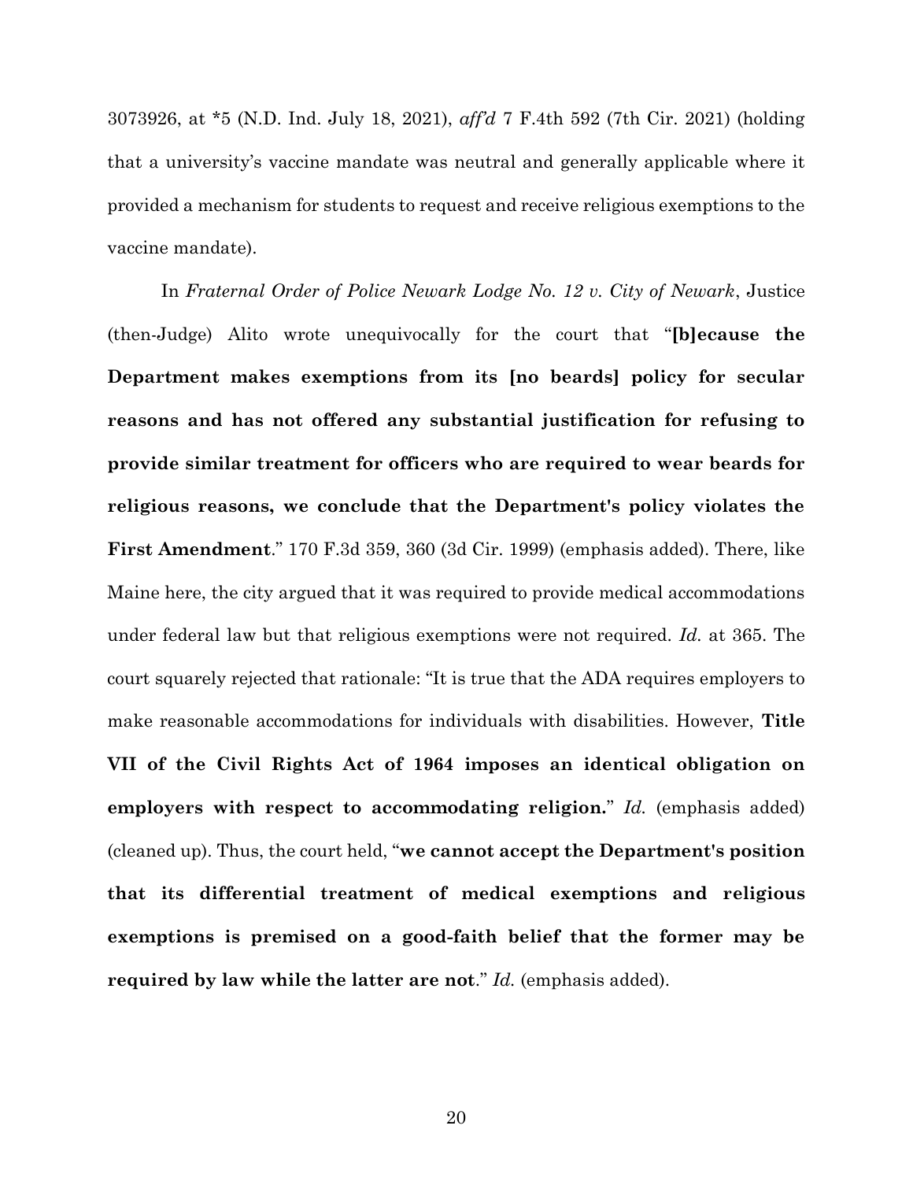3073926, at *5 (N.D. Ind. July 18, 2021), *aff'd* 7 F.4th 592 (7th Cir. 2021) (holding that a university's vaccine mandate was neutral and generally applicable where it provided a mechanism for students to request and receive religious exemptions to the vaccine mandate).

In *Fraternal Order of Police Newark Lodge No. 12 v. City of Newark*, Justice (then-Judge) Alito wrote unequivocally for the court that "**[b]ecause the Department makes exemptions from its [no beards] policy for secular reasons and has not offered any substantial justification for refusing to provide similar treatment for officers who are required to wear beards for religious reasons, we conclude that the Department's policy violates the First Amendment**." 170 F.3d 359, 360 (3d Cir. 1999) (emphasis added). There, like Maine here, the city argued that it was required to provide medical accommodations under federal law but that religious exemptions were not required. *Id.* at 365. The court squarely rejected that rationale: "It is true that the ADA requires employers to make reasonable accommodations for individuals with disabilities. However, **Title VII of the Civil Rights Act of 1964 imposes an identical obligation on employers with respect to accommodating religion.**" *Id.* (emphasis added) (cleaned up). Thus, the court held, "**we cannot accept the Department's position that its differential treatment of medical exemptions and religious exemptions is premised on a good-faith belief that the former may be required by law while the latter are not**." *Id.* (emphasis added).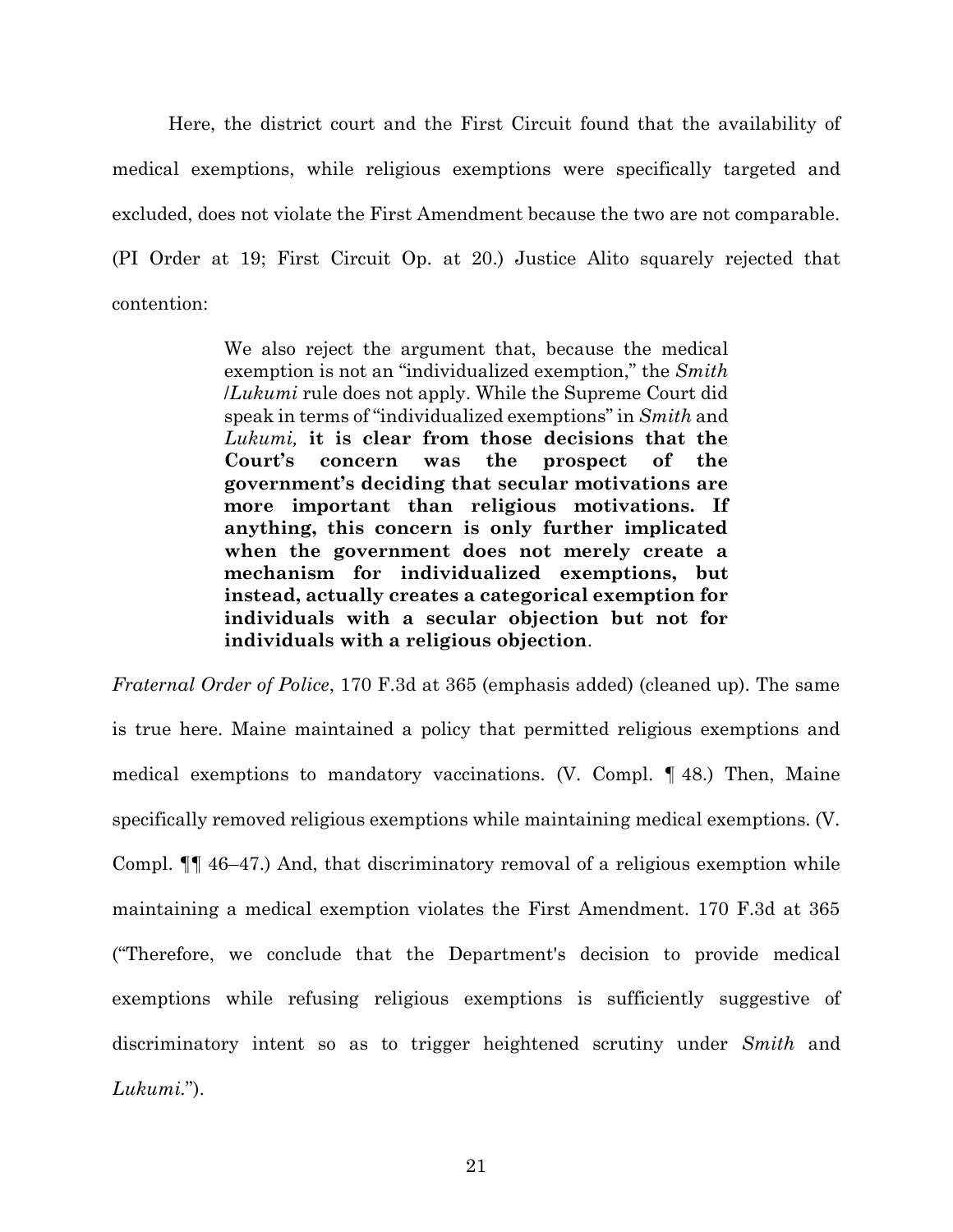Here, the district court and the First Circuit found that the availability of medical exemptions, while religious exemptions were specifically targeted and excluded, does not violate the First Amendment because the two are not comparable. (PI Order at 19; First Circuit Op. at 20.) Justice Alito squarely rejected that contention:

> We also reject the argument that, because the medical exemption is not an "individualized exemption," the *Smith* /*Lukumi* rule does not apply. While the Supreme Court did speak in terms of "individualized exemptions" in *Smith* and *Lukumi,* **it is clear from those decisions that the Court's concern was the prospect of the government's deciding that secular motivations are more important than religious motivations. If anything, this concern is only further implicated when the government does not merely create a mechanism for individualized exemptions, but instead, actually creates a categorical exemption for individuals with a secular objection but not for individuals with a religious objection**.

*Fraternal Order of Police*, 170 F.3d at 365 (emphasis added) (cleaned up). The same is true here. Maine maintained a policy that permitted religious exemptions and medical exemptions to mandatory vaccinations. (V. Compl. ¶ 48.) Then, Maine specifically removed religious exemptions while maintaining medical exemptions. (V. Compl. ¶¶ 46–47.) And, that discriminatory removal of a religious exemption while maintaining a medical exemption violates the First Amendment. 170 F.3d at 365 ("Therefore, we conclude that the Department's decision to provide medical exemptions while refusing religious exemptions is sufficiently suggestive of discriminatory intent so as to trigger heightened scrutiny under *Smith* and *Lukumi*.").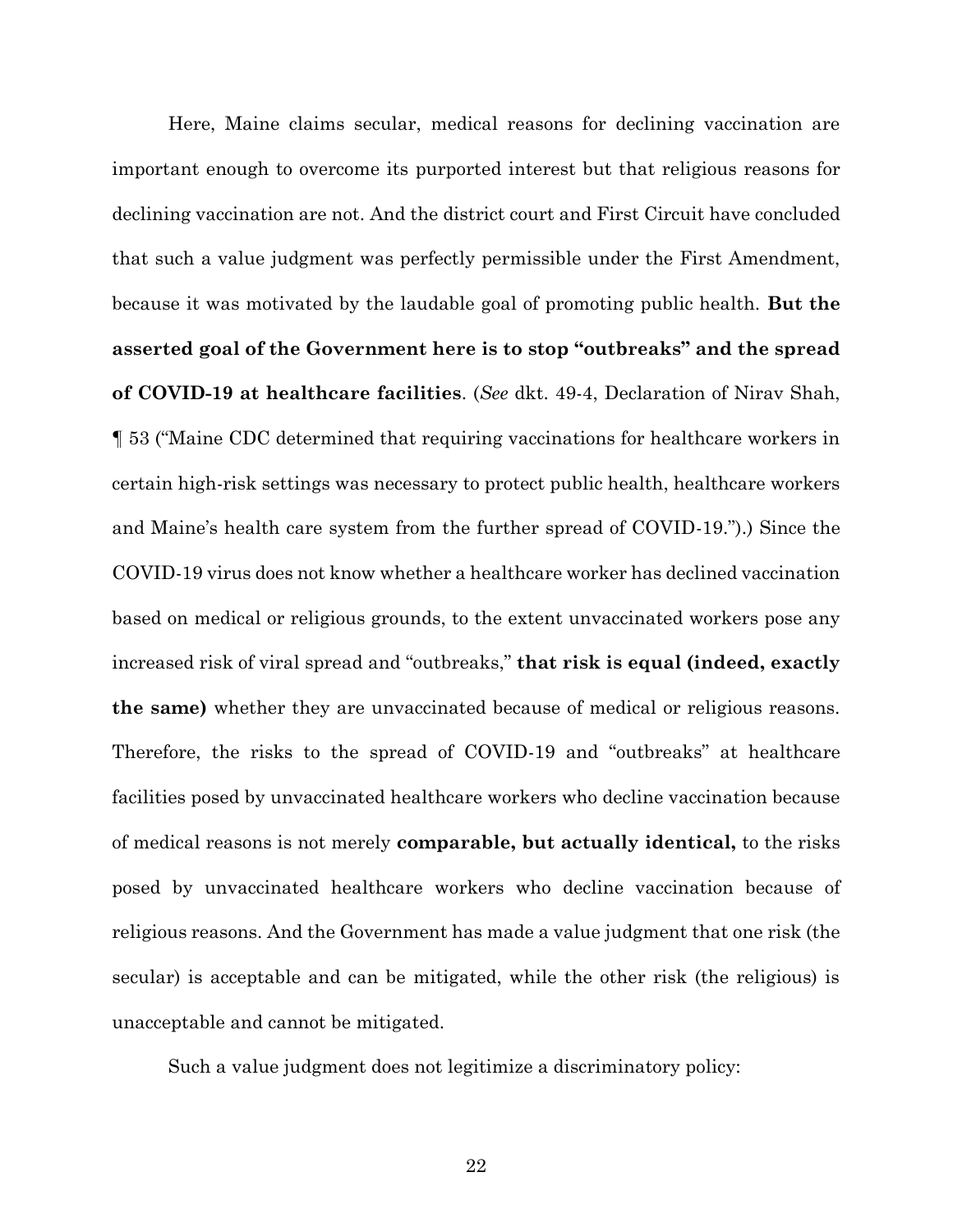Here, Maine claims secular, medical reasons for declining vaccination are important enough to overcome its purported interest but that religious reasons for declining vaccination are not. And the district court and First Circuit have concluded that such a value judgment was perfectly permissible under the First Amendment, because it was motivated by the laudable goal of promoting public health. **But the asserted goal of the Government here is to stop "outbreaks" and the spread of COVID-19 at healthcare facilities**. (*See* dkt. 49-4, Declaration of Nirav Shah, ¶ 53 ("Maine CDC determined that requiring vaccinations for healthcare workers in certain high-risk settings was necessary to protect public health, healthcare workers and Maine's health care system from the further spread of COVID-19.").) Since the COVID-19 virus does not know whether a healthcare worker has declined vaccination based on medical or religious grounds, to the extent unvaccinated workers pose any increased risk of viral spread and "outbreaks," **that risk is equal (indeed, exactly the same)** whether they are unvaccinated because of medical or religious reasons. Therefore, the risks to the spread of COVID-19 and "outbreaks" at healthcare facilities posed by unvaccinated healthcare workers who decline vaccination because of medical reasons is not merely **comparable, but actually identical,** to the risks posed by unvaccinated healthcare workers who decline vaccination because of religious reasons. And the Government has made a value judgment that one risk (the secular) is acceptable and can be mitigated, while the other risk (the religious) is unacceptable and cannot be mitigated.

Such a value judgment does not legitimize a discriminatory policy: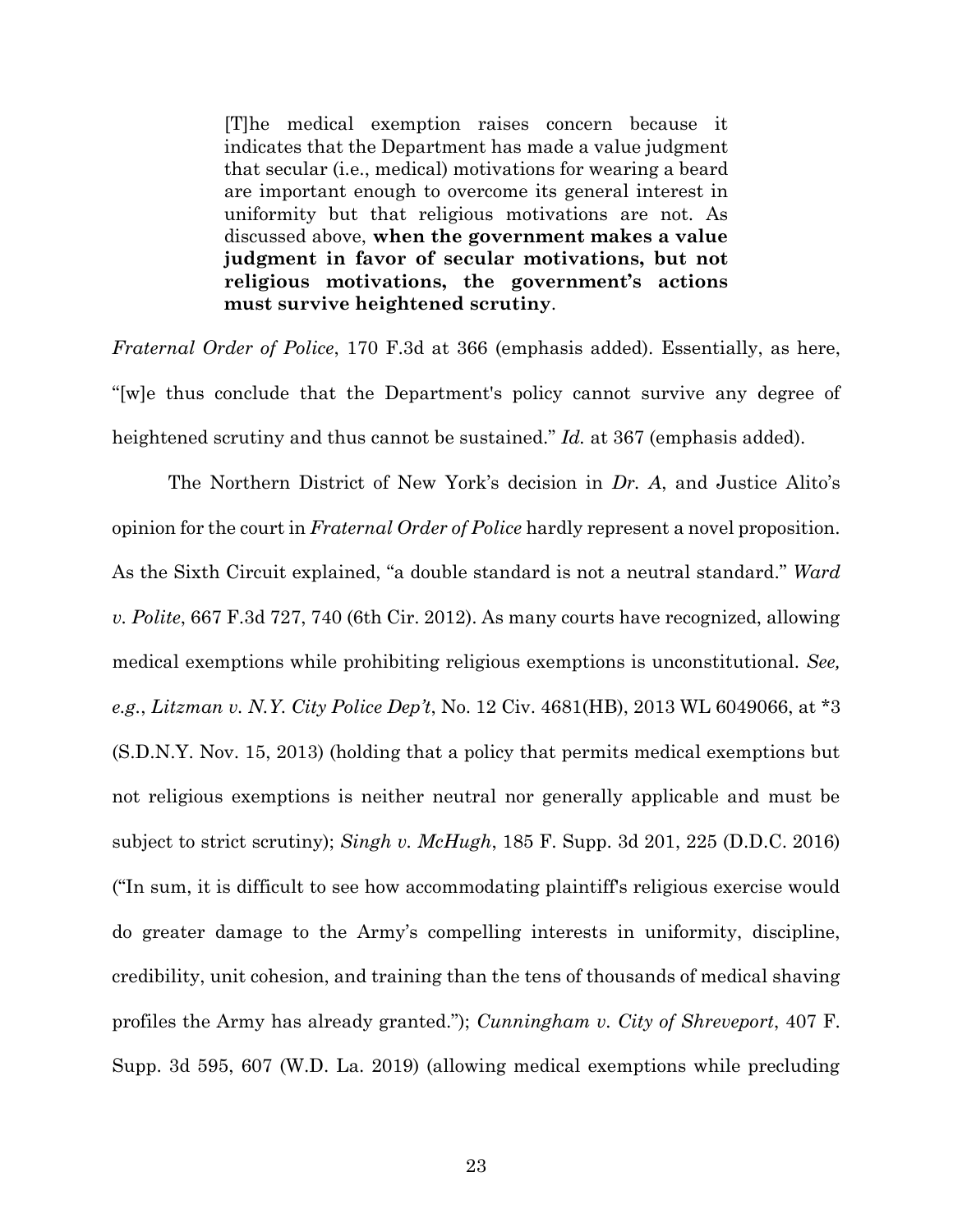> [T]he medical exemption raises concern because it indicates that the Department has made a value judgment that secular (i.e., medical) motivations for wearing a beard are important enough to overcome its general interest in uniformity but that religious motivations are not. As discussed above, **when the government makes a value judgment in favor of secular motivations, but not religious motivations, the government's actions must survive heightened scrutiny**.

*Fraternal Order of Police*, 170 F.3d at 366 (emphasis added). Essentially, as here, "[w]e thus conclude that the Department's policy cannot survive any degree of heightened scrutiny and thus cannot be sustained." *Id.* at 367 (emphasis added).

The Northern District of New York's decision in *Dr. A*, and Justice Alito's opinion for the court in *Fraternal Order of Police* hardly represent a novel proposition. As the Sixth Circuit explained, "a double standard is not a neutral standard." *Ward v. Polite*, 667 F.3d 727, 740 (6th Cir. 2012). As many courts have recognized, allowing medical exemptions while prohibiting religious exemptions is unconstitutional. *See, e.g.*, *Litzman v. N.Y. City Police Dep't*, No. 12 Civ. 4681(HB), 2013 WL 6049066, at *3 (S.D.N.Y. Nov. 15, 2013) (holding that a policy that permits medical exemptions but not religious exemptions is neither neutral nor generally applicable and must be subject to strict scrutiny); *Singh v. McHugh*, 185 F. Supp. 3d 201, 225 (D.D.C. 2016) ("In sum, it is difficult to see how accommodating plaintiff's religious exercise would do greater damage to the Army's compelling interests in uniformity, discipline, credibility, unit cohesion, and training than the tens of thousands of medical shaving profiles the Army has already granted."); *Cunningham v. City of Shreveport*, 407 F. Supp. 3d 595, 607 (W.D. La. 2019) (allowing medical exemptions while precluding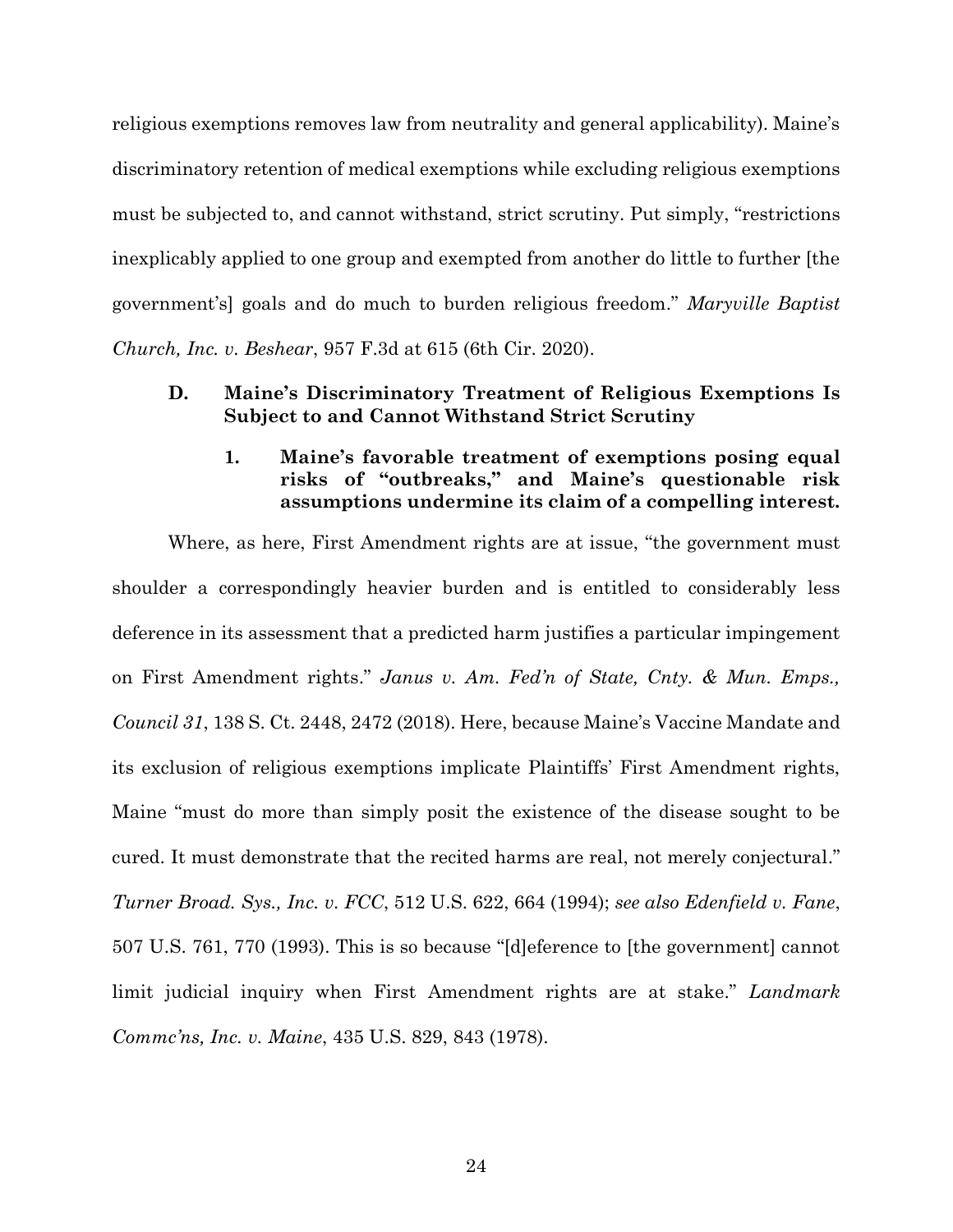religious exemptions removes law from neutrality and general applicability). Maine's discriminatory retention of medical exemptions while excluding religious exemptions must be subjected to, and cannot withstand, strict scrutiny. Put simply, "restrictions inexplicably applied to one group and exempted from another do little to further [the government's] goals and do much to burden religious freedom." *Maryville Baptist Church, Inc. v. Beshear*, 957 F.3d at 615 (6th Cir. 2020).

### D. Maine's Discriminatory Treatment of Religious Exemptions Is Subject to and Cannot Withstand Strict Scrutiny

#### 1. Maine's favorable treatment of exemptions posing equal risks of "outbreaks," and Maine's questionable risk assumptions undermine its claim of a compelling interest.

Where, as here, First Amendment rights are at issue, "the government must shoulder a correspondingly heavier burden and is entitled to considerably less deference in its assessment that a predicted harm justifies a particular impingement on First Amendment rights." *Janus v. Am. Fed'n of State, Cnty. & Mun. Emps., Council 31*, 138 S. Ct. 2448, 2472 (2018). Here, because Maine's Vaccine Mandate and its exclusion of religious exemptions implicate Plaintiffs' First Amendment rights, Maine "must do more than simply posit the existence of the disease sought to be cured. It must demonstrate that the recited harms are real, not merely conjectural." *Turner Broad. Sys., Inc. v. FCC*, 512 U.S. 622, 664 (1994); *see also Edenfield v. Fane*, 507 U.S. 761, 770 (1993). This is so because "[d]eference to [the government] cannot limit judicial inquiry when First Amendment rights are at stake." *Landmark Commc'ns, Inc. v. Maine*, 435 U.S. 829, 843 (1978).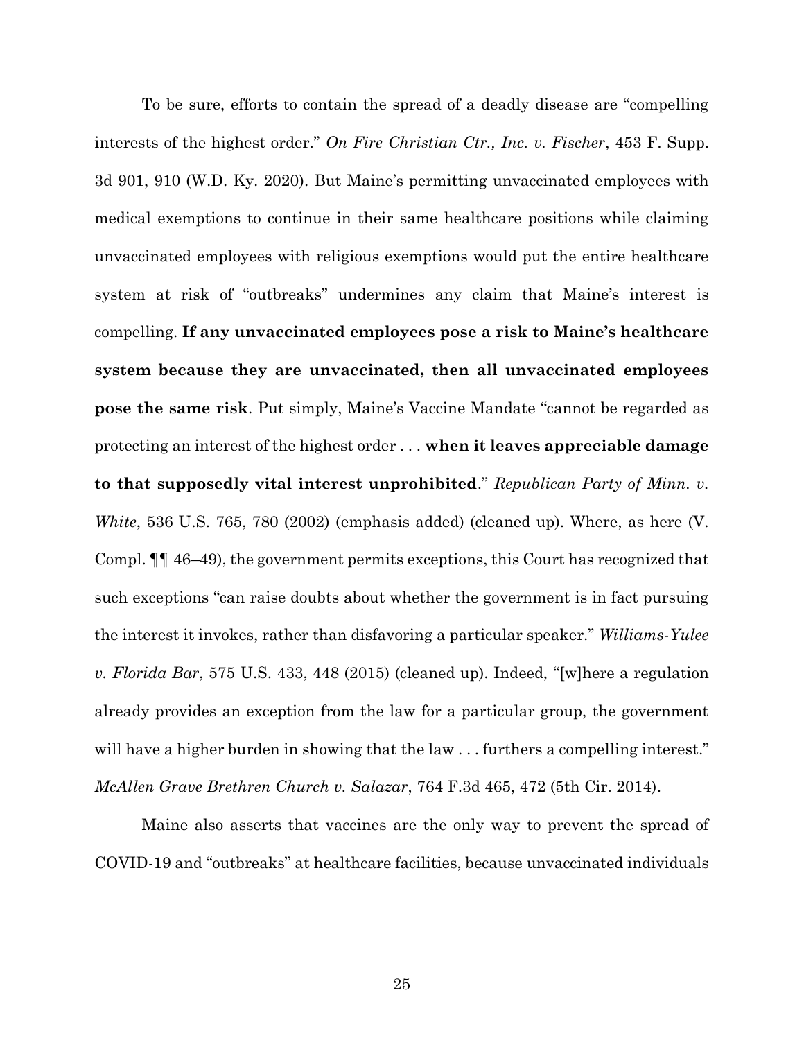To be sure, efforts to contain the spread of a deadly disease are "compelling interests of the highest order." *On Fire Christian Ctr., Inc. v. Fischer*, 453 F. Supp. 3d 901, 910 (W.D. Ky. 2020). But Maine's permitting unvaccinated employees with medical exemptions to continue in their same healthcare positions while claiming unvaccinated employees with religious exemptions would put the entire healthcare system at risk of "outbreaks" undermines any claim that Maine's interest is compelling. **If any unvaccinated employees pose a risk to Maine's healthcare system because they are unvaccinated, then all unvaccinated employees pose the same risk**. Put simply, Maine's Vaccine Mandate "cannot be regarded as protecting an interest of the highest order . . . **when it leaves appreciable damage to that supposedly vital interest unprohibited**." *Republican Party of Minn. v. White*, 536 U.S. 765, 780 (2002) (emphasis added) (cleaned up). Where, as here (V. Compl. ¶¶ 46–49), the government permits exceptions, this Court has recognized that such exceptions "can raise doubts about whether the government is in fact pursuing the interest it invokes, rather than disfavoring a particular speaker." *Williams-Yulee v. Florida Bar*, 575 U.S. 433, 448 (2015) (cleaned up). Indeed, "[w]here a regulation already provides an exception from the law for a particular group, the government will have a higher burden in showing that the law . . . furthers a compelling interest." *McAllen Grave Brethren Church v. Salazar*, 764 F.3d 465, 472 (5th Cir. 2014).

Maine also asserts that vaccines are the only way to prevent the spread of COVID-19 and "outbreaks" at healthcare facilities, because unvaccinated individuals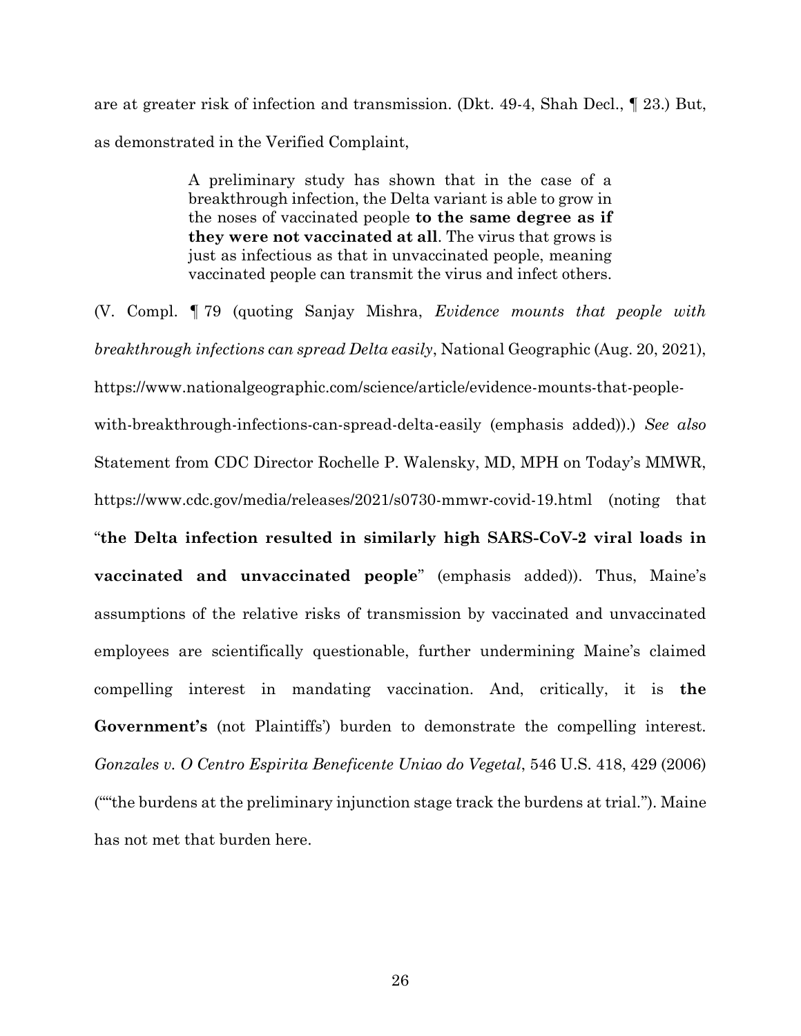are at greater risk of infection and transmission. (Dkt. 49-4, Shah Decl., ¶ 23.) But, as demonstrated in the Verified Complaint,

> A preliminary study has shown that in the case of a breakthrough infection, the Delta variant is able to grow in the noses of vaccinated people **to the same degree as if they were not vaccinated at all**. The virus that grows is just as infectious as that in unvaccinated people, meaning vaccinated people can transmit the virus and infect others.

(V. Compl. ¶ 79 (quoting Sanjay Mishra, *Evidence mounts that people with breakthrough infections can spread Delta easily*, National Geographic (Aug. 20, 2021), https://www.nationalgeographic.com/science/article/evidence-mounts-that-people-with-breakthrough-infections-can-spread-delta-easily (emphasis added)).) *See also* Statement from CDC Director Rochelle P. Walensky, MD, MPH on Today's MMWR, https://www.cdc.gov/media/releases/2021/s0730-mmwr-covid-19.html (noting that "**the Delta infection resulted in similarly high SARS-CoV-2 viral loads in vaccinated and unvaccinated people**" (emphasis added)). Thus, Maine's assumptions of the relative risks of transmission by vaccinated and unvaccinated employees are scientifically questionable, further undermining Maine's claimed compelling interest in mandating vaccination. And, critically, it is **the Government's** (not Plaintiffs') burden to demonstrate the compelling interest. *Gonzales v. O Centro Espirita Beneficente Uniao do Vegetal*, 546 U.S. 418, 429 (2006) (""the burdens at the preliminary injunction stage track the burdens at trial."). Maine has not met that burden here.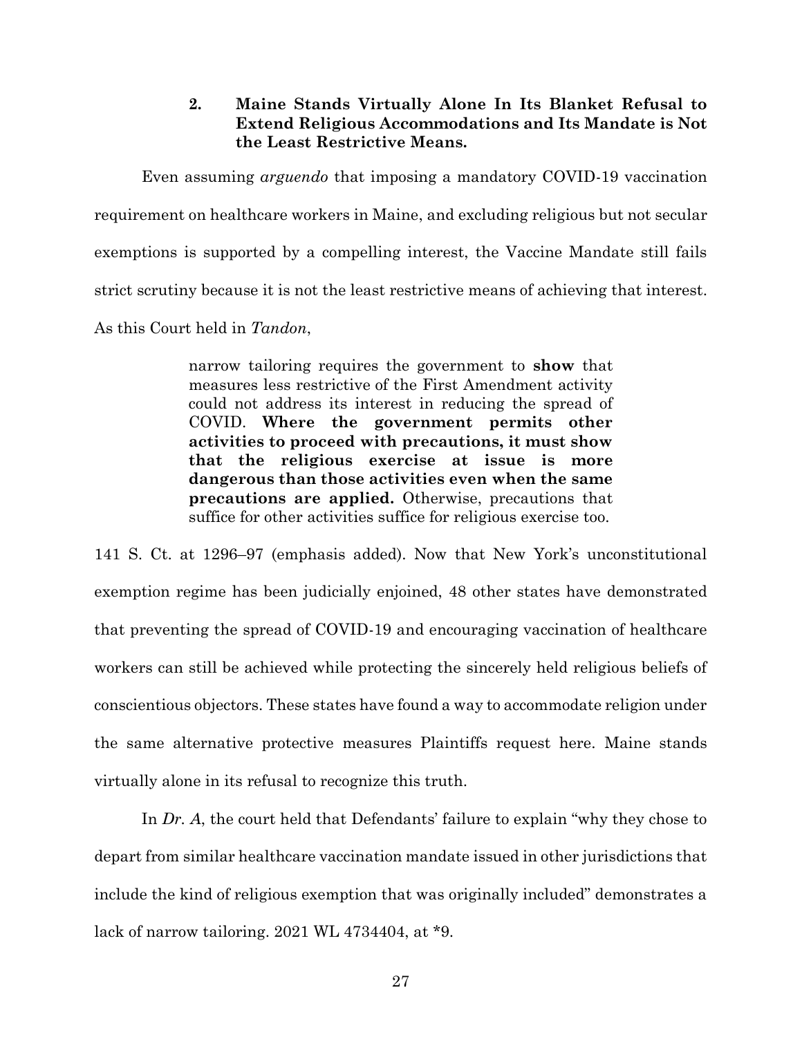### 2. Maine Stands Virtually Alone In Its Blanket Refusal to Extend Religious Accommodations and Its Mandate is Not the Least Restrictive Means.

Even assuming *arguendo* that imposing a mandatory COVID-19 vaccination requirement on healthcare workers in Maine, and excluding religious but not secular exemptions is supported by a compelling interest, the Vaccine Mandate still fails strict scrutiny because it is not the least restrictive means of achieving that interest. As this Court held in *Tandon*,

> narrow tailoring requires the government to **show** that measures less restrictive of the First Amendment activity could not address its interest in reducing the spread of COVID. **Where the government permits other activities to proceed with precautions, it must show that the religious exercise at issue is more dangerous than those activities even when the same precautions are applied.** Otherwise, precautions that suffice for other activities suffice for religious exercise too.

141 S. Ct. at 1296–97 (emphasis added). Now that New York's unconstitutional exemption regime has been judicially enjoined, 48 other states have demonstrated that preventing the spread of COVID-19 and encouraging vaccination of healthcare workers can still be achieved while protecting the sincerely held religious beliefs of conscientious objectors. These states have found a way to accommodate religion under the same alternative protective measures Plaintiffs request here. Maine stands virtually alone in its refusal to recognize this truth.

In *Dr. A*, the court held that Defendants' failure to explain "why they chose to depart from similar healthcare vaccination mandate issued in other jurisdictions that include the kind of religious exemption that was originally included" demonstrates a lack of narrow tailoring. 2021 WL 4734404, at *9.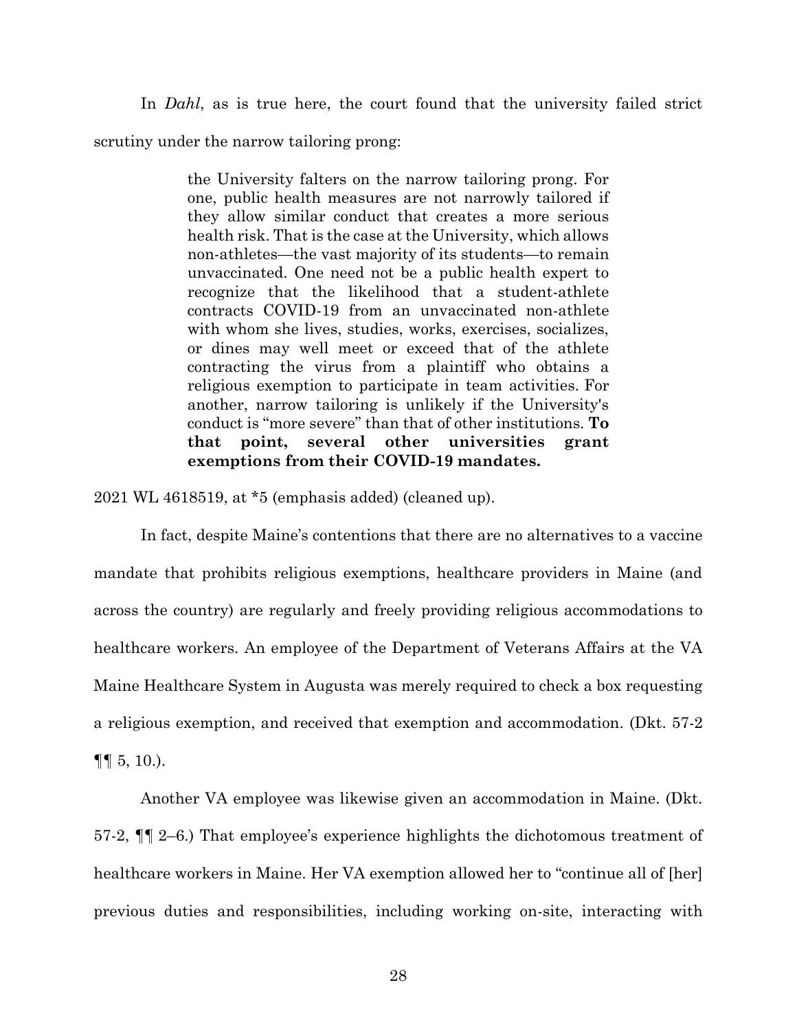In *Dahl*, as is true here, the court found that the university failed strict scrutiny under the narrow tailoring prong:

> the University falters on the narrow tailoring prong. For one, public health measures are not narrowly tailored if they allow similar conduct that creates a more serious health risk. That is the case at the University, which allows non-athletes—the vast majority of its students—to remain unvaccinated. One need not be a public health expert to recognize that the likelihood that a student-athlete contracts COVID-19 from an unvaccinated non-athlete with whom she lives, studies, works, exercises, socializes, or dines may well meet or exceed that of the athlete contracting the virus from a plaintiff who obtains a religious exemption to participate in team activities. For another, narrow tailoring is unlikely if the University's conduct is "more severe" than that of other institutions. **To that point, several other universities grant exemptions from their COVID-19 mandates.**

2021 WL 4618519, at *5 (emphasis added) (cleaned up).

In fact, despite Maine's contentions that there are no alternatives to a vaccine mandate that prohibits religious exemptions, healthcare providers in Maine (and across the country) are regularly and freely providing religious accommodations to healthcare workers. An employee of the Department of Veterans Affairs at the VA Maine Healthcare System in Augusta was merely required to check a box requesting a religious exemption, and received that exemption and accommodation. (Dkt. 57-2 ¶¶ 5, 10.).

Another VA employee was likewise given an accommodation in Maine. (Dkt. 57-2, ¶¶ 2–6.) That employee's experience highlights the dichotomous treatment of healthcare workers in Maine. Her VA exemption allowed her to "continue all of [her] previous duties and responsibilities, including working on-site, interacting with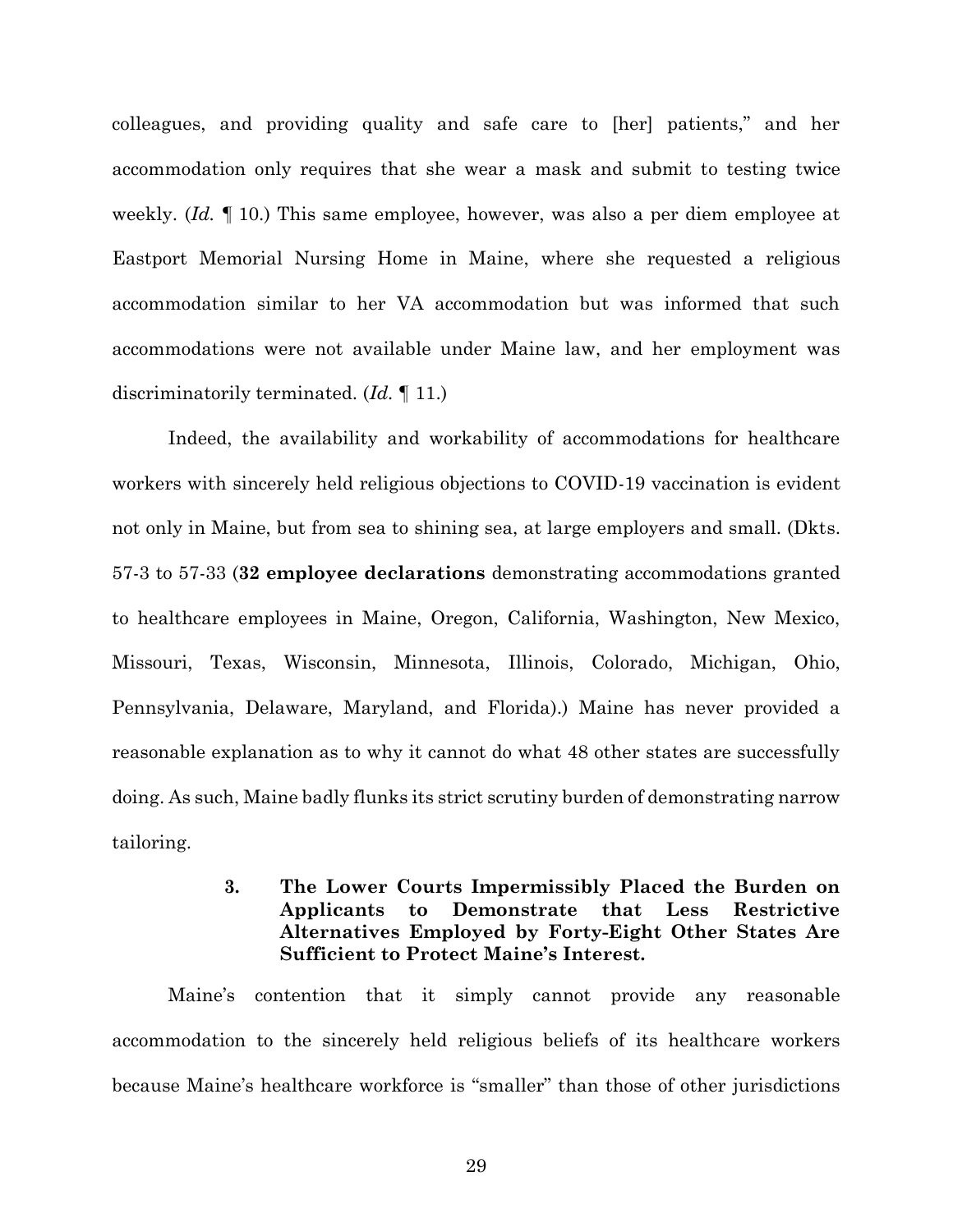colleagues, and providing quality and safe care to [her] patients," and her accommodation only requires that she wear a mask and submit to testing twice weekly. (*Id.* ¶ 10.) This same employee, however, was also a per diem employee at Eastport Memorial Nursing Home in Maine, where she requested a religious accommodation similar to her VA accommodation but was informed that such accommodations were not available under Maine law, and her employment was discriminatorily terminated. (*Id.* ¶ 11.)

Indeed, the availability and workability of accommodations for healthcare workers with sincerely held religious objections to COVID-19 vaccination is evident not only in Maine, but from sea to shining sea, at large employers and small. (Dkts. 57-3 to 57-33 (**32 employee declarations** demonstrating accommodations granted to healthcare employees in Maine, Oregon, California, Washington, New Mexico, Missouri, Texas, Wisconsin, Minnesota, Illinois, Colorado, Michigan, Ohio, Pennsylvania, Delaware, Maryland, and Florida).) Maine has never provided a reasonable explanation as to why it cannot do what 48 other states are successfully doing. As such, Maine badly flunks its strict scrutiny burden of demonstrating narrow tailoring.

### 3. The Lower Courts Impermissibly Placed the Burden on Applicants to Demonstrate that Less Restrictive Alternatives Employed by Forty-Eight Other States Are Sufficient to Protect Maine's Interest.

Maine's contention that it simply cannot provide any reasonable accommodation to the sincerely held religious beliefs of its healthcare workers because Maine's healthcare workforce is "smaller" than those of other jurisdictions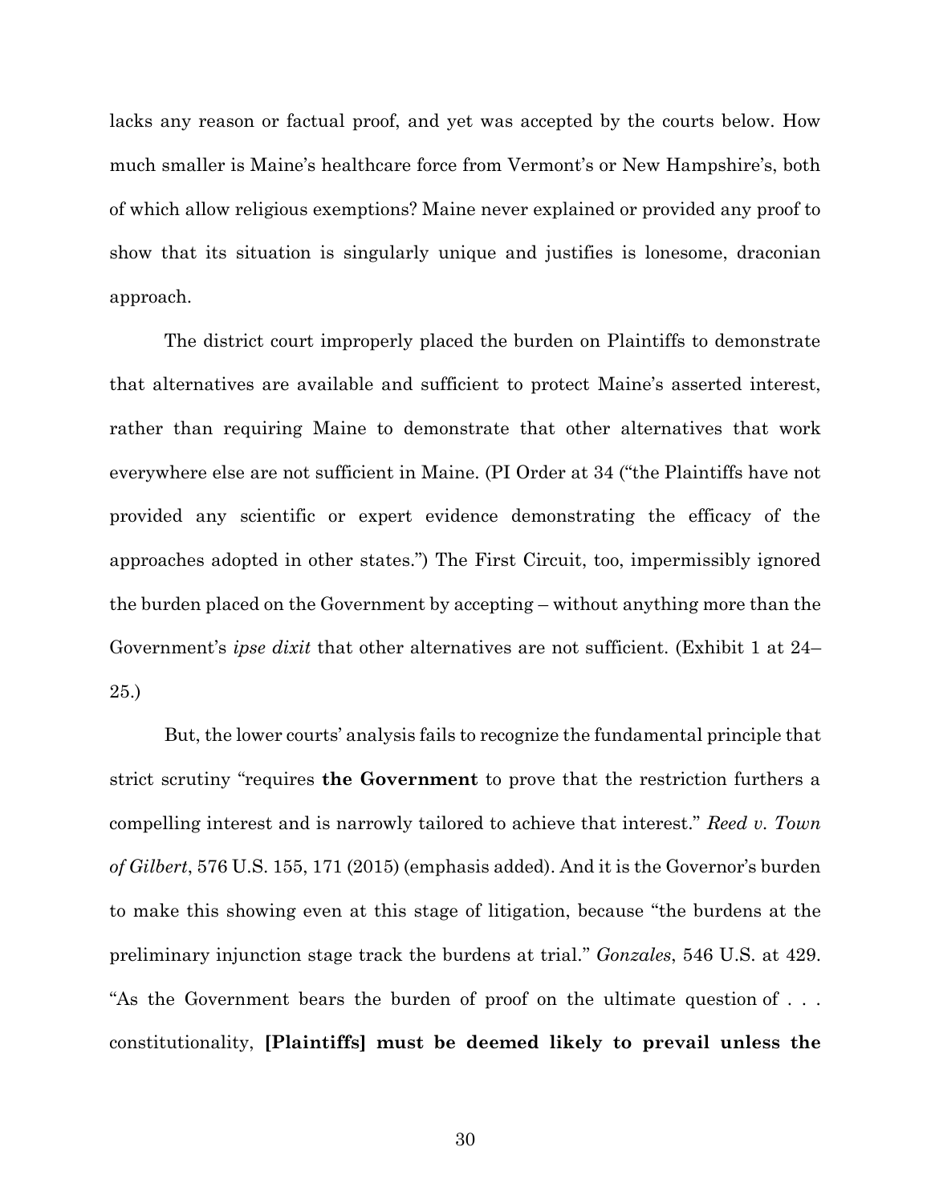lacks any reason or factual proof, and yet was accepted by the courts below. How much smaller is Maine's healthcare force from Vermont's or New Hampshire's, both of which allow religious exemptions? Maine never explained or provided any proof to show that its situation is singularly unique and justifies is lonesome, draconian approach.

The district court improperly placed the burden on Plaintiffs to demonstrate that alternatives are available and sufficient to protect Maine's asserted interest, rather than requiring Maine to demonstrate that other alternatives that work everywhere else are not sufficient in Maine. (PI Order at 34 ("the Plaintiffs have not provided any scientific or expert evidence demonstrating the efficacy of the approaches adopted in other states.") The First Circuit, too, impermissibly ignored the burden placed on the Government by accepting – without anything more than the Government's *ipse dixit* that other alternatives are not sufficient. (Exhibit 1 at 24–25.)

But, the lower courts' analysis fails to recognize the fundamental principle that strict scrutiny "requires **the Government** to prove that the restriction furthers a compelling interest and is narrowly tailored to achieve that interest." *Reed v. Town of Gilbert*, 576 U.S. 155, 171 (2015) (emphasis added). And it is the Governor's burden to make this showing even at this stage of litigation, because "the burdens at the preliminary injunction stage track the burdens at trial." *Gonzales*, 546 U.S. at 429. "As the Government bears the burden of proof on the ultimate question of . . . constitutionality, **[Plaintiffs] must be deemed likely to prevail unless the**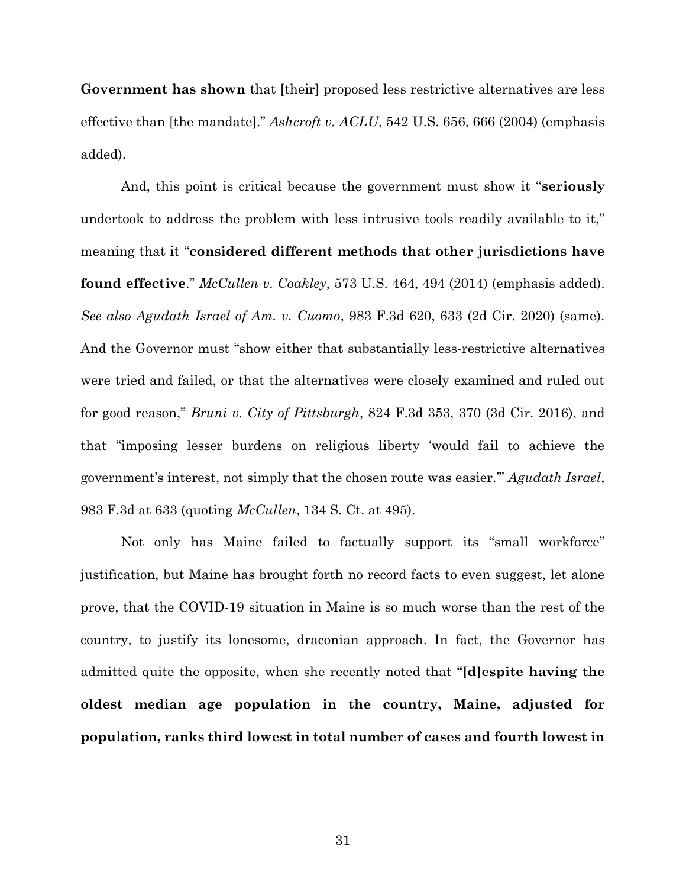**Government has shown** that [their] proposed less restrictive alternatives are less effective than [the mandate]." *Ashcroft v. ACLU*, 542 U.S. 656, 666 (2004) (emphasis added).

And, this point is critical because the government must show it "**seriously** undertook to address the problem with less intrusive tools readily available to it," meaning that it "**considered different methods that other jurisdictions have found effective**." *McCullen v. Coakley*, 573 U.S. 464, 494 (2014) (emphasis added). *See also Agudath Israel of Am. v. Cuomo*, 983 F.3d 620, 633 (2d Cir. 2020) (same). And the Governor must "show either that substantially less-restrictive alternatives were tried and failed, or that the alternatives were closely examined and ruled out for good reason," *Bruni v. City of Pittsburgh*, 824 F.3d 353, 370 (3d Cir. 2016), and that "imposing lesser burdens on religious liberty 'would fail to achieve the government's interest, not simply that the chosen route was easier.'" *Agudath Israel*, 983 F.3d at 633 (quoting *McCullen*, 134 S. Ct. at 495).

Not only has Maine failed to factually support its "small workforce" justification, but Maine has brought forth no record facts to even suggest, let alone prove, that the COVID-19 situation in Maine is so much worse than the rest of the country, to justify its lonesome, draconian approach. In fact, the Governor has admitted quite the opposite, when she recently noted that "**[d]espite having the oldest median age population in the country, Maine, adjusted for population, ranks third lowest in total number of cases and fourth lowest in**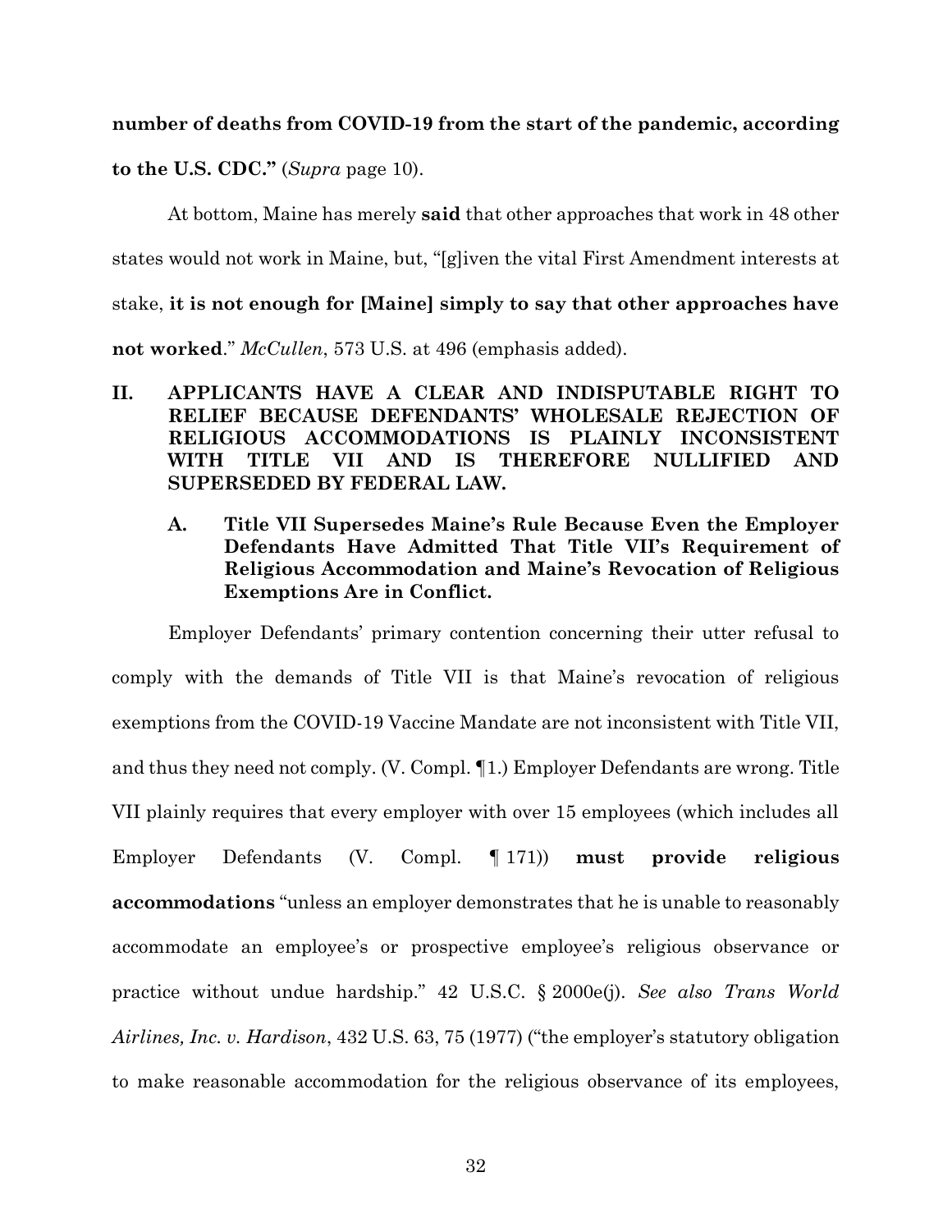**number of deaths from COVID-19 from the start of the pandemic, according to the U.S. CDC."** (*Supra* page 10).

At bottom, Maine has merely **said** that other approaches that work in 48 other states would not work in Maine, but, "[g]iven the vital First Amendment interests at stake, **it is not enough for [Maine] simply to say that other approaches have not worked**." *McCullen*, 573 U.S. at 496 (emphasis added).

## II. APPLICANTS HAVE A CLEAR AND INDISPUTABLE RIGHT TO RELIEF BECAUSE DEFENDANTS' WHOLESALE REJECTION OF RELIGIOUS ACCOMMODATIONS IS PLAINLY INCONSISTENT WITH TITLE VII AND IS THEREFORE NULLIFIED AND SUPERSEDED BY FEDERAL LAW.

### A. Title VII Supersedes Maine's Rule Because Even the Employer Defendants Have Admitted That Title VII's Requirement of Religious Accommodation and Maine's Revocation of Religious Exemptions Are in Conflict.

Employer Defendants' primary contention concerning their utter refusal to comply with the demands of Title VII is that Maine's revocation of religious exemptions from the COVID-19 Vaccine Mandate are not inconsistent with Title VII, and thus they need not comply. (V. Compl. ¶1.) Employer Defendants are wrong. Title VII plainly requires that every employer with over 15 employees (which includes all Employer Defendants (V. Compl. ¶ 171)) **must provide religious accommodations** "unless an employer demonstrates that he is unable to reasonably accommodate an employee's or prospective employee's religious observance or practice without undue hardship." 42 U.S.C. § 2000e(j). *See also Trans World Airlines, Inc. v. Hardison*, 432 U.S. 63, 75 (1977) ("the employer's statutory obligation to make reasonable accommodation for the religious observance of its employees,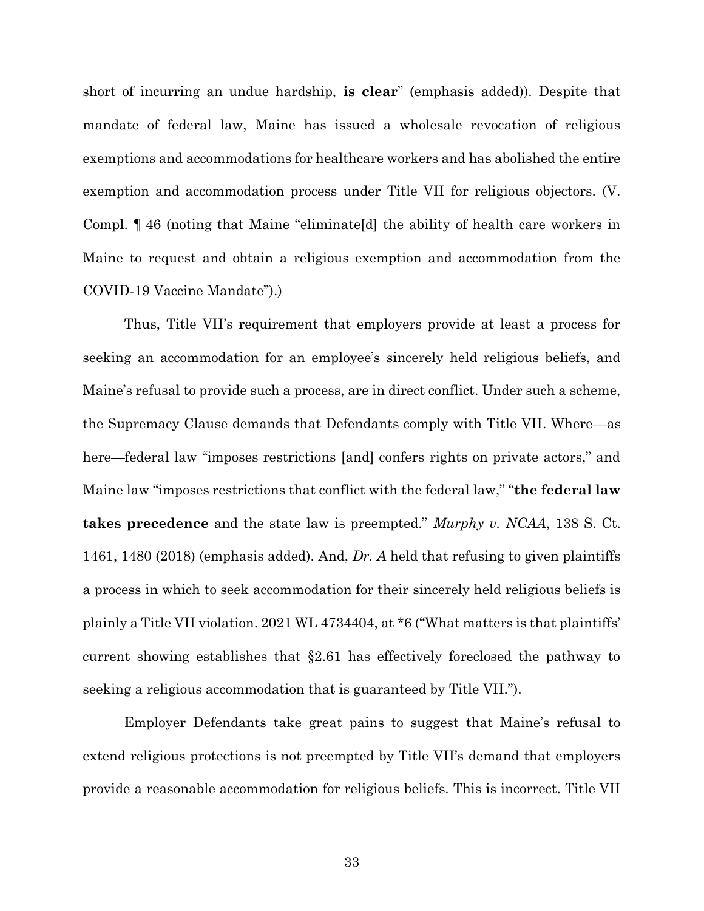short of incurring an undue hardship, **is clear**" (emphasis added)). Despite that mandate of federal law, Maine has issued a wholesale revocation of religious exemptions and accommodations for healthcare workers and has abolished the entire exemption and accommodation process under Title VII for religious objectors. (V. Compl. ¶ 46 (noting that Maine "eliminate[d] the ability of health care workers in Maine to request and obtain a religious exemption and accommodation from the COVID-19 Vaccine Mandate").)

Thus, Title VII's requirement that employers provide at least a process for seeking an accommodation for an employee's sincerely held religious beliefs, and Maine's refusal to provide such a process, are in direct conflict. Under such a scheme, the Supremacy Clause demands that Defendants comply with Title VII. Where—as here—federal law "imposes restrictions [and] confers rights on private actors," and Maine law "imposes restrictions that conflict with the federal law," "**the federal law takes precedence** and the state law is preempted." *Murphy v. NCAA*, 138 S. Ct. 1461, 1480 (2018) (emphasis added). And, *Dr. A* held that refusing to given plaintiffs a process in which to seek accommodation for their sincerely held religious beliefs is plainly a Title VII violation. 2021 WL 4734404, at *6 ("What matters is that plaintiffs' current showing establishes that §2.61 has effectively foreclosed the pathway to seeking a religious accommodation that is guaranteed by Title VII.").

Employer Defendants take great pains to suggest that Maine's refusal to extend religious protections is not preempted by Title VII's demand that employers provide a reasonable accommodation for religious beliefs. This is incorrect. Title VII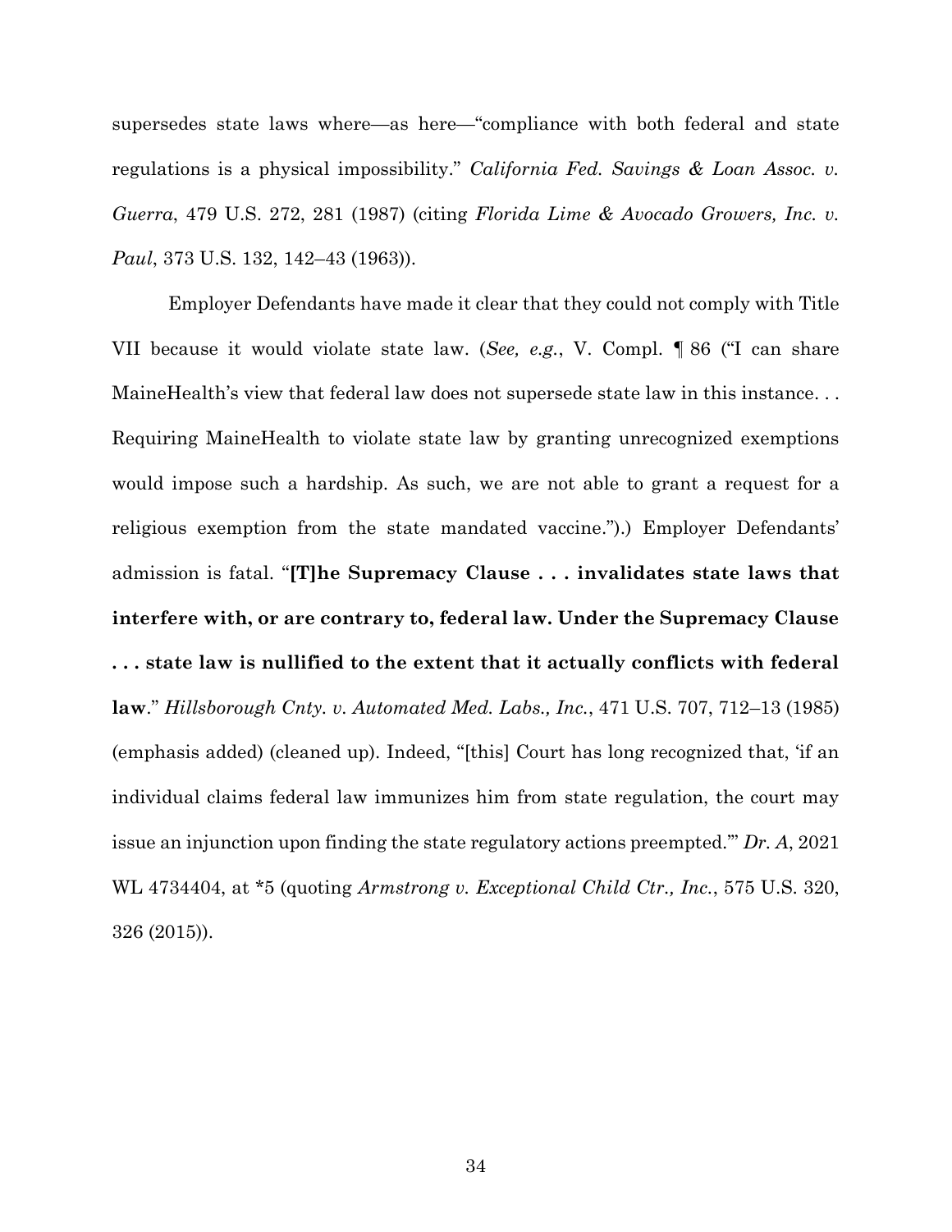supersedes state laws where—as here—"compliance with both federal and state regulations is a physical impossibility." *California Fed. Savings & Loan Assoc. v. Guerra*, 479 U.S. 272, 281 (1987) (citing *Florida Lime & Avocado Growers, Inc. v. Paul*, 373 U.S. 132, 142–43 (1963)).

Employer Defendants have made it clear that they could not comply with Title VII because it would violate state law. (*See, e.g.*, V. Compl. ¶ 86 ("I can share MaineHealth's view that federal law does not supersede state law in this instance. . . Requiring MaineHealth to violate state law by granting unrecognized exemptions would impose such a hardship. As such, we are not able to grant a request for a religious exemption from the state mandated vaccine.").) Employer Defendants' admission is fatal. "**[T]he Supremacy Clause . . . invalidates state laws that interfere with, or are contrary to, federal law. Under the Supremacy Clause . . . state law is nullified to the extent that it actually conflicts with federal law**." *Hillsborough Cnty. v. Automated Med. Labs., Inc.*, 471 U.S. 707, 712–13 (1985) (emphasis added) (cleaned up). Indeed, "[this] Court has long recognized that, 'if an individual claims federal law immunizes him from state regulation, the court may issue an injunction upon finding the state regulatory actions preempted.'" *Dr. A*, 2021 WL 4734404, at *5 (quoting *Armstrong v. Exceptional Child Ctr., Inc.*, 575 U.S. 320, 326 (2015)).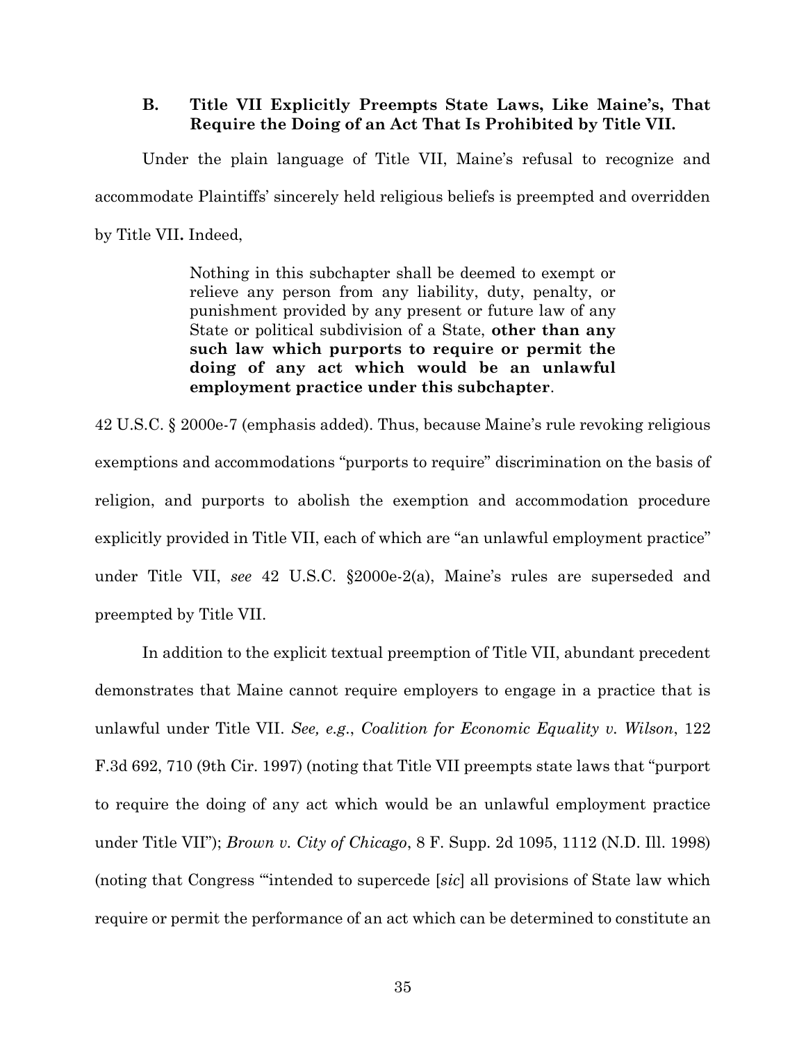### B. Title VII Explicitly Preempts State Laws, Like Maine's, That Require the Doing of an Act That Is Prohibited by Title VII.

Under the plain language of Title VII, Maine's refusal to recognize and accommodate Plaintiffs' sincerely held religious beliefs is preempted and overridden by Title VII**.** Indeed,

> Nothing in this subchapter shall be deemed to exempt or relieve any person from any liability, duty, penalty, or punishment provided by any present or future law of any State or political subdivision of a State, **other than any such law which purports to require or permit the doing of any act which would be an unlawful employment practice under this subchapter**.

42 U.S.C. § 2000e-7 (emphasis added). Thus, because Maine's rule revoking religious exemptions and accommodations "purports to require" discrimination on the basis of religion, and purports to abolish the exemption and accommodation procedure explicitly provided in Title VII, each of which are "an unlawful employment practice" under Title VII, *see* 42 U.S.C. §2000e-2(a), Maine's rules are superseded and preempted by Title VII.

In addition to the explicit textual preemption of Title VII, abundant precedent demonstrates that Maine cannot require employers to engage in a practice that is unlawful under Title VII. *See, e.g.*, *Coalition for Economic Equality v. Wilson*, 122 F.3d 692, 710 (9th Cir. 1997) (noting that Title VII preempts state laws that "purport to require the doing of any act which would be an unlawful employment practice under Title VII"); *Brown v. City of Chicago*, 8 F. Supp. 2d 1095, 1112 (N.D. Ill. 1998) (noting that Congress "'intended to supercede [*sic*] all provisions of State law which require or permit the performance of an act which can be determined to constitute an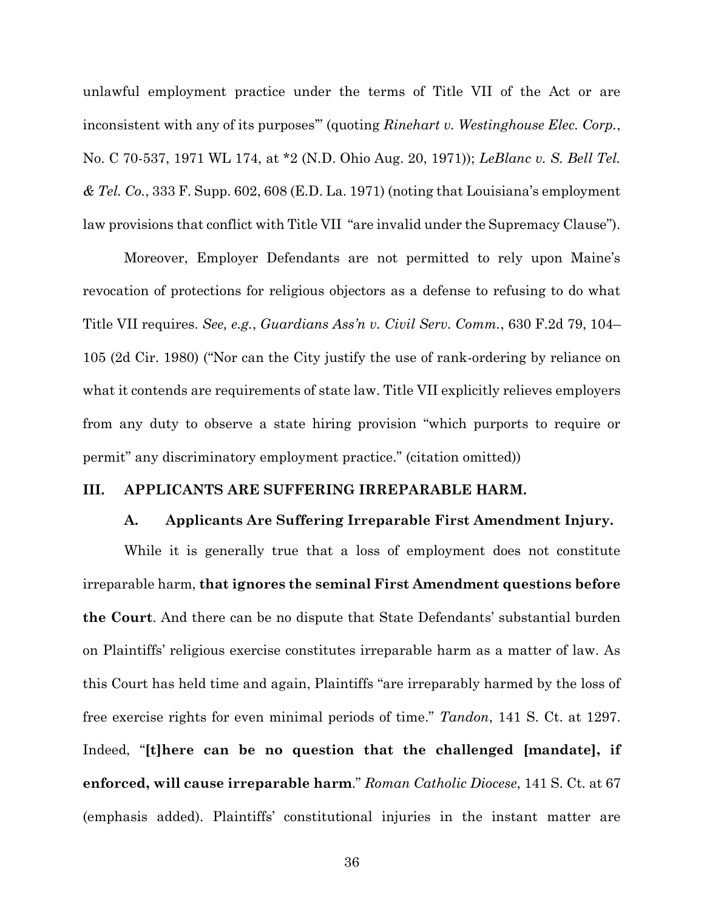unlawful employment practice under the terms of Title VII of the Act or are inconsistent with any of its purposes'" (quoting *Rinehart v. Westinghouse Elec. Corp.*, No. C 70-537, 1971 WL 174, at *2 (N.D. Ohio Aug. 20, 1971)); *LeBlanc v. S. Bell Tel. & Tel. Co.*, 333 F. Supp. 602, 608 (E.D. La. 1971) (noting that Louisiana's employment law provisions that conflict with Title VII "are invalid under the Supremacy Clause").

Moreover, Employer Defendants are not permitted to rely upon Maine's revocation of protections for religious objectors as a defense to refusing to do what Title VII requires. *See, e.g.*, *Guardians Ass'n v. Civil Serv. Comm.*, 630 F.2d 79, 104–105 (2d Cir. 1980) ("Nor can the City justify the use of rank-ordering by reliance on what it contends are requirements of state law. Title VII explicitly relieves employers from any duty to observe a state hiring provision "which purports to require or permit" any discriminatory employment practice." (citation omitted))

## III. APPLICANTS ARE SUFFERING IRREPARABLE HARM.

### A. Applicants Are Suffering Irreparable First Amendment Injury.

While it is generally true that a loss of employment does not constitute irreparable harm, **that ignores the seminal First Amendment questions before the Court**. And there can be no dispute that State Defendants' substantial burden on Plaintiffs' religious exercise constitutes irreparable harm as a matter of law. As this Court has held time and again, Plaintiffs "are irreparably harmed by the loss of free exercise rights for even minimal periods of time." *Tandon*, 141 S. Ct. at 1297. Indeed, "**[t]here can be no question that the challenged [mandate], if enforced, will cause irreparable harm**." *Roman Catholic Diocese*, 141 S. Ct. at 67 (emphasis added). Plaintiffs' constitutional injuries in the instant matter are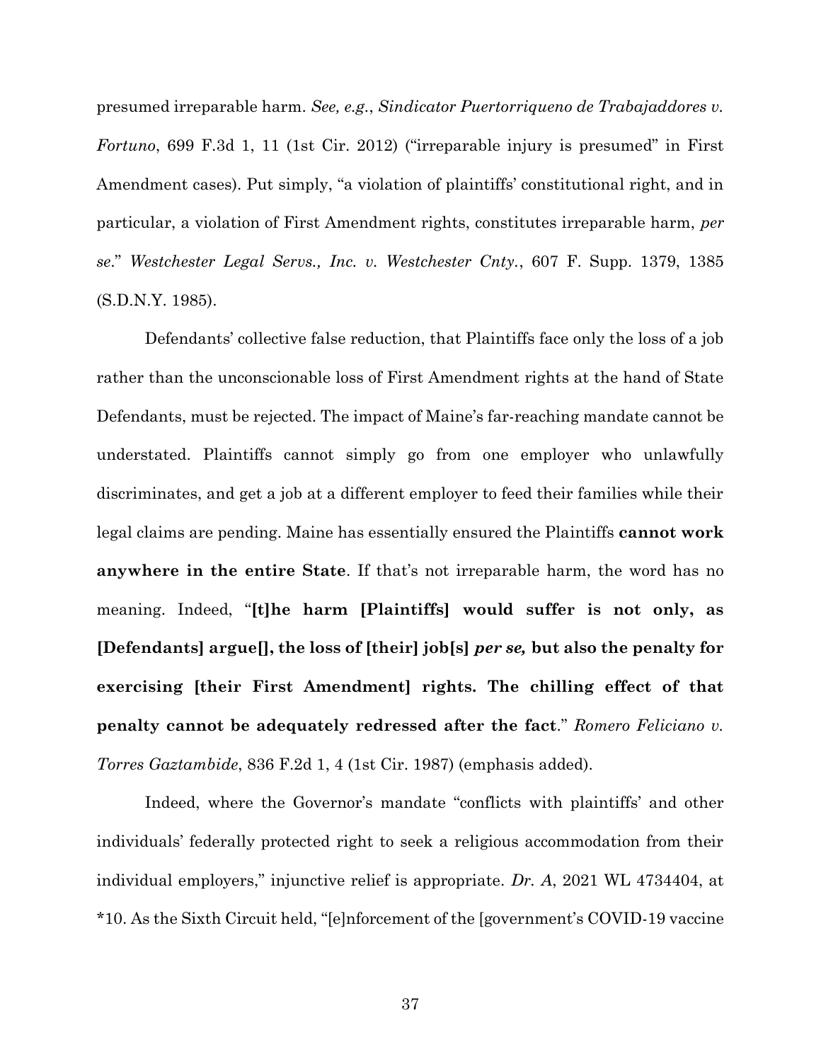presumed irreparable harm. *See, e.g.*, *Sindicator Puertorriqueno de Trabajaddores v. Fortuno*, 699 F.3d 1, 11 (1st Cir. 2012) ("irreparable injury is presumed" in First Amendment cases). Put simply, "a violation of plaintiffs' constitutional right, and in particular, a violation of First Amendment rights, constitutes irreparable harm, *per se*." *Westchester Legal Servs., Inc. v. Westchester Cnty.*, 607 F. Supp. 1379, 1385 (S.D.N.Y. 1985).

Defendants' collective false reduction, that Plaintiffs face only the loss of a job rather than the unconscionable loss of First Amendment rights at the hand of State Defendants, must be rejected. The impact of Maine's far-reaching mandate cannot be understated. Plaintiffs cannot simply go from one employer who unlawfully discriminates, and get a job at a different employer to feed their families while their legal claims are pending. Maine has essentially ensured the Plaintiffs **cannot work anywhere in the entire State**. If that's not irreparable harm, the word has no meaning. Indeed, "**[t]he harm [Plaintiffs] would suffer is not only, as [Defendants] argue[], the loss of [their] job[s] *per se,* but also the penalty for exercising [their First Amendment] rights. The chilling effect of that penalty cannot be adequately redressed after the fact**." *Romero Feliciano v. Torres Gaztambide*, 836 F.2d 1, 4 (1st Cir. 1987) (emphasis added).

Indeed, where the Governor's mandate "conflicts with plaintiffs' and other individuals' federally protected right to seek a religious accommodation from their individual employers," injunctive relief is appropriate. *Dr. A*, 2021 WL 4734404, at *10. As the Sixth Circuit held, "[e]nforcement of the [government's COVID-19 vaccine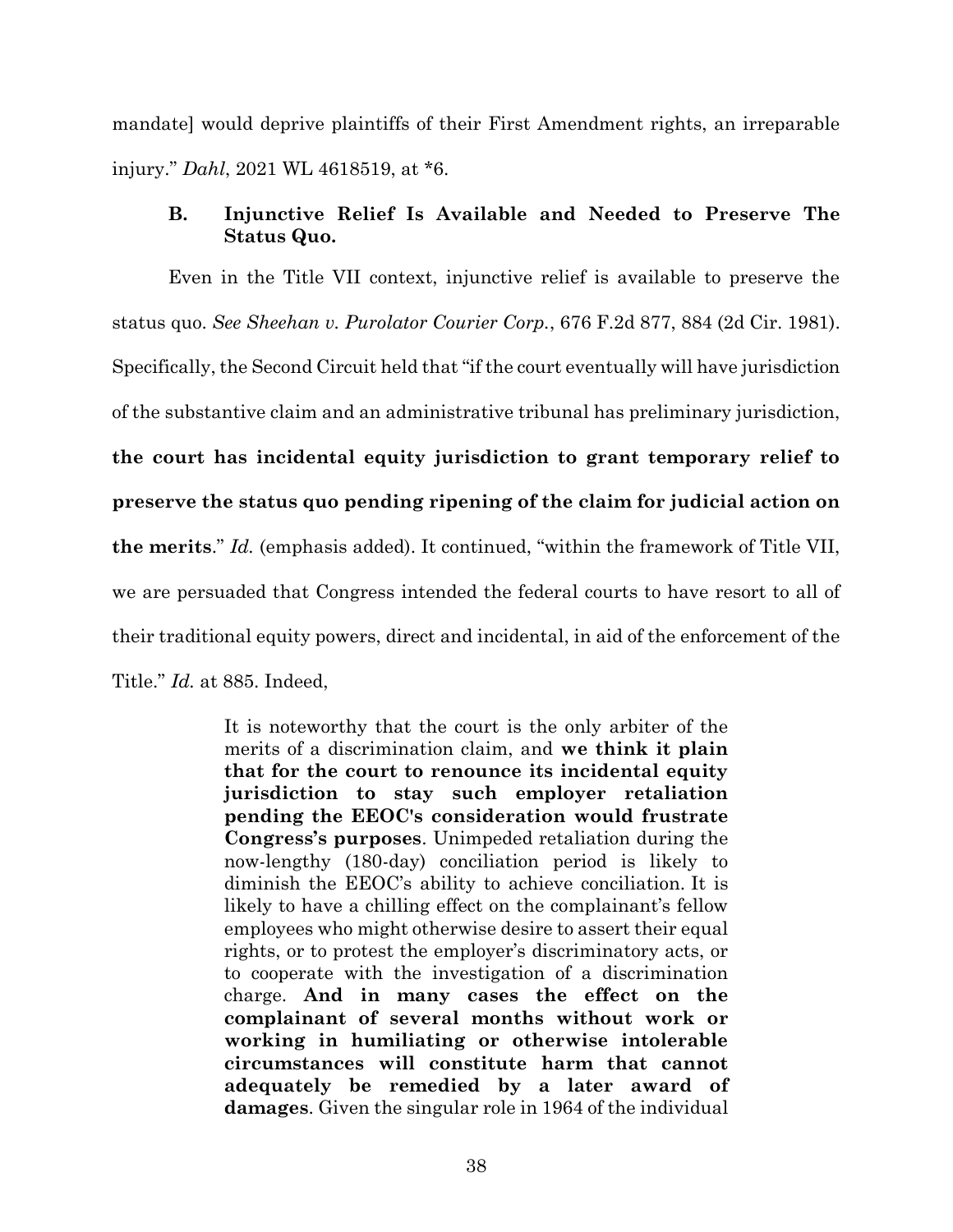mandate] would deprive plaintiffs of their First Amendment rights, an irreparable injury." *Dahl*, 2021 WL 4618519, at *6.

### B. Injunctive Relief Is Available and Needed to Preserve The Status Quo.

Even in the Title VII context, injunctive relief is available to preserve the status quo. *See Sheehan v. Purolator Courier Corp.*, 676 F.2d 877, 884 (2d Cir. 1981). Specifically, the Second Circuit held that "if the court eventually will have jurisdiction of the substantive claim and an administrative tribunal has preliminary jurisdiction, **the court has incidental equity jurisdiction to grant temporary relief to preserve the status quo pending ripening of the claim for judicial action on the merits**." *Id.* (emphasis added). It continued, "within the framework of Title VII, we are persuaded that Congress intended the federal courts to have resort to all of their traditional equity powers, direct and incidental, in aid of the enforcement of the Title." *Id.* at 885. Indeed,

> It is noteworthy that the court is the only arbiter of the merits of a discrimination claim, and **we think it plain that for the court to renounce its incidental equity jurisdiction to stay such employer retaliation pending the EEOC's consideration would frustrate Congress's purposes**. Unimpeded retaliation during the now-lengthy (180-day) conciliation period is likely to diminish the EEOC's ability to achieve conciliation. It is likely to have a chilling effect on the complainant's fellow employees who might otherwise desire to assert their equal rights, or to protest the employer's discriminatory acts, or to cooperate with the investigation of a discrimination charge. **And in many cases the effect on the complainant of several months without work or working in humiliating or otherwise intolerable circumstances will constitute harm that cannot adequately be remedied by a later award of damages**. Given the singular role in 1964 of the individual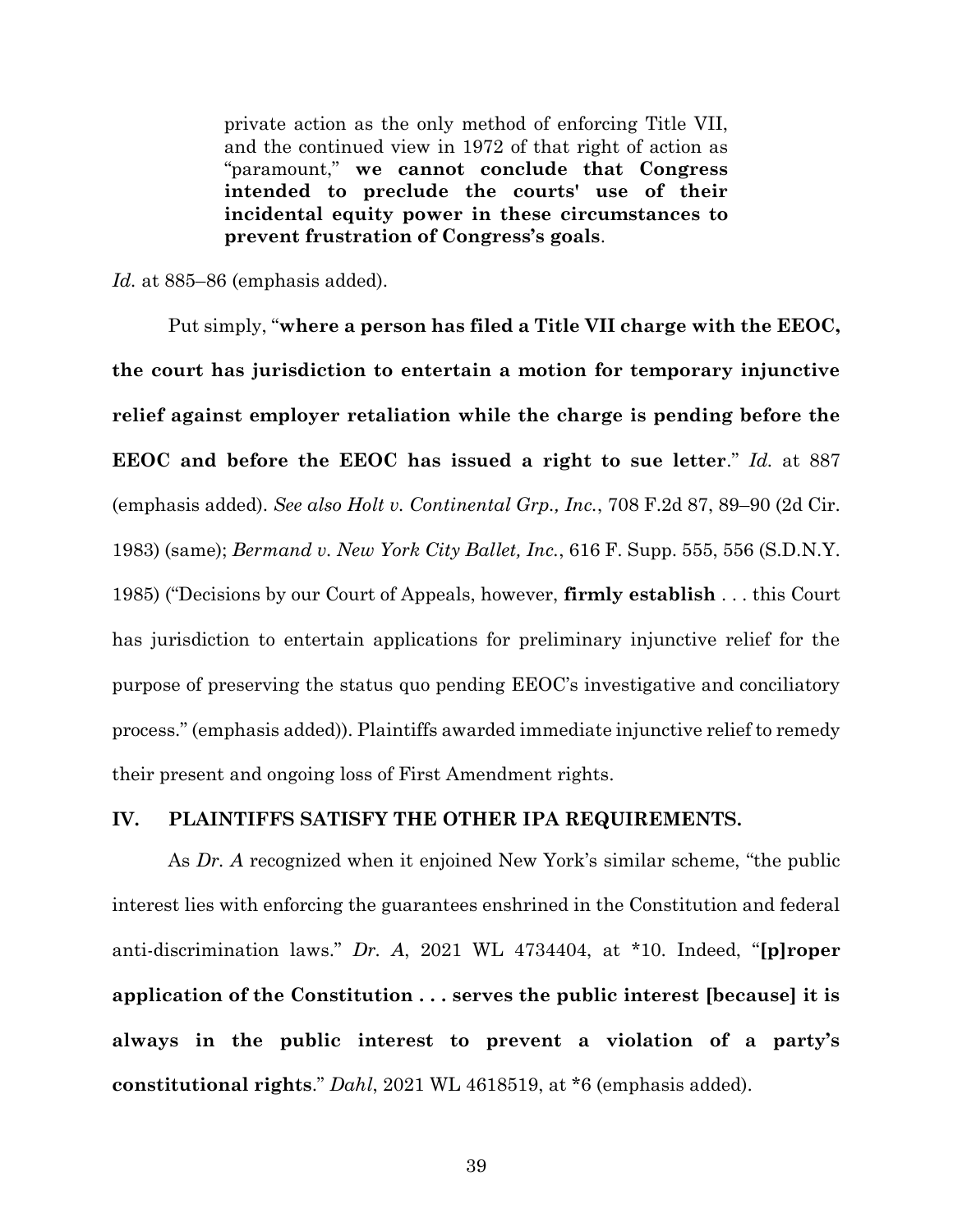> private action as the only method of enforcing Title VII, and the continued view in 1972 of that right of action as "paramount," **we cannot conclude that Congress intended to preclude the courts' use of their incidental equity power in these circumstances to prevent frustration of Congress's goals**.

*Id.* at 885–86 (emphasis added).

Put simply, "**where a person has filed a Title VII charge with the EEOC, the court has jurisdiction to entertain a motion for temporary injunctive relief against employer retaliation while the charge is pending before the EEOC and before the EEOC has issued a right to sue letter**." *Id.* at 887 (emphasis added). *See also Holt v. Continental Grp., Inc.*, 708 F.2d 87, 89–90 (2d Cir. 1983) (same); *Bermand v. New York City Ballet, Inc.*, 616 F. Supp. 555, 556 (S.D.N.Y. 1985) ("Decisions by our Court of Appeals, however, **firmly establish** . . . this Court has jurisdiction to entertain applications for preliminary injunctive relief for the purpose of preserving the status quo pending EEOC's investigative and conciliatory process." (emphasis added)). Plaintiffs awarded immediate injunctive relief to remedy their present and ongoing loss of First Amendment rights.

## IV. PLAINTIFFS SATISFY THE OTHER IPA REQUIREMENTS.

As *Dr. A* recognized when it enjoined New York's similar scheme, "the public interest lies with enforcing the guarantees enshrined in the Constitution and federal anti-discrimination laws." *Dr. A*, 2021 WL 4734404, at *10. Indeed, "**[p]roper application of the Constitution . . . serves the public interest [because] it is always in the public interest to prevent a violation of a party's constitutional rights**." *Dahl*, 2021 WL 4618519, at *6 (emphasis added).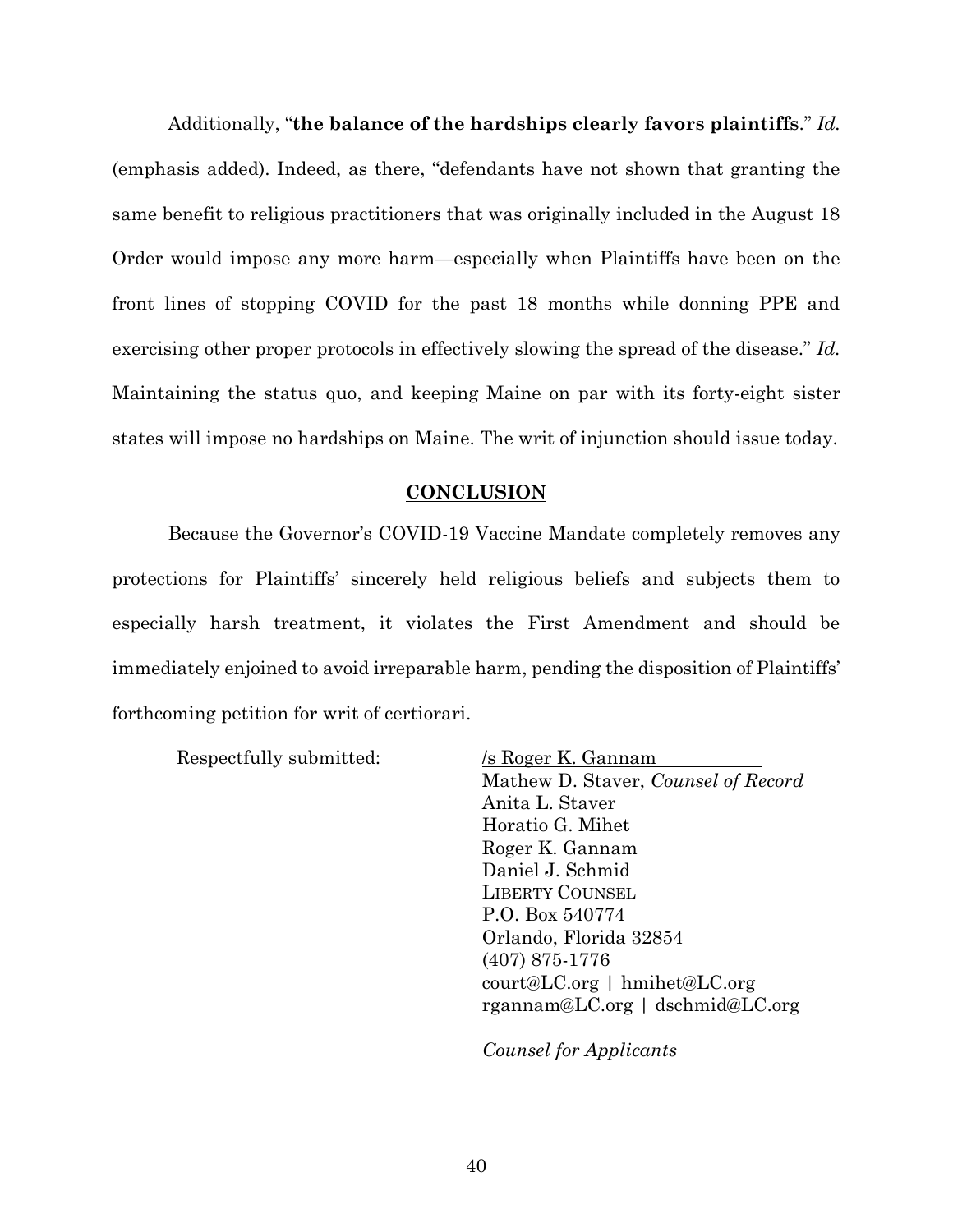Additionally, "**the balance of the hardships clearly favors plaintiffs**." *Id.* (emphasis added). Indeed, as there, "defendants have not shown that granting the same benefit to religious practitioners that was originally included in the August 18 Order would impose any more harm—especially when Plaintiffs have been on the front lines of stopping COVID for the past 18 months while donning PPE and exercising other proper protocols in effectively slowing the spread of the disease." *Id.* Maintaining the status quo, and keeping Maine on par with its forty-eight sister states will impose no hardships on Maine. The writ of injunction should issue today.

## CONCLUSION

Because the Governor's COVID-19 Vaccine Mandate completely removes any protections for Plaintiffs' sincerely held religious beliefs and subjects them to especially harsh treatment, it violates the First Amendment and should be immediately enjoined to avoid irreparable harm, pending the disposition of Plaintiffs' forthcoming petition for writ of certiorari.

Respectfully submitted:

/s Roger K. Gannam
Mathew D. Staver, *Counsel of Record*
Anita L. Staver
Horatio G. Mihet
Roger K. Gannam
Daniel J. Schmid
LIBERTY COUNSEL
P.O. Box 540774
Orlando, Florida 32854
(407) 875-1776
court@LC.org | hmihet@LC.org
rgannam@LC.org | dschmid@LC.org

*Counsel for Applicants*